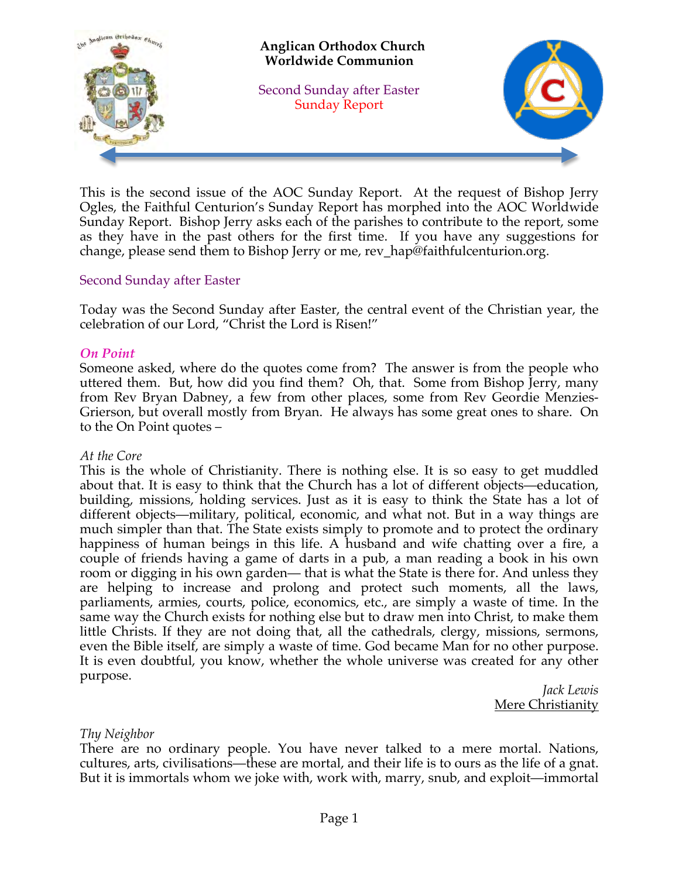**Anglican Orthodox Church**
**Worldwide Communion**

Second Sunday after Easter
Sunday Report

This is the second issue of the AOC Sunday Report. At the request of Bishop Jerry Ogles, the Faithful Centurion's Sunday Report has morphed into the AOC Worldwide Sunday Report. Bishop Jerry asks each of the parishes to contribute to the report, some as they have in the past others for the first time. If you have any suggestions for change, please send them to Bishop Jerry or me, rev_hap@faithfulcenturion.org.

## Second Sunday after Easter

Today was the Second Sunday after Easter, the central event of the Christian year, the celebration of our Lord, "Christ the Lord is Risen!"

### *On Point*

Someone asked, where do the quotes come from? The answer is from the people who uttered them. But, how did you find them? Oh, that. Some from Bishop Jerry, many from Rev Bryan Dabney, a few from other places, some from Rev Geordie Menzies-Grierson, but overall mostly from Bryan. He always has some great ones to share. On to the On Point quotes –

*At the Core*

This is the whole of Christianity. There is nothing else. It is so easy to get muddled about that. It is easy to think that the Church has a lot of different objects—education, building, missions, holding services. Just as it is easy to think the State has a lot of different objects—military, political, economic, and what not. But in a way things are much simpler than that. The State exists simply to promote and to protect the ordinary happiness of human beings in this life. A husband and wife chatting over a fire, a couple of friends having a game of darts in a pub, a man reading a book in his own room or digging in his own garden— that is what the State is there for. And unless they are helping to increase and prolong and protect such moments, all the laws, parliaments, armies, courts, police, economics, etc., are simply a waste of time. In the same way the Church exists for nothing else but to draw men into Christ, to make them little Christs. If they are not doing that, all the cathedrals, clergy, missions, sermons, even the Bible itself, are simply a waste of time. God became Man for no other purpose. It is even doubtful, you know, whether the whole universe was created for any other purpose.

*Jack Lewis*
Mere Christianity

*Thy Neighbor*

There are no ordinary people. You have never talked to a mere mortal. Nations, cultures, arts, civilisations—these are mortal, and their life is to ours as the life of a gnat. But it is immortals whom we joke with, work with, marry, snub, and exploit—immortal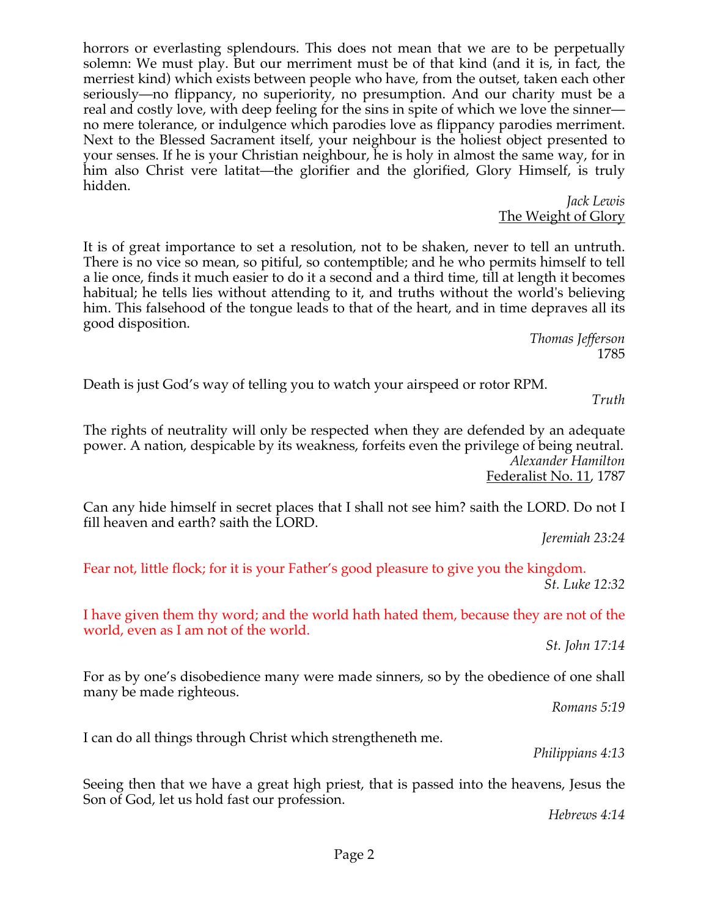horrors or everlasting splendours. This does not mean that we are to be perpetually solemn: We must play. But our merriment must be of that kind (and it is, in fact, the merriest kind) which exists between people who have, from the outset, taken each other seriously—no flippancy, no superiority, no presumption. And our charity must be a real and costly love, with deep feeling for the sins in spite of which we love the sinner—no mere tolerance, or indulgence which parodies love as flippancy parodies merriment. Next to the Blessed Sacrament itself, your neighbour is the holiest object presented to your senses. If he is your Christian neighbour, he is holy in almost the same way, for in him also Christ vere latitat—the glorifier and the glorified, Glory Himself, is truly hidden.

*Jack Lewis*
The Weight of Glory

It is of great importance to set a resolution, not to be shaken, never to tell an untruth. There is no vice so mean, so pitiful, so contemptible; and he who permits himself to tell a lie once, finds it much easier to do it a second and a third time, till at length it becomes habitual; he tells lies without attending to it, and truths without the world's believing him. This falsehood of the tongue leads to that of the heart, and in time depraves all its good disposition.

*Thomas Jefferson*
1785

Death is just God's way of telling you to watch your airspeed or rotor RPM.

*Truth*

The rights of neutrality will only be respected when they are defended by an adequate power. A nation, despicable by its weakness, forfeits even the privilege of being neutral.

*Alexander Hamilton*
Federalist No. 11, 1787

Can any hide himself in secret places that I shall not see him? saith the LORD. Do not I fill heaven and earth? saith the LORD.

*Jeremiah 23:24*

Fear not, little flock; for it is your Father's good pleasure to give you the kingdom.

*St. Luke 12:32*

I have given them thy word; and the world hath hated them, because they are not of the world, even as I am not of the world.

*St. John 17:14*

For as by one's disobedience many were made sinners, so by the obedience of one shall many be made righteous.

*Romans 5:19*

I can do all things through Christ which strengtheneth me.

*Philippians 4:13*

Seeing then that we have a great high priest, that is passed into the heavens, Jesus the Son of God, let us hold fast our profession.

*Hebrews 4:14*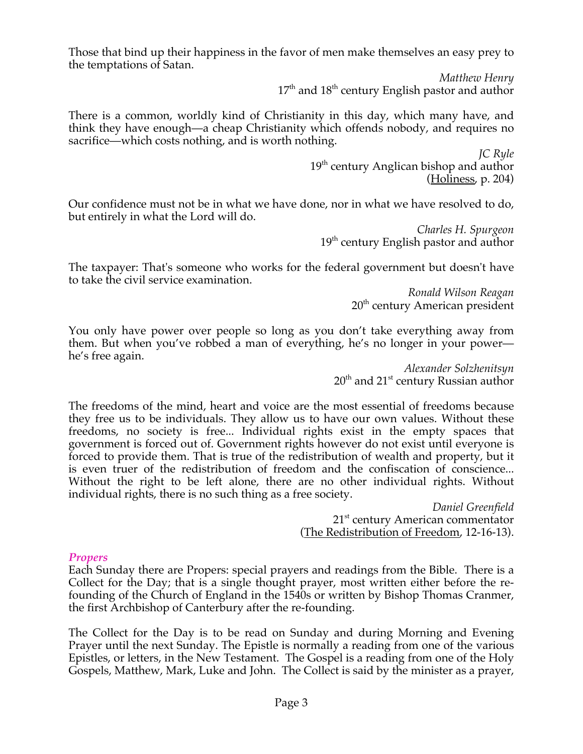Those that bind up their happiness in the favor of men make themselves an easy prey to the temptations of Satan.

*Matthew Henry*
17th and 18th century English pastor and author

There is a common, worldly kind of Christianity in this day, which many have, and think they have enough—a cheap Christianity which offends nobody, and requires no sacrifice—which costs nothing, and is worth nothing.

*JC Ryle*
19th century Anglican bishop and author
(Holiness, p. 204)

Our confidence must not be in what we have done, nor in what we have resolved to do, but entirely in what the Lord will do.

*Charles H. Spurgeon*
19th century English pastor and author

The taxpayer: That's someone who works for the federal government but doesn't have to take the civil service examination.

*Ronald Wilson Reagan*
20th century American president

You only have power over people so long as you don't take everything away from them. But when you've robbed a man of everything, he's no longer in your power—he's free again.

*Alexander Solzhenitsyn*
20th and 21st century Russian author

The freedoms of the mind, heart and voice are the most essential of freedoms because they free us to be individuals. They allow us to have our own values. Without these freedoms, no society is free... Individual rights exist in the empty spaces that government is forced out of. Government rights however do not exist until everyone is forced to provide them. That is true of the redistribution of wealth and property, but it is even truer of the redistribution of freedom and the confiscation of conscience... Without the right to be left alone, there are no other individual rights. Without individual rights, there is no such thing as a free society.

*Daniel Greenfield*
21st century American commentator
(The Redistribution of Freedom, 12-16-13).

### *Propers*

Each Sunday there are Propers: special prayers and readings from the Bible. There is a Collect for the Day; that is a single thought prayer, most written either before the re-founding of the Church of England in the 1540s or written by Bishop Thomas Cranmer, the first Archbishop of Canterbury after the re-founding.

The Collect for the Day is to be read on Sunday and during Morning and Evening Prayer until the next Sunday. The Epistle is normally a reading from one of the various Epistles, or letters, in the New Testament. The Gospel is a reading from one of the Holy Gospels, Matthew, Mark, Luke and John. The Collect is said by the minister as a prayer,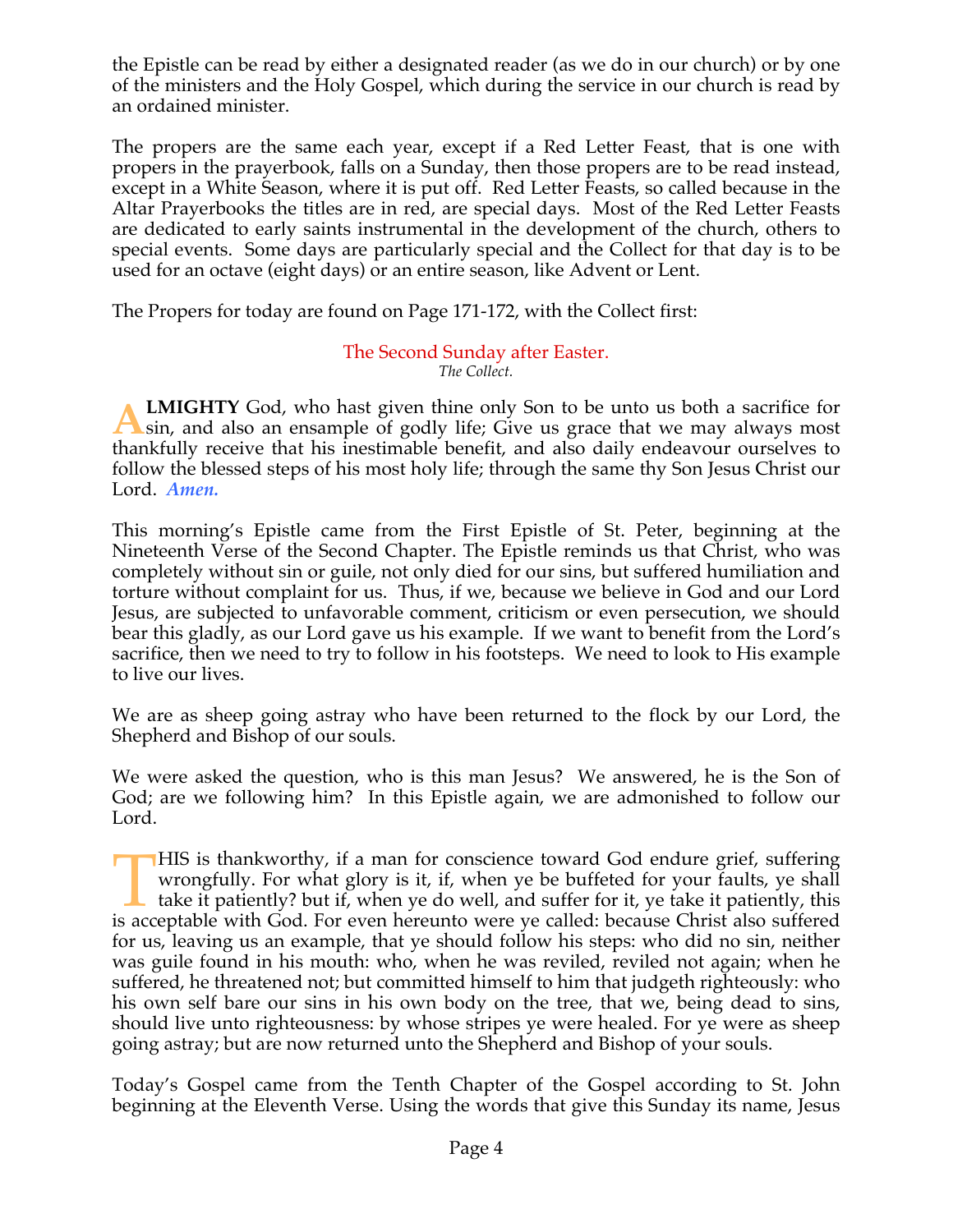the Epistle can be read by either a designated reader (as we do in our church) or by one of the ministers and the Holy Gospel, which during the service in our church is read by an ordained minister.

The propers are the same each year, except if a Red Letter Feast, that is one with propers in the prayerbook, falls on a Sunday, then those propers are to be read instead, except in a White Season, where it is put off. Red Letter Feasts, so called because in the Altar Prayerbooks the titles are in red, are special days. Most of the Red Letter Feasts are dedicated to early saints instrumental in the development of the church, others to special events. Some days are particularly special and the Collect for that day is to be used for an octave (eight days) or an entire season, like Advent or Lent.

The Propers for today are found on Page 171-172, with the Collect first:

### The Second Sunday after Easter.

*The Collect.*

**ALMIGHTY** God, who hast given thine only Son to be unto us both a sacrifice for sin, and also an ensample of godly life; Give us grace that we may always most thankfully receive that his inestimable benefit, and also daily endeavour ourselves to follow the blessed steps of his most holy life; through the same thy Son Jesus Christ our Lord. ***Amen.***

This morning's Epistle came from the First Epistle of St. Peter, beginning at the Nineteenth Verse of the Second Chapter. The Epistle reminds us that Christ, who was completely without sin or guile, not only died for our sins, but suffered humiliation and torture without complaint for us. Thus, if we, because we believe in God and our Lord Jesus, are subjected to unfavorable comment, criticism or even persecution, we should bear this gladly, as our Lord gave us his example. If we want to benefit from the Lord's sacrifice, then we need to try to follow in his footsteps. We need to look to His example to live our lives.

We are as sheep going astray who have been returned to the flock by our Lord, the Shepherd and Bishop of our souls.

We were asked the question, who is this man Jesus? We answered, he is the Son of God; are we following him? In this Epistle again, we are admonished to follow our Lord.

THIS is thankworthy, if a man for conscience toward God endure grief, suffering wrongfully. For what glory is it, if, when ye be buffeted for your faults, ye shall take it patiently? but if, when ye do well, and suffer for it, ye take it patiently, this is acceptable with God. For even hereunto were ye called: because Christ also suffered for us, leaving us an example, that ye should follow his steps: who did no sin, neither was guile found in his mouth: who, when he was reviled, reviled not again; when he suffered, he threatened not; but committed himself to him that judgeth righteously: who his own self bare our sins in his own body on the tree, that we, being dead to sins, should live unto righteousness: by whose stripes ye were healed. For ye were as sheep going astray; but are now returned unto the Shepherd and Bishop of your souls.

Today's Gospel came from the Tenth Chapter of the Gospel according to St. John beginning at the Eleventh Verse. Using the words that give this Sunday its name, Jesus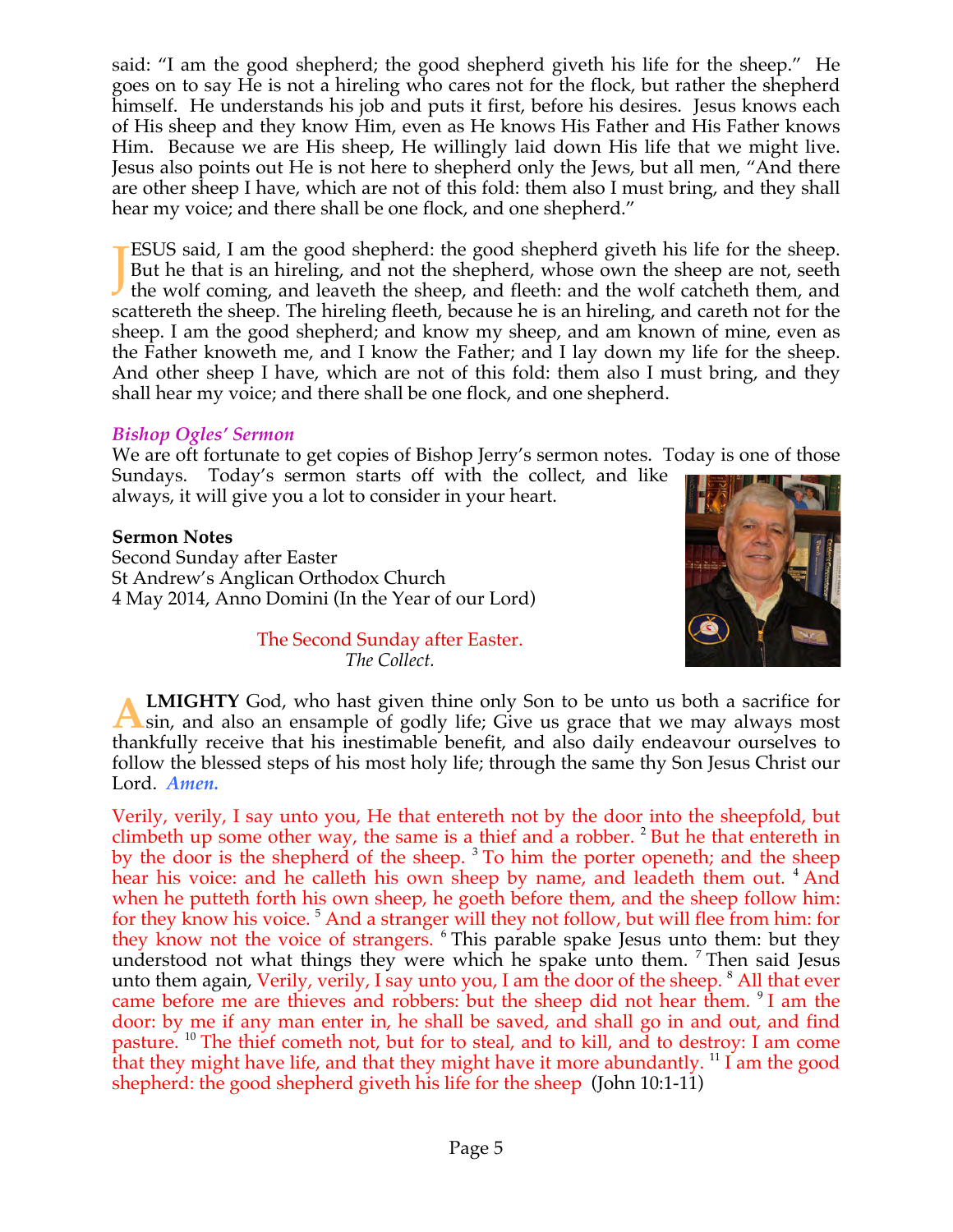said: "I am the good shepherd; the good shepherd giveth his life for the sheep." He goes on to say He is not a hireling who cares not for the flock, but rather the shepherd himself. He understands his job and puts it first, before his desires. Jesus knows each of His sheep and they know Him, even as He knows His Father and His Father knows Him. Because we are His sheep, He willingly laid down His life that we might live. Jesus also points out He is not here to shepherd only the Jews, but all men, "And there are other sheep I have, which are not of this fold: them also I must bring, and they shall hear my voice; and there shall be one flock, and one shepherd."

JESUS said, I am the good shepherd: the good shepherd giveth his life for the sheep. But he that is an hireling, and not the shepherd, whose own the sheep are not, seeth the wolf coming, and leaveth the sheep, and fleeth: and the wolf catcheth them, and scattereth the sheep. The hireling fleeth, because he is an hireling, and careth not for the sheep. I am the good shepherd; and know my sheep, and am known of mine, even as the Father knoweth me, and I know the Father; and I lay down my life for the sheep. And other sheep I have, which are not of this fold: them also I must bring, and they shall hear my voice; and there shall be one flock, and one shepherd.

### *Bishop Ogles' Sermon*

We are oft fortunate to get copies of Bishop Jerry's sermon notes. Today is one of those Sundays. Today's sermon starts off with the collect, and like always, it will give you a lot to consider in your heart.

**Sermon Notes**
Second Sunday after Easter
St Andrew's Anglican Orthodox Church
4 May 2014, Anno Domini (In the Year of our Lord)

The Second Sunday after Easter.
*The Collect.*

**ALMIGHTY** God, who hast given thine only Son to be unto us both a sacrifice for sin, and also an ensample of godly life; Give us grace that we may always most thankfully receive that his inestimable benefit, and also daily endeavour ourselves to follow the blessed steps of his most holy life; through the same thy Son Jesus Christ our Lord. *Amen.*

Verily, verily, I say unto you, He that entereth not by the door into the sheepfold, but climbeth up some other way, the same is a thief and a robber. [2] But he that entereth in by the door is the shepherd of the sheep. [3] To him the porter openeth; and the sheep hear his voice: and he calleth his own sheep by name, and leadeth them out. [4] And when he putteth forth his own sheep, he goeth before them, and the sheep follow him: for they know his voice. [5] And a stranger will they not follow, but will flee from him: for they know not the voice of strangers. [6] This parable spake Jesus unto them: but they understood not what things they were which he spake unto them. [7] Then said Jesus unto them again, Verily, verily, I say unto you, I am the door of the sheep. [8] All that ever came before me are thieves and robbers: but the sheep did not hear them. [9] I am the door: by me if any man enter in, he shall be saved, and shall go in and out, and find pasture. [10] The thief cometh not, but for to steal, and to kill, and to destroy: I am come that they might have life, and that they might have it more abundantly. [11] I am the good shepherd: the good shepherd giveth his life for the sheep (John 10:1-11)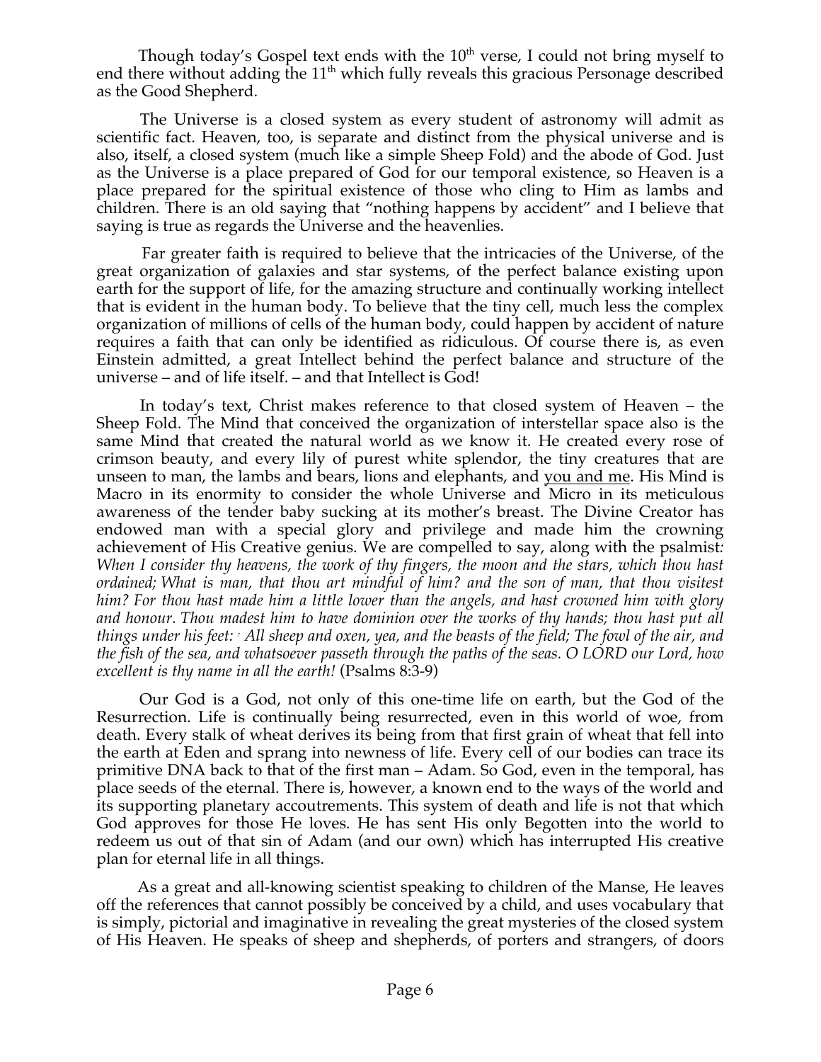Though today's Gospel text ends with the 10th verse, I could not bring myself to end there without adding the 11th which fully reveals this gracious Personage described as the Good Shepherd.

The Universe is a closed system as every student of astronomy will admit as scientific fact. Heaven, too, is separate and distinct from the physical universe and is also, itself, a closed system (much like a simple Sheep Fold) and the abode of God. Just as the Universe is a place prepared of God for our temporal existence, so Heaven is a place prepared for the spiritual existence of those who cling to Him as lambs and children. There is an old saying that "nothing happens by accident" and I believe that saying is true as regards the Universe and the heavenlies.

Far greater faith is required to believe that the intricacies of the Universe, of the great organization of galaxies and star systems, of the perfect balance existing upon earth for the support of life, for the amazing structure and continually working intellect that is evident in the human body. To believe that the tiny cell, much less the complex organization of millions of cells of the human body, could happen by accident of nature requires a faith that can only be identified as ridiculous. Of course there is, as even Einstein admitted, a great Intellect behind the perfect balance and structure of the universe – and of life itself. – and that Intellect is God!

In today's text, Christ makes reference to that closed system of Heaven – the Sheep Fold. The Mind that conceived the organization of interstellar space also is the same Mind that created the natural world as we know it. He created every rose of crimson beauty, and every lily of purest white splendor, the tiny creatures that are unseen to man, the lambs and bears, lions and elephants, and <u>you and me</u>. His Mind is Macro in its enormity to consider the whole Universe and Micro in its meticulous awareness of the tender baby sucking at its mother's breast. The Divine Creator has endowed man with a special glory and privilege and made him the crowning achievement of His Creative genius. We are compelled to say, along with the psalmist: *When I consider thy heavens, the work of thy fingers, the moon and the stars, which thou hast ordained; What is man, that thou art mindful of him? and the son of man, that thou visitest him? For thou hast made him a little lower than the angels, and hast crowned him with glory and honour. Thou madest him to have dominion over the works of thy hands; thou hast put all things under his feet: 7 All sheep and oxen, yea, and the beasts of the field; The fowl of the air, and the fish of the sea, and whatsoever passeth through the paths of the seas. O LORD our Lord, how excellent is thy name in all the earth!* (Psalms 8:3-9)

Our God is a God, not only of this one-time life on earth, but the God of the Resurrection. Life is continually being resurrected, even in this world of woe, from death. Every stalk of wheat derives its being from that first grain of wheat that fell into the earth at Eden and sprang into newness of life. Every cell of our bodies can trace its primitive DNA back to that of the first man – Adam. So God, even in the temporal, has place seeds of the eternal. There is, however, a known end to the ways of the world and its supporting planetary accoutrements. This system of death and life is not that which God approves for those He loves. He has sent His only Begotten into the world to redeem us out of that sin of Adam (and our own) which has interrupted His creative plan for eternal life in all things.

As a great and all-knowing scientist speaking to children of the Manse, He leaves off the references that cannot possibly be conceived by a child, and uses vocabulary that is simply, pictorial and imaginative in revealing the great mysteries of the closed system of His Heaven. He speaks of sheep and shepherds, of porters and strangers, of doors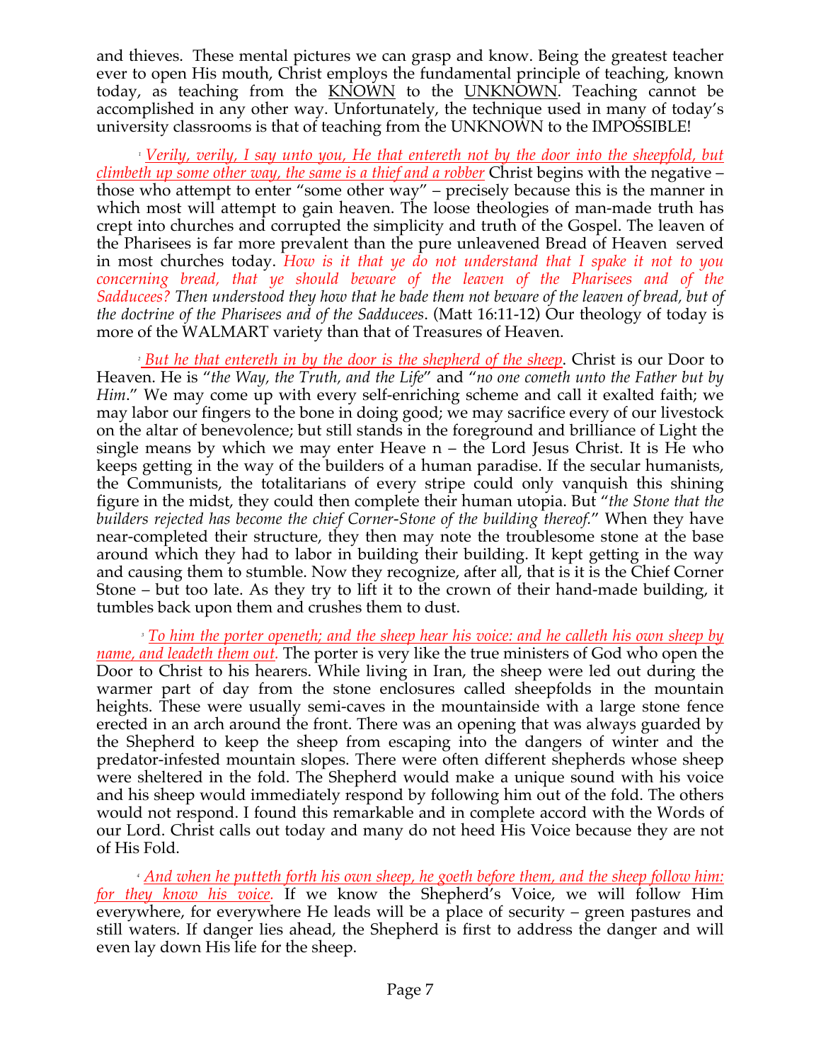and thieves. These mental pictures we can grasp and know. Being the greatest teacher ever to open His mouth, Christ employs the fundamental principle of teaching, known today, as teaching from the KNOWN to the UNKNOWN. Teaching cannot be accomplished in any other way. Unfortunately, the technique used in many of today's university classrooms is that of teaching from the UNKNOWN to the IMPOSSIBLE!

[1] *Verily, verily, I say unto you, He that entereth not by the door into the sheepfold, but climbeth up some other way, the same is a thief and a robber* Christ begins with the negative – those who attempt to enter "some other way" – precisely because this is the manner in which most will attempt to gain heaven. The loose theologies of man-made truth has crept into churches and corrupted the simplicity and truth of the Gospel. The leaven of the Pharisees is far more prevalent than the pure unleavened Bread of Heaven served in most churches today. *How is it that ye do not understand that I spake it not to you concerning bread, that ye should beware of the leaven of the Pharisees and of the Sadducees? Then understood they how that he bade them not beware of the leaven of bread, but of the doctrine of the Pharisees and of the Sadducees*. (Matt 16:11-12) Our theology of today is more of the WALMART variety than that of Treasures of Heaven.

[2] *But he that entereth in by the door is the shepherd of the sheep*. Christ is our Door to Heaven. He is "*the Way, the Truth, and the Life*" and "*no one cometh unto the Father but by Him*." We may come up with every self-enriching scheme and call it exalted faith; we may labor our fingers to the bone in doing good; we may sacrifice every of our livestock on the altar of benevolence; but still stands in the foreground and brilliance of Light the single means by which we may enter Heave n – the Lord Jesus Christ. It is He who keeps getting in the way of the builders of a human paradise. If the secular humanists, the Communists, the totalitarians of every stripe could only vanquish this shining figure in the midst, they could then complete their human utopia. But "*the Stone that the builders rejected has become the chief Corner-Stone of the building thereof.*" When they have near-completed their structure, they then may note the troublesome stone at the base around which they had to labor in building their building. It kept getting in the way and causing them to stumble. Now they recognize, after all, that is it is the Chief Corner Stone – but too late. As they try to lift it to the crown of their hand-made building, it tumbles back upon them and crushes them to dust.

[3] *To him the porter openeth; and the sheep hear his voice: and he calleth his own sheep by name, and leadeth them out.* The porter is very like the true ministers of God who open the Door to Christ to his hearers. While living in Iran, the sheep were led out during the warmer part of day from the stone enclosures called sheepfolds in the mountain heights. These were usually semi-caves in the mountainside with a large stone fence erected in an arch around the front. There was an opening that was always guarded by the Shepherd to keep the sheep from escaping into the dangers of winter and the predator-infested mountain slopes. There were often different shepherds whose sheep were sheltered in the fold. The Shepherd would make a unique sound with his voice and his sheep would immediately respond by following him out of the fold. The others would not respond. I found this remarkable and in complete accord with the Words of our Lord. Christ calls out today and many do not heed His Voice because they are not of His Fold.

[4] *And when he putteth forth his own sheep, he goeth before them, and the sheep follow him: for they know his voice.* If we know the Shepherd's Voice, we will follow Him everywhere, for everywhere He leads will be a place of security – green pastures and still waters. If danger lies ahead, the Shepherd is first to address the danger and will even lay down His life for the sheep.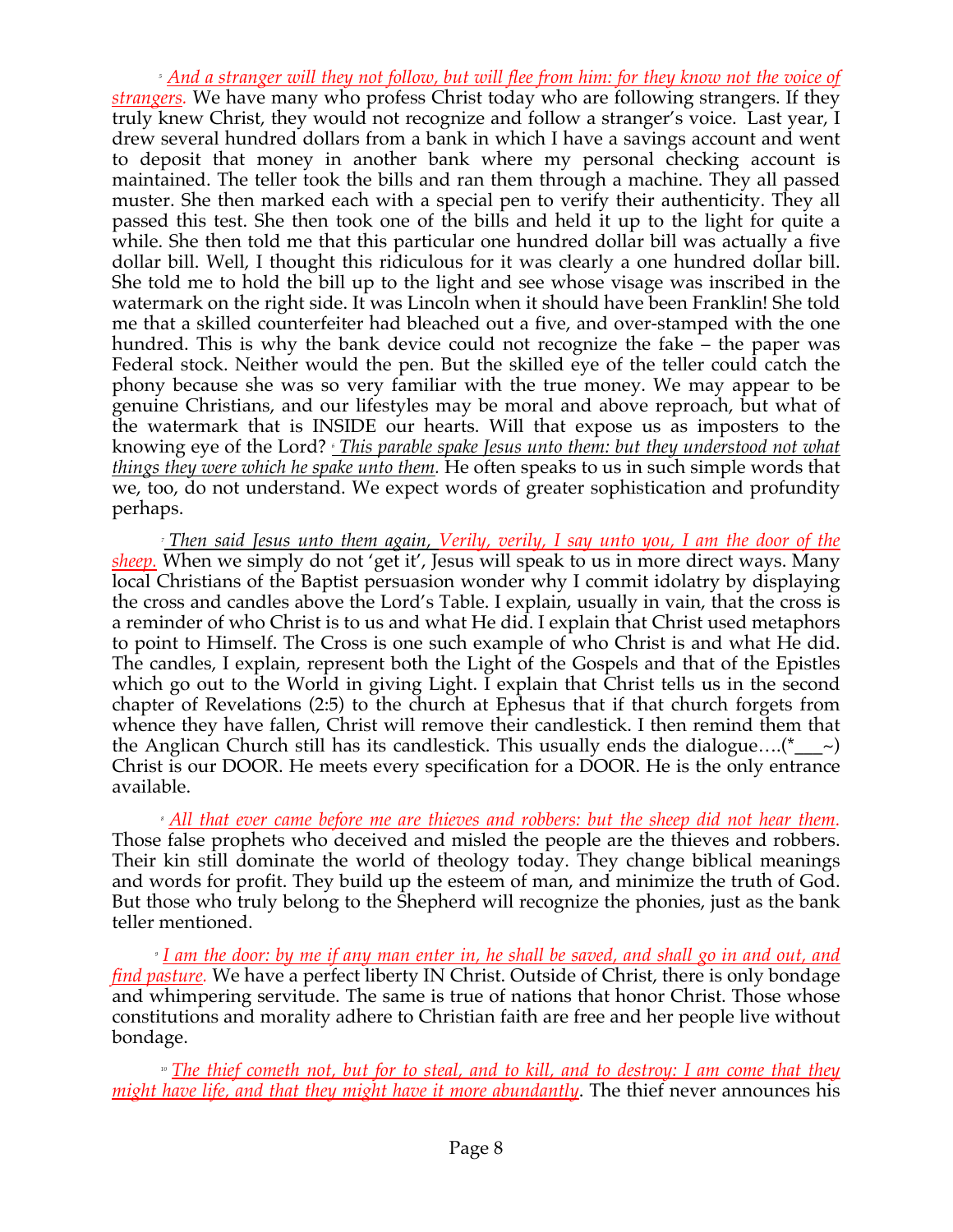[5] *And a stranger will they not follow, but will flee from him: for they know not the voice of strangers.* We have many who profess Christ today who are following strangers. If they truly knew Christ, they would not recognize and follow a stranger's voice. Last year, I drew several hundred dollars from a bank in which I have a savings account and went to deposit that money in another bank where my personal checking account is maintained. The teller took the bills and ran them through a machine. They all passed muster. She then marked each with a special pen to verify their authenticity. They all passed this test. She then took one of the bills and held it up to the light for quite a while. She then told me that this particular one hundred dollar bill was actually a five dollar bill. Well, I thought this ridiculous for it was clearly a one hundred dollar bill. She told me to hold the bill up to the light and see whose visage was inscribed in the watermark on the right side. It was Lincoln when it should have been Franklin! She told me that a skilled counterfeiter had bleached out a five, and over-stamped with the one hundred. This is why the bank device could not recognize the fake – the paper was Federal stock. Neither would the pen. But the skilled eye of the teller could catch the phony because she was so very familiar with the true money. We may appear to be genuine Christians, and our lifestyles may be moral and above reproach, but what of the watermark that is INSIDE our hearts. Will that expose us as imposters to the knowing eye of the Lord? [6] *This parable spake Jesus unto them: but they understood not what things they were which he spake unto them.* He often speaks to us in such simple words that we, too, do not understand. We expect words of greater sophistication and profundity perhaps.

[7] *Then said Jesus unto them again, Verily, verily, I say unto you, I am the door of the sheep.* When we simply do not 'get it', Jesus will speak to us in more direct ways. Many local Christians of the Baptist persuasion wonder why I commit idolatry by displaying the cross and candles above the Lord's Table. I explain, usually in vain, that the cross is a reminder of who Christ is to us and what He did. I explain that Christ used metaphors to point to Himself. The Cross is one such example of who Christ is and what He did. The candles, I explain, represent both the Light of the Gospels and that of the Epistles which go out to the World in giving Light. I explain that Christ tells us in the second chapter of Revelations (2:5) to the church at Ephesus that if that church forgets from whence they have fallen, Christ will remove their candlestick. I then remind them that the Anglican Church still has its candlestick. This usually ends the dialogue….(*___~) Christ is our DOOR. He meets every specification for a DOOR. He is the only entrance available.

[8] *All that ever came before me are thieves and robbers: but the sheep did not hear them.* Those false prophets who deceived and misled the people are the thieves and robbers. Their kin still dominate the world of theology today. They change biblical meanings and words for profit. They build up the esteem of man, and minimize the truth of God. But those who truly belong to the Shepherd will recognize the phonies, just as the bank teller mentioned.

[9] *I am the door: by me if any man enter in, he shall be saved, and shall go in and out, and find pasture.* We have a perfect liberty IN Christ. Outside of Christ, there is only bondage and whimpering servitude. The same is true of nations that honor Christ. Those whose constitutions and morality adhere to Christian faith are free and her people live without bondage.

[10] *The thief cometh not, but for to steal, and to kill, and to destroy: I am come that they might have life, and that they might have it more abundantly.* The thief never announces his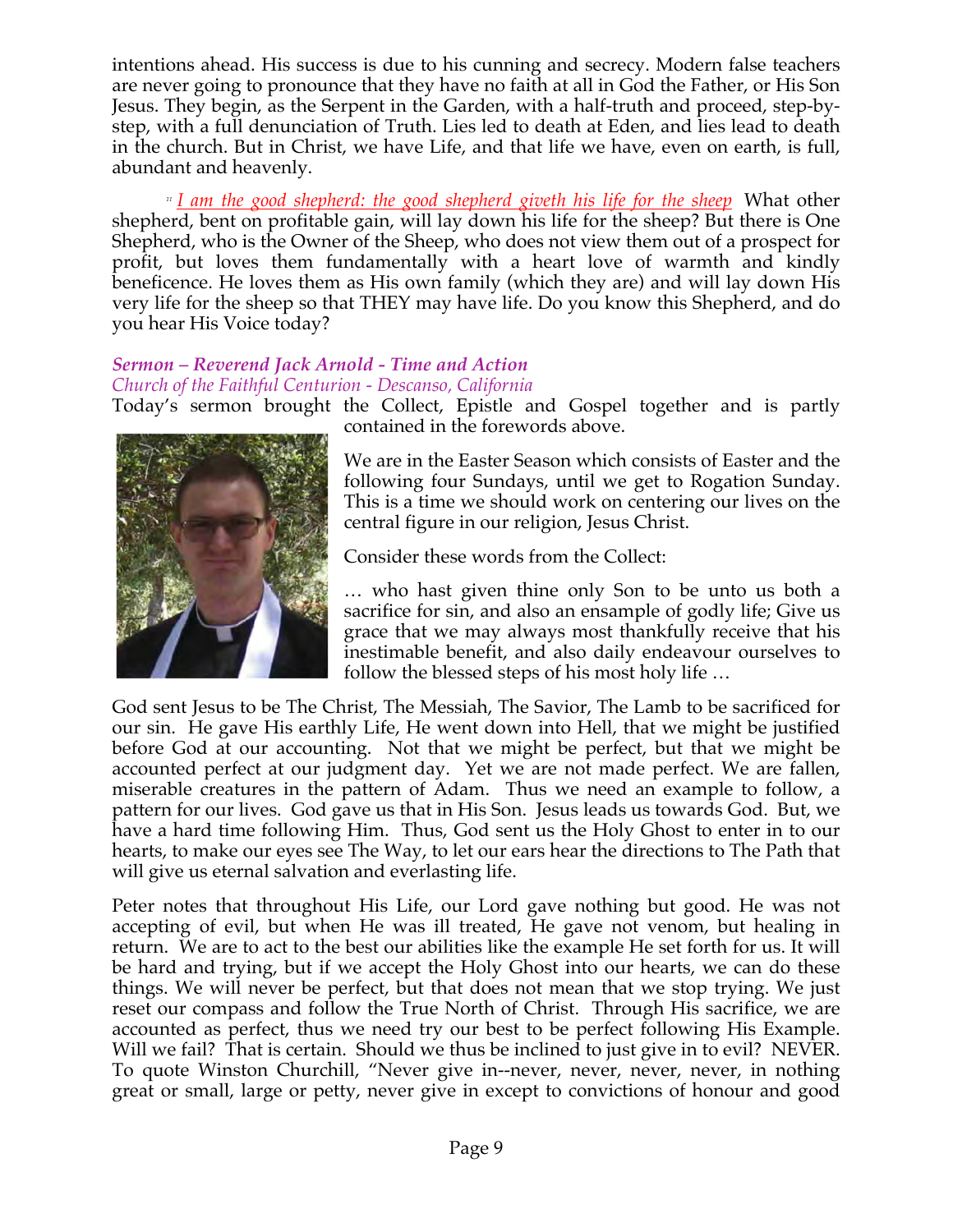intentions ahead. His success is due to his cunning and secrecy. Modern false teachers are never going to pronounce that they have no faith at all in God the Father, or His Son Jesus. They begin, as the Serpent in the Garden, with a half-truth and proceed, step-by-step, with a full denunciation of Truth. Lies led to death at Eden, and lies lead to death in the church. But in Christ, we have Life, and that life we have, even on earth, is full, abundant and heavenly.

[11] *I am the good shepherd: the good shepherd giveth his life for the sheep* What other shepherd, bent on profitable gain, will lay down his life for the sheep? But there is One Shepherd, who is the Owner of the Sheep, who does not view them out of a prospect for profit, but loves them fundamentally with a heart love of warmth and kindly beneficence. He loves them as His own family (which they are) and will lay down His very life for the sheep so that THEY may have life. Do you know this Shepherd, and do you hear His Voice today?

***Sermon – Reverend Jack Arnold - Time and Action***
*Church of the Faithful Centurion - Descanso, California*

Today's sermon brought the Collect, Epistle and Gospel together and is partly contained in the forewords above.

We are in the Easter Season which consists of Easter and the following four Sundays, until we get to Rogation Sunday. This is a time we should work on centering our lives on the central figure in our religion, Jesus Christ.

Consider these words from the Collect:

… who hast given thine only Son to be unto us both a sacrifice for sin, and also an ensample of godly life; Give us grace that we may always most thankfully receive that his inestimable benefit, and also daily endeavour ourselves to follow the blessed steps of his most holy life …

God sent Jesus to be The Christ, The Messiah, The Savior, The Lamb to be sacrificed for our sin. He gave His earthly Life, He went down into Hell, that we might be justified before God at our accounting. Not that we might be perfect, but that we might be accounted perfect at our judgment day. Yet we are not made perfect. We are fallen, miserable creatures in the pattern of Adam. Thus we need an example to follow, a pattern for our lives. God gave us that in His Son. Jesus leads us towards God. But, we have a hard time following Him. Thus, God sent us the Holy Ghost to enter in to our hearts, to make our eyes see The Way, to let our ears hear the directions to The Path that will give us eternal salvation and everlasting life.

Peter notes that throughout His Life, our Lord gave nothing but good. He was not accepting of evil, but when He was ill treated, He gave not venom, but healing in return. We are to act to the best our abilities like the example He set forth for us. It will be hard and trying, but if we accept the Holy Ghost into our hearts, we can do these things. We will never be perfect, but that does not mean that we stop trying. We just reset our compass and follow the True North of Christ. Through His sacrifice, we are accounted as perfect, thus we need try our best to be perfect following His Example. Will we fail? That is certain. Should we thus be inclined to just give in to evil? NEVER. To quote Winston Churchill, "Never give in--never, never, never, never, in nothing great or small, large or petty, never give in except to convictions of honour and good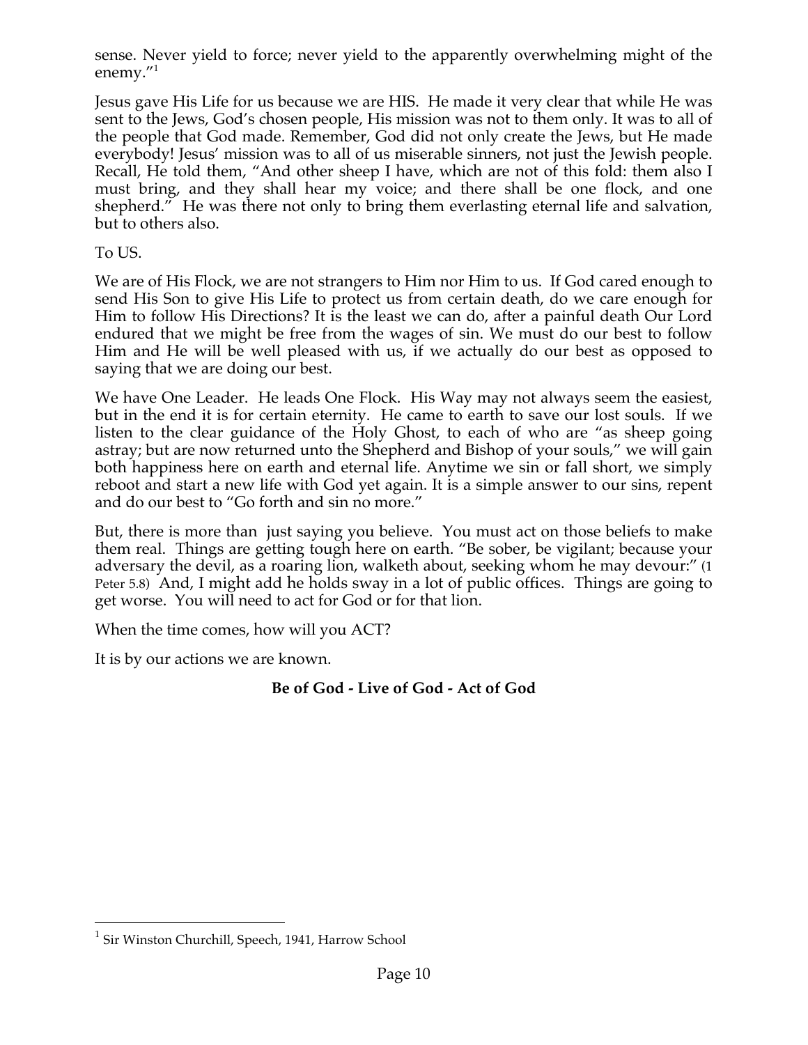sense. Never yield to force; never yield to the apparently overwhelming might of the enemy."[1]

Jesus gave His Life for us because we are HIS. He made it very clear that while He was sent to the Jews, God's chosen people, His mission was not to them only. It was to all of the people that God made. Remember, God did not only create the Jews, but He made everybody! Jesus' mission was to all of us miserable sinners, not just the Jewish people. Recall, He told them, "And other sheep I have, which are not of this fold: them also I must bring, and they shall hear my voice; and there shall be one flock, and one shepherd." He was there not only to bring them everlasting eternal life and salvation, but to others also.

To US.

We are of His Flock, we are not strangers to Him nor Him to us. If God cared enough to send His Son to give His Life to protect us from certain death, do we care enough for Him to follow His Directions? It is the least we can do, after a painful death Our Lord endured that we might be free from the wages of sin. We must do our best to follow Him and He will be well pleased with us, if we actually do our best as opposed to saying that we are doing our best.

We have One Leader. He leads One Flock. His Way may not always seem the easiest, but in the end it is for certain eternity. He came to earth to save our lost souls. If we listen to the clear guidance of the Holy Ghost, to each of who are "as sheep going astray; but are now returned unto the Shepherd and Bishop of your souls," we will gain both happiness here on earth and eternal life. Anytime we sin or fall short, we simply reboot and start a new life with God yet again. It is a simple answer to our sins, repent and do our best to "Go forth and sin no more."

But, there is more than just saying you believe. You must act on those beliefs to make them real. Things are getting tough here on earth. "Be sober, be vigilant; because your adversary the devil, as a roaring lion, walketh about, seeking whom he may devour:" (1 Peter 5.8) And, I might add he holds sway in a lot of public offices. Things are going to get worse. You will need to act for God or for that lion.

When the time comes, how will you ACT?

It is by our actions we are known.

**Be of God - Live of God - Act of God**

---

[1] Sir Winston Churchill, Speech, 1941, Harrow School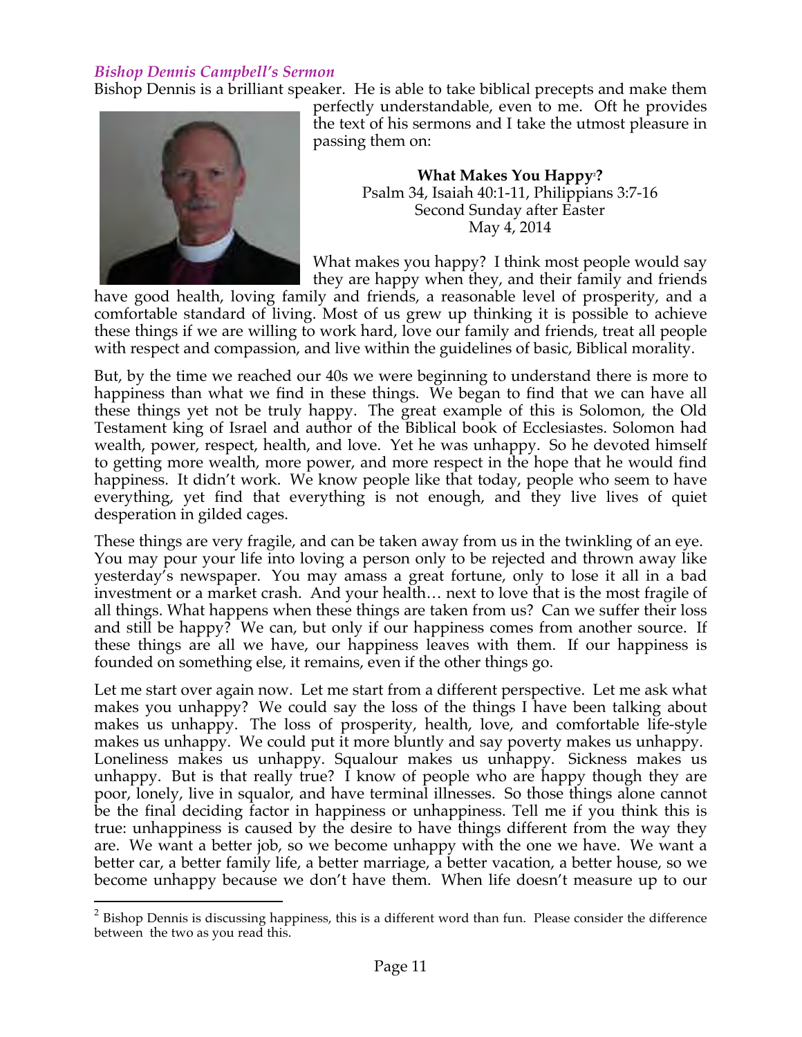*Bishop Dennis Campbell's Sermon*

Bishop Dennis is a brilliant speaker. He is able to take biblical precepts and make them perfectly understandable, even to me. Oft he provides the text of his sermons and I take the utmost pleasure in passing them on:

**What Makes You Happy[2]?**
Psalm 34, Isaiah 40:1-11, Philippians 3:7-16
Second Sunday after Easter
May 4, 2014

What makes you happy? I think most people would say they are happy when they, and their family and friends have good health, loving family and friends, a reasonable level of prosperity, and a comfortable standard of living. Most of us grew up thinking it is possible to achieve these things if we are willing to work hard, love our family and friends, treat all people with respect and compassion, and live within the guidelines of basic, Biblical morality.

But, by the time we reached our 40s we were beginning to understand there is more to happiness than what we find in these things. We began to find that we can have all these things yet not be truly happy. The great example of this is Solomon, the Old Testament king of Israel and author of the Biblical book of Ecclesiastes. Solomon had wealth, power, respect, health, and love. Yet he was unhappy. So he devoted himself to getting more wealth, more power, and more respect in the hope that he would find happiness. It didn't work. We know people like that today, people who seem to have everything, yet find that everything is not enough, and they live lives of quiet desperation in gilded cages.

These things are very fragile, and can be taken away from us in the twinkling of an eye. You may pour your life into loving a person only to be rejected and thrown away like yesterday's newspaper. You may amass a great fortune, only to lose it all in a bad investment or a market crash. And your health… next to love that is the most fragile of all things. What happens when these things are taken from us? Can we suffer their loss and still be happy? We can, but only if our happiness comes from another source. If these things are all we have, our happiness leaves with them. If our happiness is founded on something else, it remains, even if the other things go.

Let me start over again now. Let me start from a different perspective. Let me ask what makes you unhappy? We could say the loss of the things I have been talking about makes us unhappy. The loss of prosperity, health, love, and comfortable life-style makes us unhappy. We could put it more bluntly and say poverty makes us unhappy. Loneliness makes us unhappy. Squalour makes us unhappy. Sickness makes us unhappy. But is that really true? I know of people who are happy though they are poor, lonely, live in squalor, and have terminal illnesses. So those things alone cannot be the final deciding factor in happiness or unhappiness. Tell me if you think this is true: unhappiness is caused by the desire to have things different from the way they are. We want a better job, so we become unhappy with the one we have. We want a better car, a better family life, a better marriage, a better vacation, a better house, so we become unhappy because we don't have them. When life doesn't measure up to our

[2] Bishop Dennis is discussing happiness, this is a different word than fun. Please consider the difference between the two as you read this.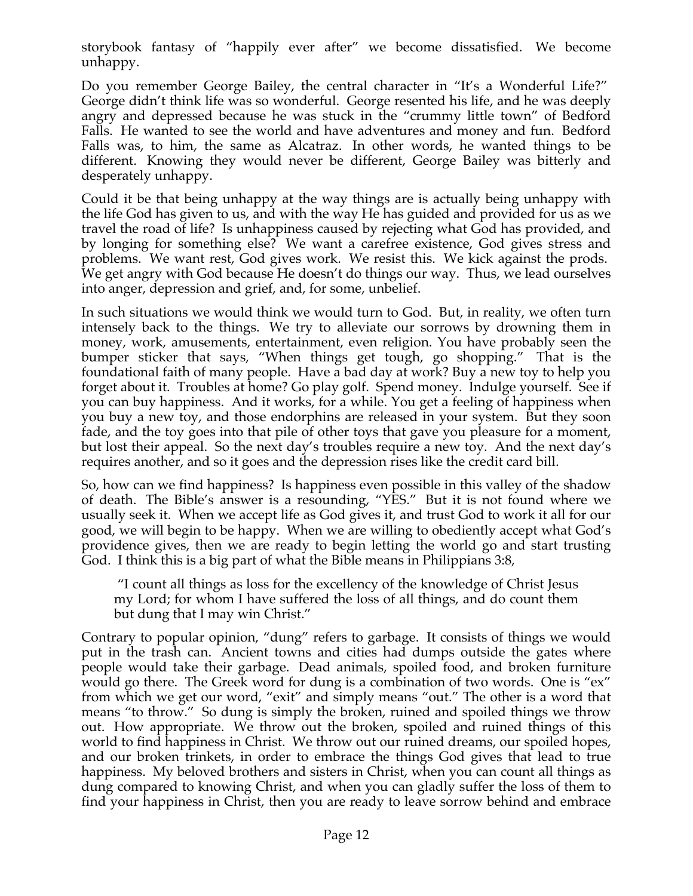storybook fantasy of "happily ever after" we become dissatisfied. We become unhappy.

Do you remember George Bailey, the central character in "It's a Wonderful Life?" George didn't think life was so wonderful. George resented his life, and he was deeply angry and depressed because he was stuck in the "crummy little town" of Bedford Falls. He wanted to see the world and have adventures and money and fun. Bedford Falls was, to him, the same as Alcatraz. In other words, he wanted things to be different. Knowing they would never be different, George Bailey was bitterly and desperately unhappy.

Could it be that being unhappy at the way things are is actually being unhappy with the life God has given to us, and with the way He has guided and provided for us as we travel the road of life? Is unhappiness caused by rejecting what God has provided, and by longing for something else? We want a carefree existence, God gives stress and problems. We want rest, God gives work. We resist this. We kick against the prods. We get angry with God because He doesn't do things our way. Thus, we lead ourselves into anger, depression and grief, and, for some, unbelief.

In such situations we would think we would turn to God. But, in reality, we often turn intensely back to the things. We try to alleviate our sorrows by drowning them in money, work, amusements, entertainment, even religion. You have probably seen the bumper sticker that says, "When things get tough, go shopping." That is the foundational faith of many people. Have a bad day at work? Buy a new toy to help you forget about it. Troubles at home? Go play golf. Spend money. Indulge yourself. See if you can buy happiness. And it works, for a while. You get a feeling of happiness when you buy a new toy, and those endorphins are released in your system. But they soon fade, and the toy goes into that pile of other toys that gave you pleasure for a moment, but lost their appeal. So the next day's troubles require a new toy. And the next day's requires another, and so it goes and the depression rises like the credit card bill.

So, how can we find happiness? Is happiness even possible in this valley of the shadow of death. The Bible's answer is a resounding, "YES." But it is not found where we usually seek it. When we accept life as God gives it, and trust God to work it all for our good, we will begin to be happy. When we are willing to obediently accept what God's providence gives, then we are ready to begin letting the world go and start trusting God. I think this is a big part of what the Bible means in Philippians 3:8,

> "I count all things as loss for the excellency of the knowledge of Christ Jesus my Lord; for whom I have suffered the loss of all things, and do count them but dung that I may win Christ."

Contrary to popular opinion, "dung" refers to garbage. It consists of things we would put in the trash can. Ancient towns and cities had dumps outside the gates where people would take their garbage. Dead animals, spoiled food, and broken furniture would go there. The Greek word for dung is a combination of two words. One is "ex" from which we get our word, "exit" and simply means "out." The other is a word that means "to throw." So dung is simply the broken, ruined and spoiled things we throw out. How appropriate. We throw out the broken, spoiled and ruined things of this world to find happiness in Christ. We throw out our ruined dreams, our spoiled hopes, and our broken trinkets, in order to embrace the things God gives that lead to true happiness. My beloved brothers and sisters in Christ, when you can count all things as dung compared to knowing Christ, and when you can gladly suffer the loss of them to find your happiness in Christ, then you are ready to leave sorrow behind and embrace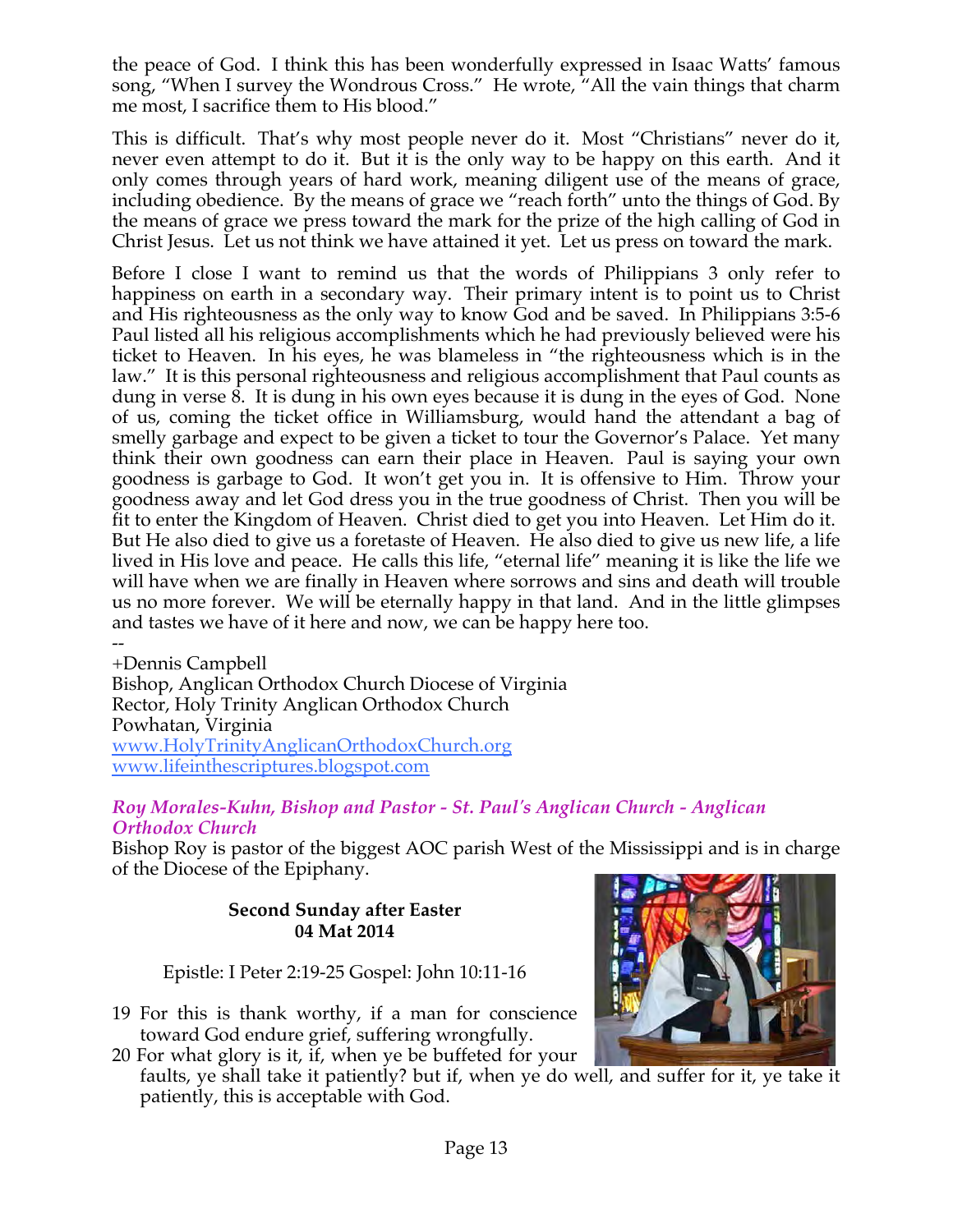the peace of God. I think this has been wonderfully expressed in Isaac Watts' famous song, "When I survey the Wondrous Cross." He wrote, "All the vain things that charm me most, I sacrifice them to His blood."

This is difficult. That's why most people never do it. Most "Christians" never do it, never even attempt to do it. But it is the only way to be happy on this earth. And it only comes through years of hard work, meaning diligent use of the means of grace, including obedience. By the means of grace we "reach forth" unto the things of God. By the means of grace we press toward the mark for the prize of the high calling of God in Christ Jesus. Let us not think we have attained it yet. Let us press on toward the mark.

Before I close I want to remind us that the words of Philippians 3 only refer to happiness on earth in a secondary way. Their primary intent is to point us to Christ and His righteousness as the only way to know God and be saved. In Philippians 3:5-6 Paul listed all his religious accomplishments which he had previously believed were his ticket to Heaven. In his eyes, he was blameless in "the righteousness which is in the law." It is this personal righteousness and religious accomplishment that Paul counts as dung in verse 8. It is dung in his own eyes because it is dung in the eyes of God. None of us, coming the ticket office in Williamsburg, would hand the attendant a bag of smelly garbage and expect to be given a ticket to tour the Governor's Palace. Yet many think their own goodness can earn their place in Heaven. Paul is saying your own goodness is garbage to God. It won't get you in. It is offensive to Him. Throw your goodness away and let God dress you in the true goodness of Christ. Then you will be fit to enter the Kingdom of Heaven. Christ died to get you into Heaven. Let Him do it. But He also died to give us a foretaste of Heaven. He also died to give us new life, a life lived in His love and peace. He calls this life, "eternal life" meaning it is like the life we will have when we are finally in Heaven where sorrows and sins and death will trouble us no more forever. We will be eternally happy in that land. And in the little glimpses and tastes we have of it here and now, we can be happy here too.

--
+Dennis Campbell
Bishop, Anglican Orthodox Church Diocese of Virginia
Rector, Holy Trinity Anglican Orthodox Church
Powhatan, Virginia
www.HolyTrinityAnglicanOrthodoxChurch.org
www.lifeinthescriptures.blogspot.com

### *Roy Morales-Kuhn, Bishop and Pastor - St. Paul's Anglican Church - Anglican Orthodox Church*

Bishop Roy is pastor of the biggest AOC parish West of the Mississippi and is in charge of the Diocese of the Epiphany.

**Second Sunday after Easter**
**04 Mat 2014**

Epistle: I Peter 2:19-25 Gospel: John 10:11-16

19 For this is thank worthy, if a man for conscience toward God endure grief, suffering wrongfully.
20 For what glory is it, if, when ye be buffeted for your faults, ye shall take it patiently? but if, when ye do well, and suffer for it, ye take it patiently, this is acceptable with God.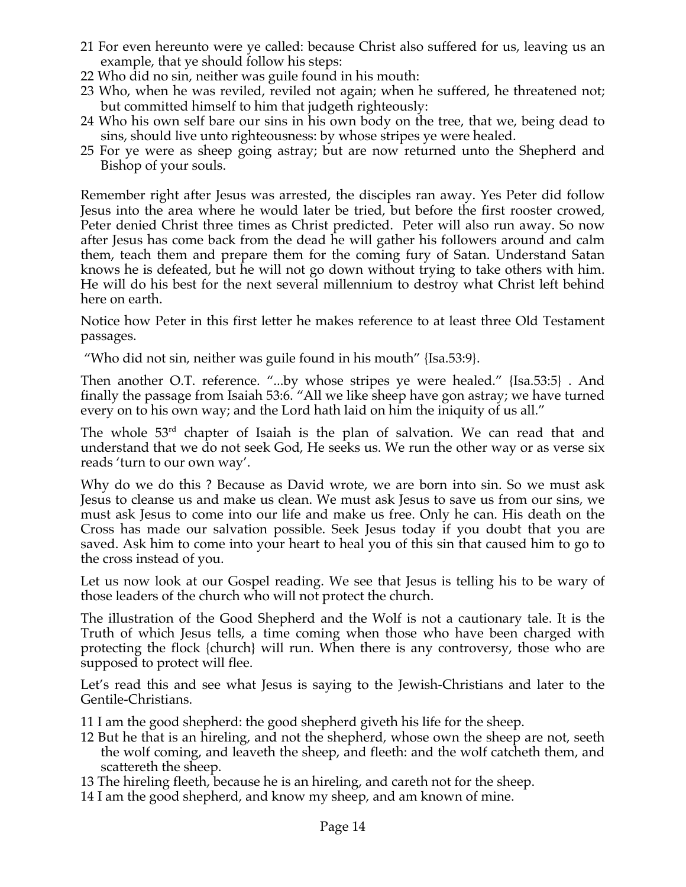21 For even hereunto were ye called: because Christ also suffered for us, leaving us an example, that ye should follow his steps:
22 Who did no sin, neither was guile found in his mouth:
23 Who, when he was reviled, reviled not again; when he suffered, he threatened not; but committed himself to him that judgeth righteously:
24 Who his own self bare our sins in his own body on the tree, that we, being dead to sins, should live unto righteousness: by whose stripes ye were healed.
25 For ye were as sheep going astray; but are now returned unto the Shepherd and Bishop of your souls.

Remember right after Jesus was arrested, the disciples ran away. Yes Peter did follow Jesus into the area where he would later be tried, but before the first rooster crowed, Peter denied Christ three times as Christ predicted. Peter will also run away. So now after Jesus has come back from the dead he will gather his followers around and calm them, teach them and prepare them for the coming fury of Satan. Understand Satan knows he is defeated, but he will not go down without trying to take others with him. He will do his best for the next several millennium to destroy what Christ left behind here on earth.

Notice how Peter in this first letter he makes reference to at least three Old Testament passages.

"Who did not sin, neither was guile found in his mouth" {Isa.53:9}.

Then another O.T. reference. "...by whose stripes ye were healed." {Isa.53:5} . And finally the passage from Isaiah 53:6. "All we like sheep have gon astray; we have turned every on to his own way; and the Lord hath laid on him the iniquity of us all."

The whole 53rd chapter of Isaiah is the plan of salvation. We can read that and understand that we do not seek God, He seeks us. We run the other way or as verse six reads 'turn to our own way'.

Why do we do this ? Because as David wrote, we are born into sin. So we must ask Jesus to cleanse us and make us clean. We must ask Jesus to save us from our sins, we must ask Jesus to come into our life and make us free. Only he can. His death on the Cross has made our salvation possible. Seek Jesus today if you doubt that you are saved. Ask him to come into your heart to heal you of this sin that caused him to go to the cross instead of you.

Let us now look at our Gospel reading. We see that Jesus is telling his to be wary of those leaders of the church who will not protect the church.

The illustration of the Good Shepherd and the Wolf is not a cautionary tale. It is the Truth of which Jesus tells, a time coming when those who have been charged with protecting the flock {church} will run. When there is any controversy, those who are supposed to protect will flee.

Let's read this and see what Jesus is saying to the Jewish-Christians and later to the Gentile-Christians.

11 I am the good shepherd: the good shepherd giveth his life for the sheep.
12 But he that is an hireling, and not the shepherd, whose own the sheep are not, seeth the wolf coming, and leaveth the sheep, and fleeth: and the wolf catcheth them, and scattereth the sheep.
13 The hireling fleeth, because he is an hireling, and careth not for the sheep.
14 I am the good shepherd, and know my sheep, and am known of mine.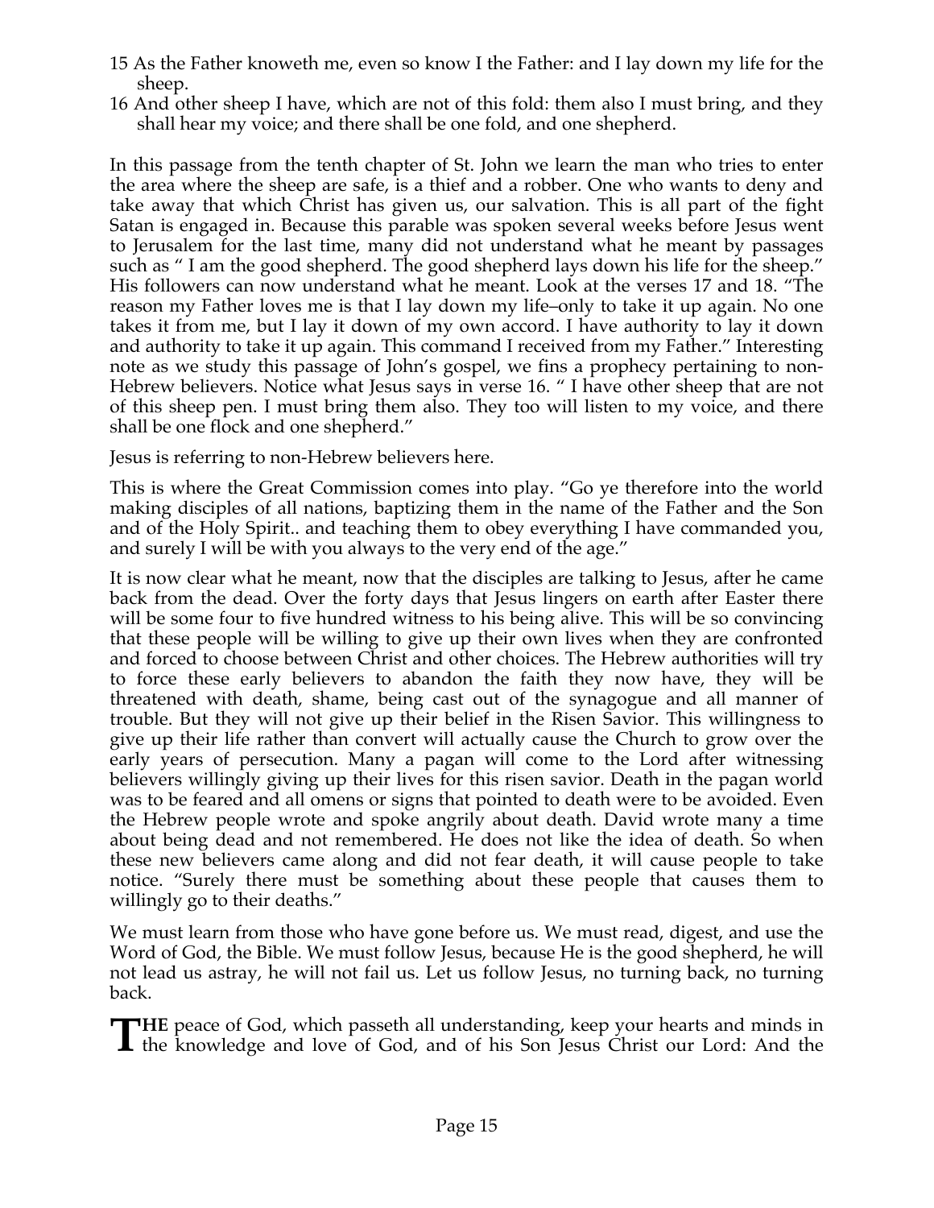15 As the Father knoweth me, even so know I the Father: and I lay down my life for the sheep.

16 And other sheep I have, which are not of this fold: them also I must bring, and they shall hear my voice; and there shall be one fold, and one shepherd.

In this passage from the tenth chapter of St. John we learn the man who tries to enter the area where the sheep are safe, is a thief and a robber. One who wants to deny and take away that which Christ has given us, our salvation. This is all part of the fight Satan is engaged in. Because this parable was spoken several weeks before Jesus went to Jerusalem for the last time, many did not understand what he meant by passages such as " I am the good shepherd. The good shepherd lays down his life for the sheep." His followers can now understand what he meant. Look at the verses 17 and 18. "The reason my Father loves me is that I lay down my life–only to take it up again. No one takes it from me, but I lay it down of my own accord. I have authority to lay it down and authority to take it up again. This command I received from my Father." Interesting note as we study this passage of John's gospel, we fins a prophecy pertaining to non-Hebrew believers. Notice what Jesus says in verse 16. " I have other sheep that are not of this sheep pen. I must bring them also. They too will listen to my voice, and there shall be one flock and one shepherd."

Jesus is referring to non-Hebrew believers here.

This is where the Great Commission comes into play. "Go ye therefore into the world making disciples of all nations, baptizing them in the name of the Father and the Son and of the Holy Spirit.. and teaching them to obey everything I have commanded you, and surely I will be with you always to the very end of the age."

It is now clear what he meant, now that the disciples are talking to Jesus, after he came back from the dead. Over the forty days that Jesus lingers on earth after Easter there will be some four to five hundred witness to his being alive. This will be so convincing that these people will be willing to give up their own lives when they are confronted and forced to choose between Christ and other choices. The Hebrew authorities will try to force these early believers to abandon the faith they now have, they will be threatened with death, shame, being cast out of the synagogue and all manner of trouble. But they will not give up their belief in the Risen Savior. This willingness to give up their life rather than convert will actually cause the Church to grow over the early years of persecution. Many a pagan will come to the Lord after witnessing believers willingly giving up their lives for this risen savior. Death in the pagan world was to be feared and all omens or signs that pointed to death were to be avoided. Even the Hebrew people wrote and spoke angrily about death. David wrote many a time about being dead and not remembered. He does not like the idea of death. So when these new believers came along and did not fear death, it will cause people to take notice. "Surely there must be something about these people that causes them to willingly go to their deaths."

We must learn from those who have gone before us. We must read, digest, and use the Word of God, the Bible. We must follow Jesus, because He is the good shepherd, he will not lead us astray, he will not fail us. Let us follow Jesus, no turning back, no turning back.

**THE** peace of God, which passeth all understanding, keep your hearts and minds in the knowledge and love of God, and of his Son Jesus Christ our Lord: And the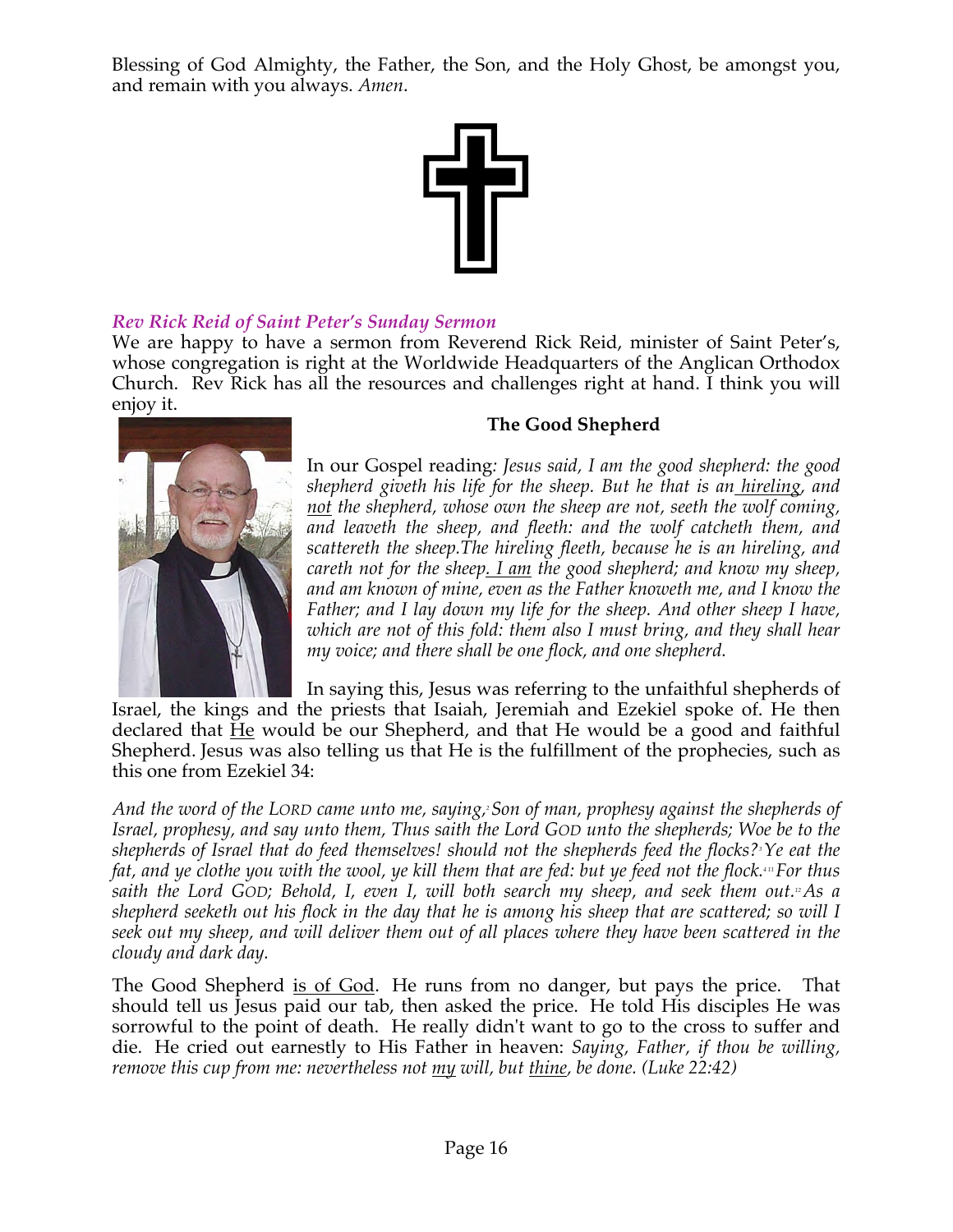Blessing of God Almighty, the Father, the Son, and the Holy Ghost, be amongst you, and remain with you always. *Amen*.

### *Rev Rick Reid of Saint Peter's Sunday Sermon*

We are happy to have a sermon from Reverend Rick Reid, minister of Saint Peter's, whose congregation is right at the Worldwide Headquarters of the Anglican Orthodox Church. Rev Rick has all the resources and challenges right at hand. I think you will enjoy it.

**The Good Shepherd**

In our Gospel reading: *Jesus said, I am the good shepherd: the good shepherd giveth his life for the sheep. But he that is an hireling, and not the shepherd, whose own the sheep are not, seeth the wolf coming, and leaveth the sheep, and fleeth: and the wolf catcheth them, and scattereth the sheep.The hireling fleeth, because he is an hireling, and careth not for the sheep. I am the good shepherd; and know my sheep, and am known of mine, even as the Father knoweth me, and I know the Father; and I lay down my life for the sheep. And other sheep I have, which are not of this fold: them also I must bring, and they shall hear my voice; and there shall be one flock, and one shepherd.*

In saying this, Jesus was referring to the unfaithful shepherds of Israel, the kings and the priests that Isaiah, Jeremiah and Ezekiel spoke of. He then declared that He would be our Shepherd, and that He would be a good and faithful Shepherd. Jesus was also telling us that He is the fulfillment of the prophecies, such as this one from Ezekiel 34:

*And the word of the LORD came unto me, saying,[2] Son of man, prophesy against the shepherds of Israel, prophesy, and say unto them, Thus saith the Lord GOD unto the shepherds; Woe be to the shepherds of Israel that do feed themselves! should not the shepherds feed the flocks?[3] Ye eat the fat, and ye clothe you with the wool, ye kill them that are fed: but ye feed not the flock.[4-11] For thus saith the Lord GOD; Behold, I, even I, will both search my sheep, and seek them out.[12] As a shepherd seeketh out his flock in the day that he is among his sheep that are scattered; so will I seek out my sheep, and will deliver them out of all places where they have been scattered in the cloudy and dark day.*

The Good Shepherd is of God. He runs from no danger, but pays the price. That should tell us Jesus paid our tab, then asked the price. He told His disciples He was sorrowful to the point of death. He really didn't want to go to the cross to suffer and die. He cried out earnestly to His Father in heaven: *Saying, Father, if thou be willing, remove this cup from me: nevertheless not my will, but thine, be done. (Luke 22:42)*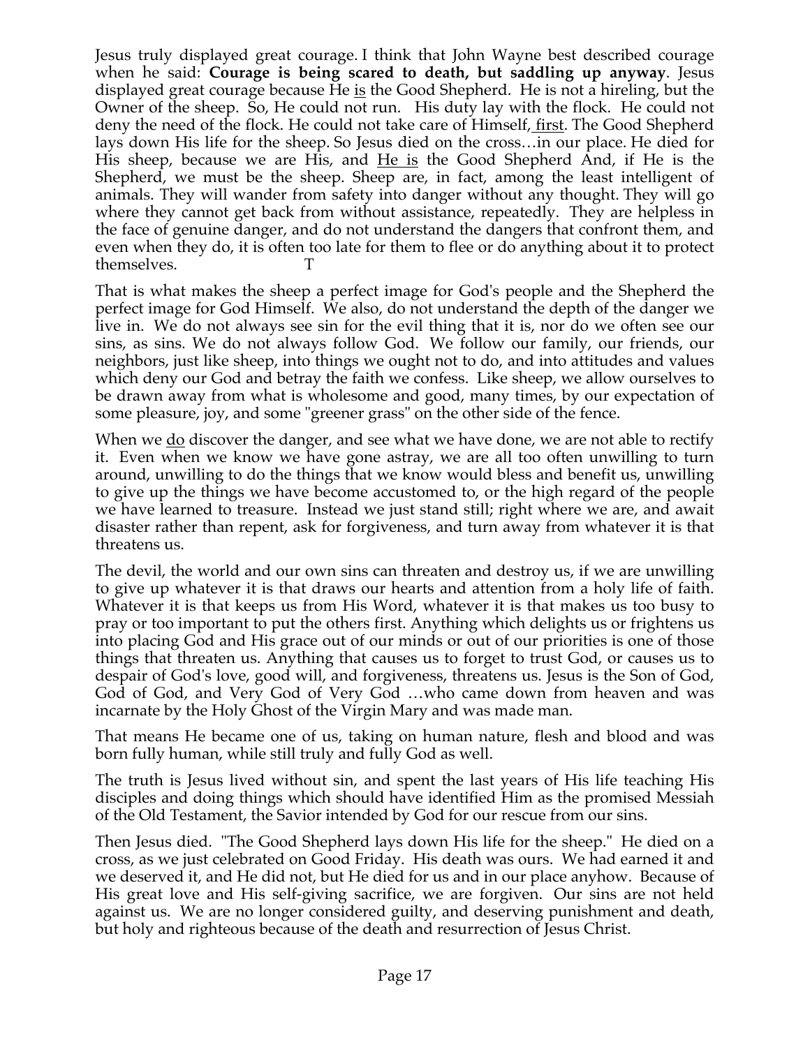Jesus truly displayed great courage. I think that John Wayne best described courage when he said: **Courage is being scared to death, but saddling up anyway**. Jesus displayed great courage because He <u>is</u> the Good Shepherd. He is not a hireling, but the Owner of the sheep. So, He could not run. His duty lay with the flock. He could not deny the need of the flock. He could not take care of Himself, <u>first</u>. The Good Shepherd lays down His life for the sheep. So Jesus died on the cross…in our place. He died for His sheep, because we are His, and <u>He is</u> the Good Shepherd And, if He is the Shepherd, we must be the sheep. Sheep are, in fact, among the least intelligent of animals. They will wander from safety into danger without any thought. They will go where they cannot get back from without assistance, repeatedly. They are helpless in the face of genuine danger, and do not understand the dangers that confront them, and even when they do, it is often too late for them to flee or do anything about it to protect themselves. T

That is what makes the sheep a perfect image for God's people and the Shepherd the perfect image for God Himself. We also, do not understand the depth of the danger we live in. We do not always see sin for the evil thing that it is, nor do we often see our sins, as sins. We do not always follow God. We follow our family, our friends, our neighbors, just like sheep, into things we ought not to do, and into attitudes and values which deny our God and betray the faith we confess. Like sheep, we allow ourselves to be drawn away from what is wholesome and good, many times, by our expectation of some pleasure, joy, and some "greener grass" on the other side of the fence.

When we <u>do</u> discover the danger, and see what we have done, we are not able to rectify it. Even when we know we have gone astray, we are all too often unwilling to turn around, unwilling to do the things that we know would bless and benefit us, unwilling to give up the things we have become accustomed to, or the high regard of the people we have learned to treasure. Instead we just stand still; right where we are, and await disaster rather than repent, ask for forgiveness, and turn away from whatever it is that threatens us.

The devil, the world and our own sins can threaten and destroy us, if we are unwilling to give up whatever it is that draws our hearts and attention from a holy life of faith. Whatever it is that keeps us from His Word, whatever it is that makes us too busy to pray or too important to put the others first. Anything which delights us or frightens us into placing God and His grace out of our minds or out of our priorities is one of those things that threaten us. Anything that causes us to forget to trust God, or causes us to despair of God's love, good will, and forgiveness, threatens us. Jesus is the Son of God, God of God, and Very God of Very God …who came down from heaven and was incarnate by the Holy Ghost of the Virgin Mary and was made man.

That means He became one of us, taking on human nature, flesh and blood and was born fully human, while still truly and fully God as well.

The truth is Jesus lived without sin, and spent the last years of His life teaching His disciples and doing things which should have identified Him as the promised Messiah of the Old Testament, the Savior intended by God for our rescue from our sins.

Then Jesus died. "The Good Shepherd lays down His life for the sheep." He died on a cross, as we just celebrated on Good Friday. His death was ours. We had earned it and we deserved it, and He did not, but He died for us and in our place anyhow. Because of His great love and His self-giving sacrifice, we are forgiven. Our sins are not held against us. We are no longer considered guilty, and deserving punishment and death, but holy and righteous because of the death and resurrection of Jesus Christ.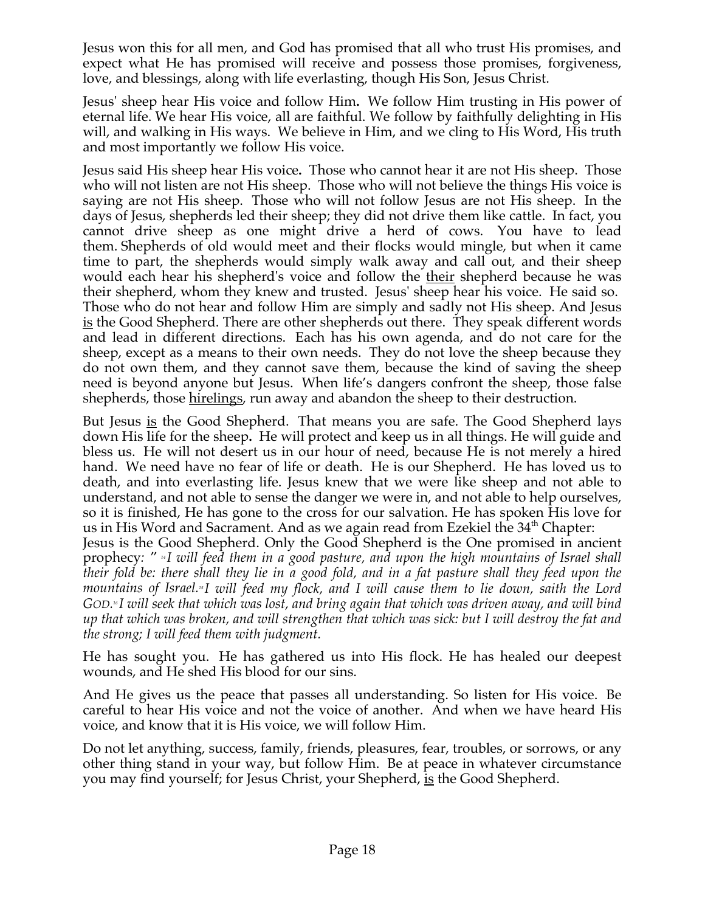Jesus won this for all men, and God has promised that all who trust His promises, and expect what He has promised will receive and possess those promises, forgiveness, love, and blessings, along with life everlasting, though His Son, Jesus Christ.

Jesus' sheep hear His voice and follow Him**.** We follow Him trusting in His power of eternal life. We hear His voice, all are faithful. We follow by faithfully delighting in His will, and walking in His ways. We believe in Him, and we cling to His Word, His truth and most importantly we follow His voice.

Jesus said His sheep hear His voice**.** Those who cannot hear it are not His sheep. Those who will not listen are not His sheep. Those who will not believe the things His voice is saying are not His sheep. Those who will not follow Jesus are not His sheep. In the days of Jesus, shepherds led their sheep; they did not drive them like cattle. In fact, you cannot drive sheep as one might drive a herd of cows. You have to lead them. Shepherds of old would meet and their flocks would mingle, but when it came time to part, the shepherds would simply walk away and call out, and their sheep would each hear his shepherd's voice and follow the <u>their</u> shepherd because he was their shepherd, whom they knew and trusted. Jesus' sheep hear his voice. He said so. Those who do not hear and follow Him are simply and sadly not His sheep. And Jesus <u>is</u> the Good Shepherd. There are other shepherds out there. They speak different words and lead in different directions. Each has his own agenda, and do not care for the sheep, except as a means to their own needs. They do not love the sheep because they do not own them, and they cannot save them, because the kind of saving the sheep need is beyond anyone but Jesus. When life's dangers confront the sheep, those false shepherds, those <u>hirelings</u>, run away and abandon the sheep to their destruction.

But Jesus <u>is</u> the Good Shepherd. That means you are safe. The Good Shepherd lays down His life for the sheep**.** He will protect and keep us in all things. He will guide and bless us. He will not desert us in our hour of need, because He is not merely a hired hand. We need have no fear of life or death. He is our Shepherd. He has loved us to death, and into everlasting life. Jesus knew that we were like sheep and not able to understand, and not able to sense the danger we were in, and not able to help ourselves, so it is finished, He has gone to the cross for our salvation. He has spoken His love for us in His Word and Sacrament. And as we again read from Ezekiel the 34th Chapter:
Jesus is the Good Shepherd. Only the Good Shepherd is the One promised in ancient prophecy*: " [14] I will feed them in a good pasture, and upon the high mountains of Israel shall their fold be: there shall they lie in a good fold, and in a fat pasture shall they feed upon the mountains of Israel.[15] I will feed my flock, and I will cause them to lie down, saith the Lord GOD.[16] I will seek that which was lost, and bring again that which was driven away, and will bind up that which was broken, and will strengthen that which was sick: but I will destroy the fat and the strong; I will feed them with judgment.*

He has sought you. He has gathered us into His flock. He has healed our deepest wounds, and He shed His blood for our sins.

And He gives us the peace that passes all understanding. So listen for His voice. Be careful to hear His voice and not the voice of another. And when we have heard His voice, and know that it is His voice, we will follow Him.

Do not let anything, success, family, friends, pleasures, fear, troubles, or sorrows, or any other thing stand in your way, but follow Him. Be at peace in whatever circumstance you may find yourself; for Jesus Christ, your Shepherd, <u>is</u> the Good Shepherd.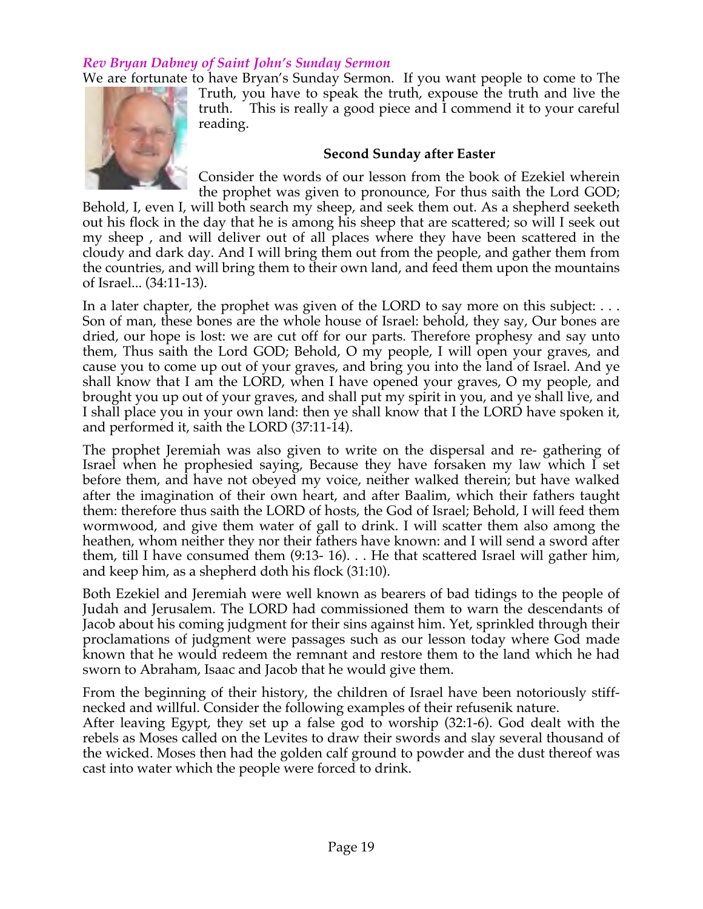### *Rev Bryan Dabney of Saint John's Sunday Sermon*

We are fortunate to have Bryan's Sunday Sermon. If you want people to come to The Truth, you have to speak the truth, expouse the truth and live the truth. This is really a good piece and I commend it to your careful reading.

**Second Sunday after Easter**

Consider the words of our lesson from the book of Ezekiel wherein the prophet was given to pronounce, For thus saith the Lord GOD; Behold, I, even I, will both search my sheep, and seek them out. As a shepherd seeketh out his flock in the day that he is among his sheep that are scattered; so will I seek out my sheep , and will deliver out of all places where they have been scattered in the cloudy and dark day. And I will bring them out from the people, and gather them from the countries, and will bring them to their own land, and feed them upon the mountains of Israel... (34:11-13).

In a later chapter, the prophet was given of the LORD to say more on this subject: . . . Son of man, these bones are the whole house of Israel: behold, they say, Our bones are dried, our hope is lost: we are cut off for our parts. Therefore prophesy and say unto them, Thus saith the Lord GOD; Behold, O my people, I will open your graves, and cause you to come up out of your graves, and bring you into the land of Israel. And ye shall know that I am the LORD, when I have opened your graves, O my people, and brought you up out of your graves, and shall put my spirit in you, and ye shall live, and I shall place you in your own land: then ye shall know that I the LORD have spoken it, and performed it, saith the LORD (37:11-14).

The prophet Jeremiah was also given to write on the dispersal and re- gathering of Israel when he prophesied saying, Because they have forsaken my law which I set before them, and have not obeyed my voice, neither walked therein; but have walked after the imagination of their own heart, and after Baalim, which their fathers taught them: therefore thus saith the LORD of hosts, the God of Israel; Behold, I will feed them wormwood, and give them water of gall to drink. I will scatter them also among the heathen, whom neither they nor their fathers have known: and I will send a sword after them, till I have consumed them (9:13- 16). . . He that scattered Israel will gather him, and keep him, as a shepherd doth his flock (31:10).

Both Ezekiel and Jeremiah were well known as bearers of bad tidings to the people of Judah and Jerusalem. The LORD had commissioned them to warn the descendants of Jacob about his coming judgment for their sins against him. Yet, sprinkled through their proclamations of judgment were passages such as our lesson today where God made known that he would redeem the remnant and restore them to the land which he had sworn to Abraham, Isaac and Jacob that he would give them.

From the beginning of their history, the children of Israel have been notoriously stiff-necked and willful. Consider the following examples of their refusenik nature.
After leaving Egypt, they set up a false god to worship (32:1-6). God dealt with the rebels as Moses called on the Levites to draw their swords and slay several thousand of the wicked. Moses then had the golden calf ground to powder and the dust thereof was cast into water which the people were forced to drink.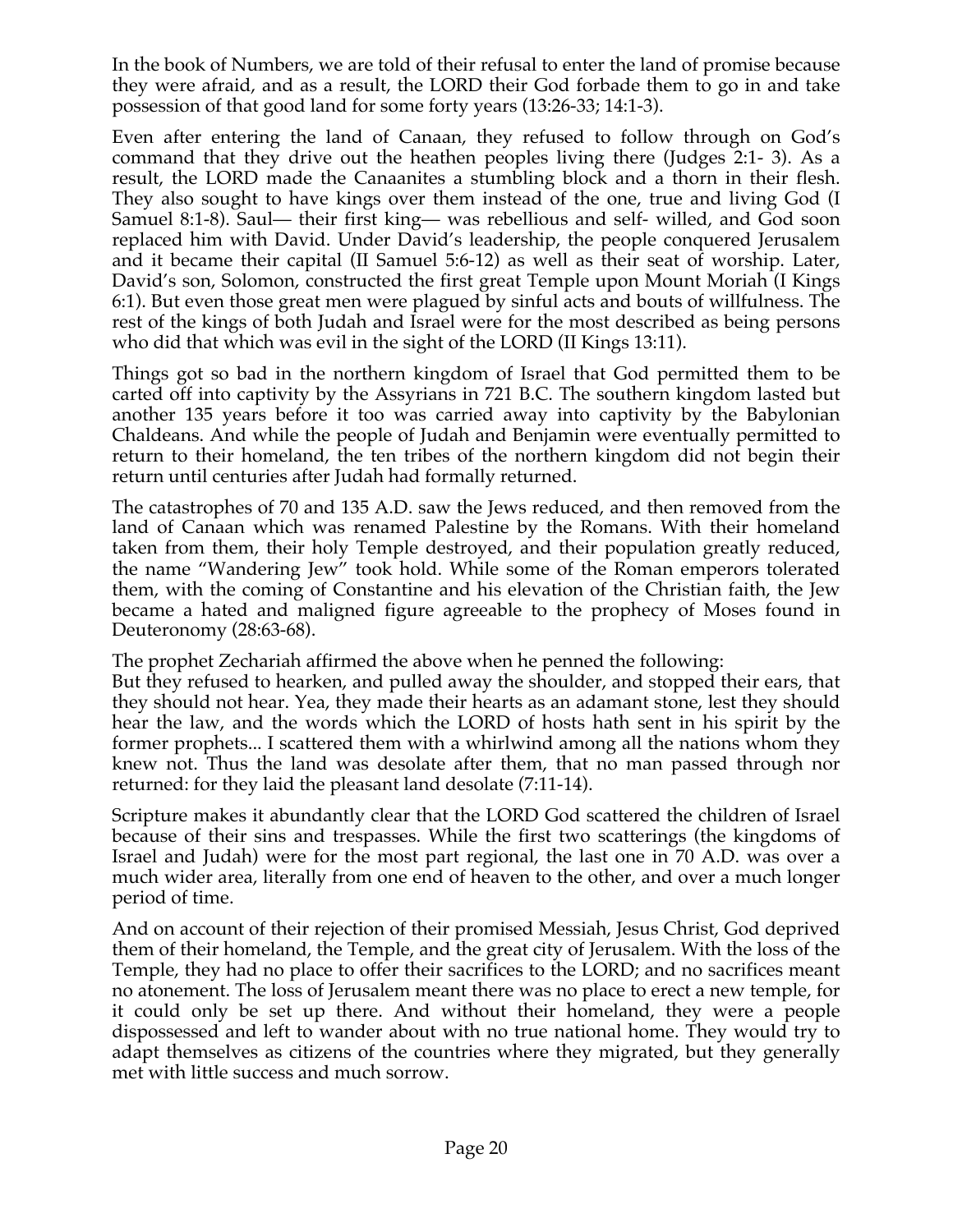In the book of Numbers, we are told of their refusal to enter the land of promise because they were afraid, and as a result, the LORD their God forbade them to go in and take possession of that good land for some forty years (13:26-33; 14:1-3).

Even after entering the land of Canaan, they refused to follow through on God's command that they drive out the heathen peoples living there (Judges 2:1- 3). As a result, the LORD made the Canaanites a stumbling block and a thorn in their flesh. They also sought to have kings over them instead of the one, true and living God (I Samuel 8:1-8). Saul— their first king— was rebellious and self- willed, and God soon replaced him with David. Under David's leadership, the people conquered Jerusalem and it became their capital (II Samuel 5:6-12) as well as their seat of worship. Later, David's son, Solomon, constructed the first great Temple upon Mount Moriah (I Kings 6:1). But even those great men were plagued by sinful acts and bouts of willfulness. The rest of the kings of both Judah and Israel were for the most described as being persons who did that which was evil in the sight of the LORD (II Kings 13:11).

Things got so bad in the northern kingdom of Israel that God permitted them to be carted off into captivity by the Assyrians in 721 B.C. The southern kingdom lasted but another 135 years before it too was carried away into captivity by the Babylonian Chaldeans. And while the people of Judah and Benjamin were eventually permitted to return to their homeland, the ten tribes of the northern kingdom did not begin their return until centuries after Judah had formally returned.

The catastrophes of 70 and 135 A.D. saw the Jews reduced, and then removed from the land of Canaan which was renamed Palestine by the Romans. With their homeland taken from them, their holy Temple destroyed, and their population greatly reduced, the name "Wandering Jew" took hold. While some of the Roman emperors tolerated them, with the coming of Constantine and his elevation of the Christian faith, the Jew became a hated and maligned figure agreeable to the prophecy of Moses found in Deuteronomy (28:63-68).

The prophet Zechariah affirmed the above when he penned the following:

But they refused to hearken, and pulled away the shoulder, and stopped their ears, that they should not hear. Yea, they made their hearts as an adamant stone, lest they should hear the law, and the words which the LORD of hosts hath sent in his spirit by the former prophets... I scattered them with a whirlwind among all the nations whom they knew not. Thus the land was desolate after them, that no man passed through nor returned: for they laid the pleasant land desolate (7:11-14).

Scripture makes it abundantly clear that the LORD God scattered the children of Israel because of their sins and trespasses. While the first two scatterings (the kingdoms of Israel and Judah) were for the most part regional, the last one in 70 A.D. was over a much wider area, literally from one end of heaven to the other, and over a much longer period of time.

And on account of their rejection of their promised Messiah, Jesus Christ, God deprived them of their homeland, the Temple, and the great city of Jerusalem. With the loss of the Temple, they had no place to offer their sacrifices to the LORD; and no sacrifices meant no atonement. The loss of Jerusalem meant there was no place to erect a new temple, for it could only be set up there. And without their homeland, they were a people dispossessed and left to wander about with no true national home. They would try to adapt themselves as citizens of the countries where they migrated, but they generally met with little success and much sorrow.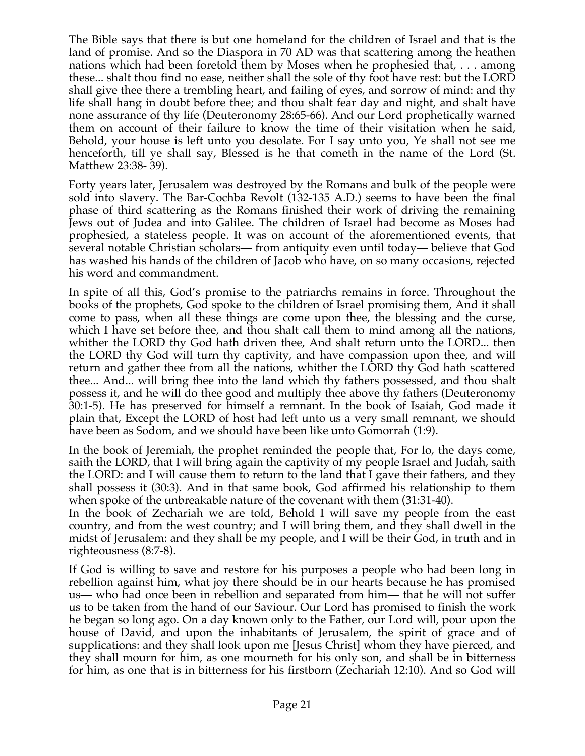The Bible says that there is but one homeland for the children of Israel and that is the land of promise. And so the Diaspora in 70 AD was that scattering among the heathen nations which had been foretold them by Moses when he prophesied that, . . . among these... shalt thou find no ease, neither shall the sole of thy foot have rest: but the LORD shall give thee there a trembling heart, and failing of eyes, and sorrow of mind: and thy life shall hang in doubt before thee; and thou shalt fear day and night, and shalt have none assurance of thy life (Deuteronomy 28:65-66). And our Lord prophetically warned them on account of their failure to know the time of their visitation when he said, Behold, your house is left unto you desolate. For I say unto you, Ye shall not see me henceforth, till ye shall say, Blessed is he that cometh in the name of the Lord (St. Matthew 23:38- 39).

Forty years later, Jerusalem was destroyed by the Romans and bulk of the people were sold into slavery. The Bar-Cochba Revolt (132-135 A.D.) seems to have been the final phase of third scattering as the Romans finished their work of driving the remaining Jews out of Judea and into Galilee. The children of Israel had become as Moses had prophesied, a stateless people. It was on account of the aforementioned events, that several notable Christian scholars— from antiquity even until today— believe that God has washed his hands of the children of Jacob who have, on so many occasions, rejected his word and commandment.

In spite of all this, God's promise to the patriarchs remains in force. Throughout the books of the prophets, God spoke to the children of Israel promising them, And it shall come to pass, when all these things are come upon thee, the blessing and the curse, which I have set before thee, and thou shalt call them to mind among all the nations, whither the LORD thy God hath driven thee, And shalt return unto the LORD... then the LORD thy God will turn thy captivity, and have compassion upon thee, and will return and gather thee from all the nations, whither the LORD thy God hath scattered thee... And... will bring thee into the land which thy fathers possessed, and thou shalt possess it, and he will do thee good and multiply thee above thy fathers (Deuteronomy 30:1-5). He has preserved for himself a remnant. In the book of Isaiah, God made it plain that, Except the LORD of host had left unto us a very small remnant, we should have been as Sodom, and we should have been like unto Gomorrah (1:9).

In the book of Jeremiah, the prophet reminded the people that, For lo, the days come, saith the LORD, that I will bring again the captivity of my people Israel and Judah, saith the LORD: and I will cause them to return to the land that I gave their fathers, and they shall possess it (30:3). And in that same book, God affirmed his relationship to them when spoke of the unbreakable nature of the covenant with them (31:31-40).

In the book of Zechariah we are told, Behold I will save my people from the east country, and from the west country; and I will bring them, and they shall dwell in the midst of Jerusalem: and they shall be my people, and I will be their God, in truth and in righteousness (8:7-8).

If God is willing to save and restore for his purposes a people who had been long in rebellion against him, what joy there should be in our hearts because he has promised us— who had once been in rebellion and separated from him— that he will not suffer us to be taken from the hand of our Saviour. Our Lord has promised to finish the work he began so long ago. On a day known only to the Father, our Lord will, pour upon the house of David, and upon the inhabitants of Jerusalem, the spirit of grace and of supplications: and they shall look upon me [Jesus Christ] whom they have pierced, and they shall mourn for him, as one mourneth for his only son, and shall be in bitterness for him, as one that is in bitterness for his firstborn (Zechariah 12:10). And so God will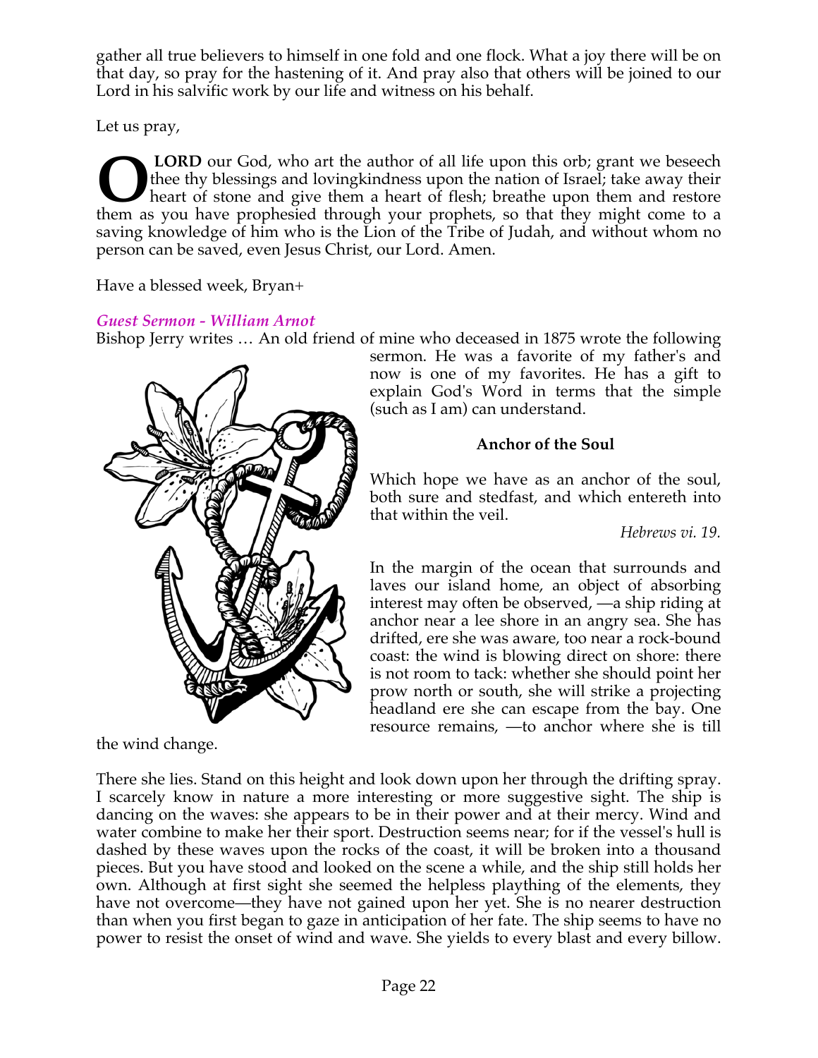gather all true believers to himself in one fold and one flock. What a joy there will be on that day, so pray for the hastening of it. And pray also that others will be joined to our Lord in his salvific work by our life and witness on his behalf.

Let us pray,

**O LORD** our God, who art the author of all life upon this orb; grant we beseech thee thy blessings and lovingkindness upon the nation of Israel; take away their heart of stone and give them a heart of flesh; breathe upon them and restore them as you have prophesied through your prophets, so that they might come to a saving knowledge of him who is the Lion of the Tribe of Judah, and without whom no person can be saved, even Jesus Christ, our Lord. Amen.

Have a blessed week, Bryan+

***Guest Sermon - William Arnot***

Bishop Jerry writes … An old friend of mine who deceased in 1875 wrote the following sermon. He was a favorite of my father's and now is one of my favorites. He has a gift to explain God's Word in terms that the simple (such as I am) can understand.

**Anchor of the Soul**

Which hope we have as an anchor of the soul, both sure and stedfast, and which entereth into that within the veil.

*Hebrews vi. 19.*

In the margin of the ocean that surrounds and laves our island home, an object of absorbing interest may often be observed, —a ship riding at anchor near a lee shore in an angry sea. She has drifted, ere she was aware, too near a rock-bound coast: the wind is blowing direct on shore: there is not room to tack: whether she should point her prow north or south, she will strike a projecting headland ere she can escape from the bay. One resource remains, —to anchor where she is till the wind change.

There she lies. Stand on this height and look down upon her through the drifting spray. I scarcely know in nature a more interesting or more suggestive sight. The ship is dancing on the waves: she appears to be in their power and at their mercy. Wind and water combine to make her their sport. Destruction seems near; for if the vessel's hull is dashed by these waves upon the rocks of the coast, it will be broken into a thousand pieces. But you have stood and looked on the scene a while, and the ship still holds her own. Although at first sight she seemed the helpless plaything of the elements, they have not overcome—they have not gained upon her yet. She is no nearer destruction than when you first began to gaze in anticipation of her fate. The ship seems to have no power to resist the onset of wind and wave. She yields to every blast and every billow.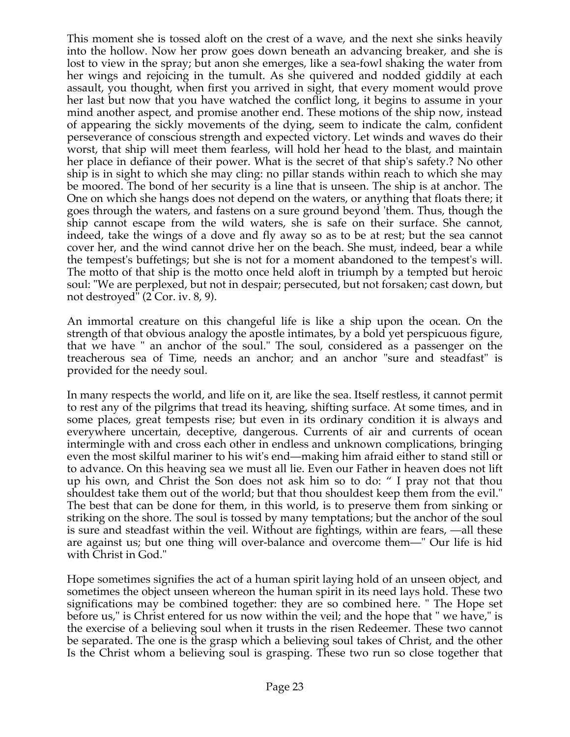This moment she is tossed aloft on the crest of a wave, and the next she sinks heavily into the hollow. Now her prow goes down beneath an advancing breaker, and she is lost to view in the spray; but anon she emerges, like a sea-fowl shaking the water from her wings and rejoicing in the tumult. As she quivered and nodded giddily at each assault, you thought, when first you arrived in sight, that every moment would prove her last but now that you have watched the conflict long, it begins to assume in your mind another aspect, and promise another end. These motions of the ship now, instead of appearing the sickly movements of the dying, seem to indicate the calm, confident perseverance of conscious strength and expected victory. Let winds and waves do their worst, that ship will meet them fearless, will hold her head to the blast, and maintain her place in defiance of their power. What is the secret of that ship's safety.? No other ship is in sight to which she may cling: no pillar stands within reach to which she may be moored. The bond of her security is a line that is unseen. The ship is at anchor. The One on which she hangs does not depend on the waters, or anything that floats there; it goes through the waters, and fastens on a sure ground beyond 'them. Thus, though the ship cannot escape from the wild waters, she is safe on their surface. She cannot, indeed, take the wings of a dove and fly away so as to be at rest; but the sea cannot cover her, and the wind cannot drive her on the beach. She must, indeed, bear a while the tempest's buffetings; but she is not for a moment abandoned to the tempest's will. The motto of that ship is the motto once held aloft in triumph by a tempted but heroic soul: "We are perplexed, but not in despair; persecuted, but not forsaken; cast down, but not destroyed" (2 Cor. iv. 8, 9).

An immortal creature on this changeful life is like a ship upon the ocean. On the strength of that obvious analogy the apostle intimates, by a bold yet perspicuous figure, that we have " an anchor of the soul." The soul, considered as a passenger on the treacherous sea of Time, needs an anchor; and an anchor "sure and steadfast" is provided for the needy soul.

In many respects the world, and life on it, are like the sea. Itself restless, it cannot permit to rest any of the pilgrims that tread its heaving, shifting surface. At some times, and in some places, great tempests rise; but even in its ordinary condition it is always and everywhere uncertain, deceptive, dangerous. Currents of air and currents of ocean intermingle with and cross each other in endless and unknown complications, bringing even the most skilful mariner to his wit's end—making him afraid either to stand still or to advance. On this heaving sea we must all lie. Even our Father in heaven does not lift up his own, and Christ the Son does not ask him so to do: " I pray not that thou shouldest take them out of the world; but that thou shouldest keep them from the evil." The best that can be done for them, in this world, is to preserve them from sinking or striking on the shore. The soul is tossed by many temptations; but the anchor of the soul is sure and steadfast within the veil. Without are fightings, within are fears, —all these are against us; but one thing will over-balance and overcome them—" Our life is hid with Christ in God."

Hope sometimes signifies the act of a human spirit laying hold of an unseen object, and sometimes the object unseen whereon the human spirit in its need lays hold. These two significations may be combined together: they are so combined here. " The Hope set before us," is Christ entered for us now within the veil; and the hope that " we have," is the exercise of a believing soul when it trusts in the risen Redeemer. These two cannot be separated. The one is the grasp which a believing soul takes of Christ, and the other Is the Christ whom a believing soul is grasping. These two run so close together that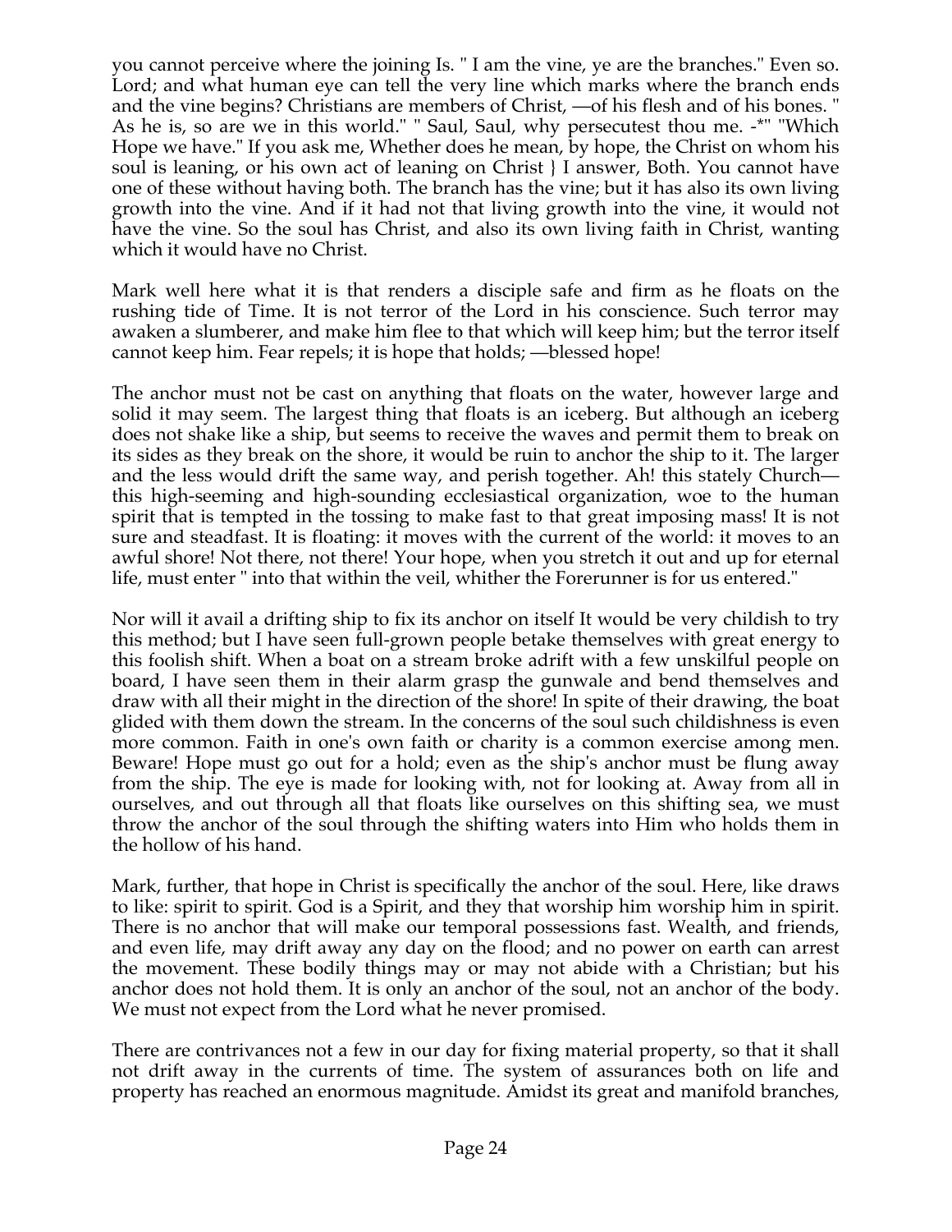you cannot perceive where the joining Is. " I am the vine, ye are the branches." Even so. Lord; and what human eye can tell the very line which marks where the branch ends and the vine begins? Christians are members of Christ, —of his flesh and of his bones. " As he is, so are we in this world." " Saul, Saul, why persecutest thou me. -*" "Which Hope we have." If you ask me, Whether does he mean, by hope, the Christ on whom his soul is leaning, or his own act of leaning on Christ } I answer, Both. You cannot have one of these without having both. The branch has the vine; but it has also its own living growth into the vine. And if it had not that living growth into the vine, it would not have the vine. So the soul has Christ, and also its own living faith in Christ, wanting which it would have no Christ.

Mark well here what it is that renders a disciple safe and firm as he floats on the rushing tide of Time. It is not terror of the Lord in his conscience. Such terror may awaken a slumberer, and make him flee to that which will keep him; but the terror itself cannot keep him. Fear repels; it is hope that holds; —blessed hope!

The anchor must not be cast on anything that floats on the water, however large and solid it may seem. The largest thing that floats is an iceberg. But although an iceberg does not shake like a ship, but seems to receive the waves and permit them to break on its sides as they break on the shore, it would be ruin to anchor the ship to it. The larger and the less would drift the same way, and perish together. Ah! this stately Church—this high-seeming and high-sounding ecclesiastical organization, woe to the human spirit that is tempted in the tossing to make fast to that great imposing mass! It is not sure and steadfast. It is floating: it moves with the current of the world: it moves to an awful shore! Not there, not there! Your hope, when you stretch it out and up for eternal life, must enter " into that within the veil, whither the Forerunner is for us entered."

Nor will it avail a drifting ship to fix its anchor on itself It would be very childish to try this method; but I have seen full-grown people betake themselves with great energy to this foolish shift. When a boat on a stream broke adrift with a few unskilful people on board, I have seen them in their alarm grasp the gunwale and bend themselves and draw with all their might in the direction of the shore! In spite of their drawing, the boat glided with them down the stream. In the concerns of the soul such childishness is even more common. Faith in one's own faith or charity is a common exercise among men. Beware! Hope must go out for a hold; even as the ship's anchor must be flung away from the ship. The eye is made for looking with, not for looking at. Away from all in ourselves, and out through all that floats like ourselves on this shifting sea, we must throw the anchor of the soul through the shifting waters into Him who holds them in the hollow of his hand.

Mark, further, that hope in Christ is specifically the anchor of the soul. Here, like draws to like: spirit to spirit. God is a Spirit, and they that worship him worship him in spirit. There is no anchor that will make our temporal possessions fast. Wealth, and friends, and even life, may drift away any day on the flood; and no power on earth can arrest the movement. These bodily things may or may not abide with a Christian; but his anchor does not hold them. It is only an anchor of the soul, not an anchor of the body. We must not expect from the Lord what he never promised.

There are contrivances not a few in our day for fixing material property, so that it shall not drift away in the currents of time. The system of assurances both on life and property has reached an enormous magnitude. Amidst its great and manifold branches,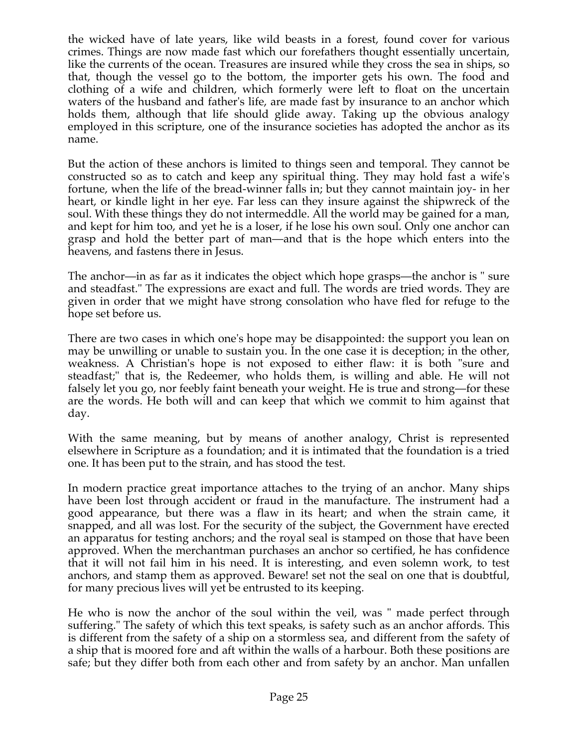the wicked have of late years, like wild beasts in a forest, found cover for various crimes. Things are now made fast which our forefathers thought essentially uncertain, like the currents of the ocean. Treasures are insured while they cross the sea in ships, so that, though the vessel go to the bottom, the importer gets his own. The food and clothing of a wife and children, which formerly were left to float on the uncertain waters of the husband and father's life, are made fast by insurance to an anchor which holds them, although that life should glide away. Taking up the obvious analogy employed in this scripture, one of the insurance societies has adopted the anchor as its name.

But the action of these anchors is limited to things seen and temporal. They cannot be constructed so as to catch and keep any spiritual thing. They may hold fast a wife's fortune, when the life of the bread-winner falls in; but they cannot maintain joy- in her heart, or kindle light in her eye. Far less can they insure against the shipwreck of the soul. With these things they do not intermeddle. All the world may be gained for a man, and kept for him too, and yet he is a loser, if he lose his own soul. Only one anchor can grasp and hold the better part of man—and that is the hope which enters into the heavens, and fastens there in Jesus.

The anchor—in as far as it indicates the object which hope grasps—the anchor is " sure and steadfast." The expressions are exact and full. The words are tried words. They are given in order that we might have strong consolation who have fled for refuge to the hope set before us.

There are two cases in which one's hope may be disappointed: the support you lean on may be unwilling or unable to sustain you. In the one case it is deception; in the other, weakness. A Christian's hope is not exposed to either flaw: it is both "sure and steadfast;" that is, the Redeemer, who holds them, is willing and able. He will not falsely let you go, nor feebly faint beneath your weight. He is true and strong—for these are the words. He both will and can keep that which we commit to him against that day.

With the same meaning, but by means of another analogy, Christ is represented elsewhere in Scripture as a foundation; and it is intimated that the foundation is a tried one. It has been put to the strain, and has stood the test.

In modern practice great importance attaches to the trying of an anchor. Many ships have been lost through accident or fraud in the manufacture. The instrument had a good appearance, but there was a flaw in its heart; and when the strain came, it snapped, and all was lost. For the security of the subject, the Government have erected an apparatus for testing anchors; and the royal seal is stamped on those that have been approved. When the merchantman purchases an anchor so certified, he has confidence that it will not fail him in his need. It is interesting, and even solemn work, to test anchors, and stamp them as approved. Beware! set not the seal on one that is doubtful, for many precious lives will yet be entrusted to its keeping.

He who is now the anchor of the soul within the veil, was " made perfect through suffering." The safety of which this text speaks, is safety such as an anchor affords. This is different from the safety of a ship on a stormless sea, and different from the safety of a ship that is moored fore and aft within the walls of a harbour. Both these positions are safe; but they differ both from each other and from safety by an anchor. Man unfallen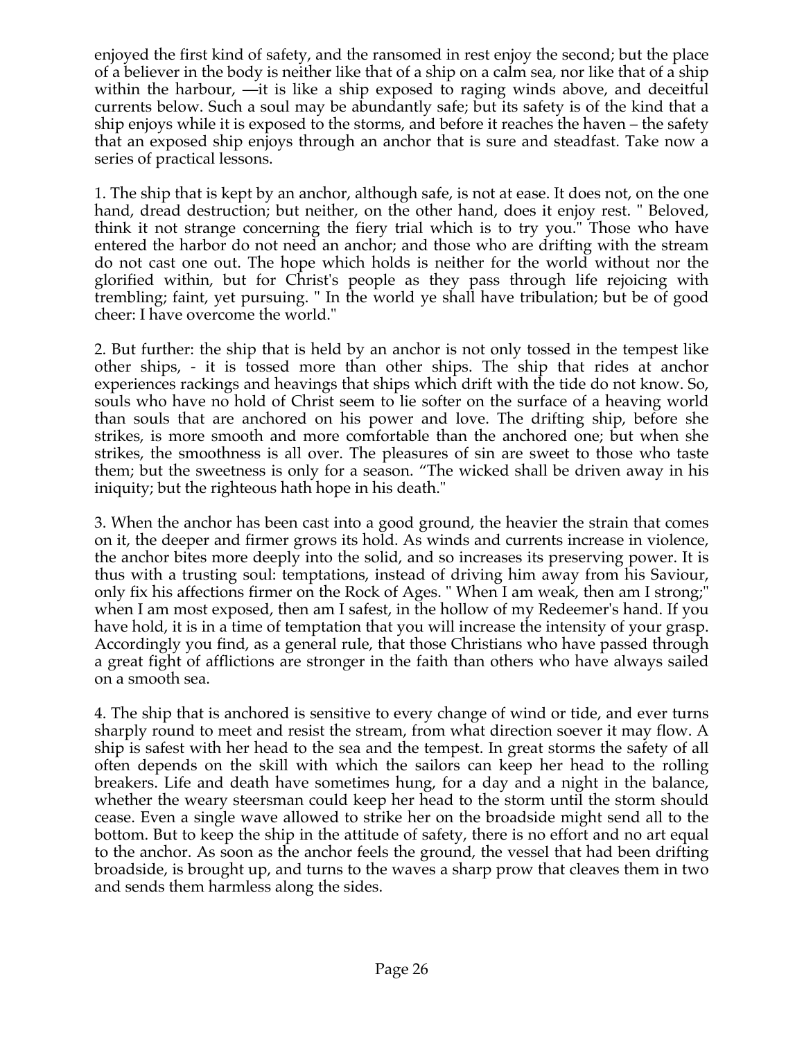enjoyed the first kind of safety, and the ransomed in rest enjoy the second; but the place of a believer in the body is neither like that of a ship on a calm sea, nor like that of a ship within the harbour, —it is like a ship exposed to raging winds above, and deceitful currents below. Such a soul may be abundantly safe; but its safety is of the kind that a ship enjoys while it is exposed to the storms, and before it reaches the haven – the safety that an exposed ship enjoys through an anchor that is sure and steadfast. Take now a series of practical lessons.

1. The ship that is kept by an anchor, although safe, is not at ease. It does not, on the one hand, dread destruction; but neither, on the other hand, does it enjoy rest. " Beloved, think it not strange concerning the fiery trial which is to try you." Those who have entered the harbor do not need an anchor; and those who are drifting with the stream do not cast one out. The hope which holds is neither for the world without nor the glorified within, but for Christ's people as they pass through life rejoicing with trembling; faint, yet pursuing. " In the world ye shall have tribulation; but be of good cheer: I have overcome the world."

2. But further: the ship that is held by an anchor is not only tossed in the tempest like other ships, - it is tossed more than other ships. The ship that rides at anchor experiences rackings and heavings that ships which drift with the tide do not know. So, souls who have no hold of Christ seem to lie softer on the surface of a heaving world than souls that are anchored on his power and love. The drifting ship, before she strikes, is more smooth and more comfortable than the anchored one; but when she strikes, the smoothness is all over. The pleasures of sin are sweet to those who taste them; but the sweetness is only for a season. "The wicked shall be driven away in his iniquity; but the righteous hath hope in his death."

3. When the anchor has been cast into a good ground, the heavier the strain that comes on it, the deeper and firmer grows its hold. As winds and currents increase in violence, the anchor bites more deeply into the solid, and so increases its preserving power. It is thus with a trusting soul: temptations, instead of driving him away from his Saviour, only fix his affections firmer on the Rock of Ages. " When I am weak, then am I strong;" when I am most exposed, then am I safest, in the hollow of my Redeemer's hand. If you have hold, it is in a time of temptation that you will increase the intensity of your grasp. Accordingly you find, as a general rule, that those Christians who have passed through a great fight of afflictions are stronger in the faith than others who have always sailed on a smooth sea.

4. The ship that is anchored is sensitive to every change of wind or tide, and ever turns sharply round to meet and resist the stream, from what direction soever it may flow. A ship is safest with her head to the sea and the tempest. In great storms the safety of all often depends on the skill with which the sailors can keep her head to the rolling breakers. Life and death have sometimes hung, for a day and a night in the balance, whether the weary steersman could keep her head to the storm until the storm should cease. Even a single wave allowed to strike her on the broadside might send all to the bottom. But to keep the ship in the attitude of safety, there is no effort and no art equal to the anchor. As soon as the anchor feels the ground, the vessel that had been drifting broadside, is brought up, and turns to the waves a sharp prow that cleaves them in two and sends them harmless along the sides.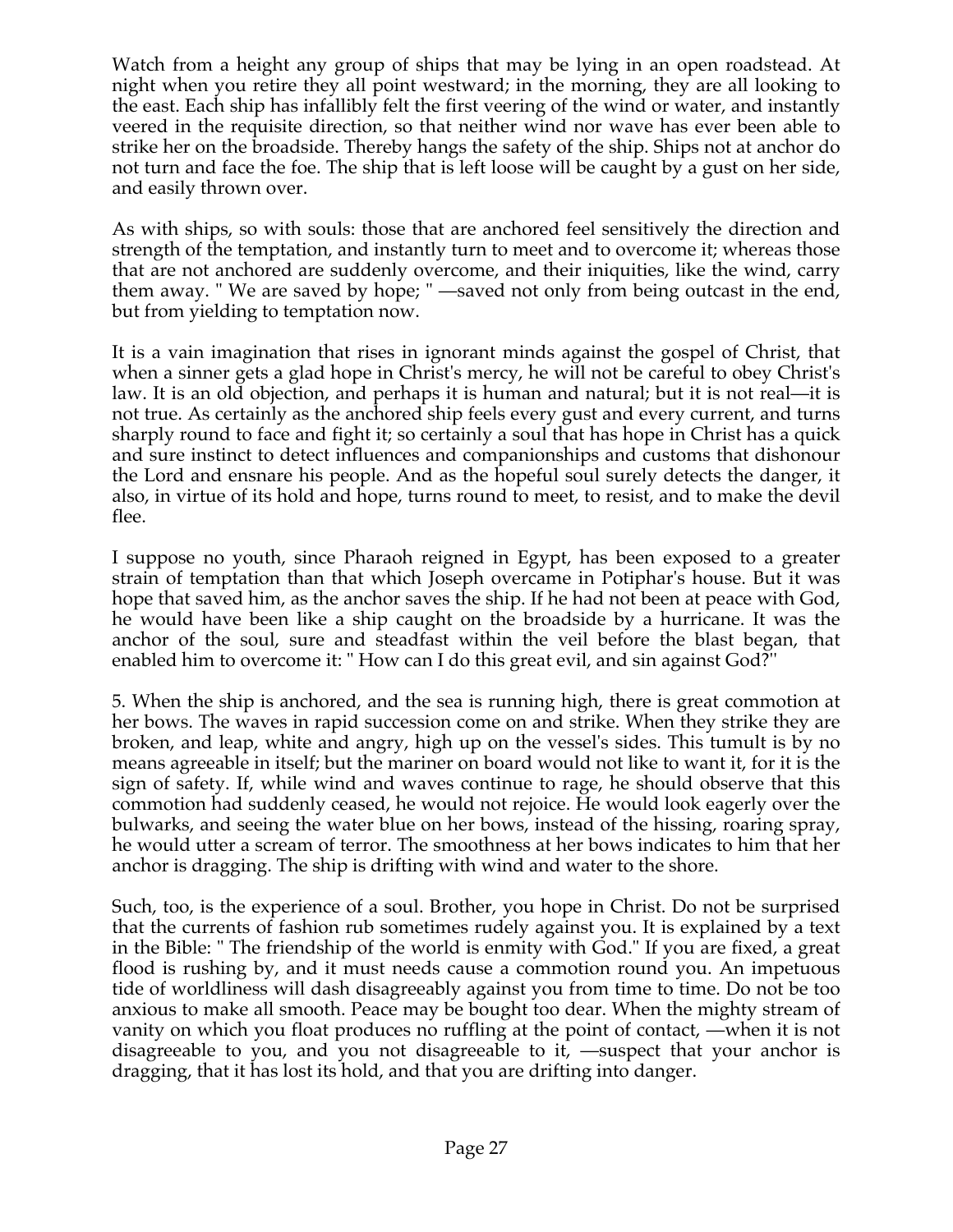Watch from a height any group of ships that may be lying in an open roadstead. At night when you retire they all point westward; in the morning, they are all looking to the east. Each ship has infallibly felt the first veering of the wind or water, and instantly veered in the requisite direction, so that neither wind nor wave has ever been able to strike her on the broadside. Thereby hangs the safety of the ship. Ships not at anchor do not turn and face the foe. The ship that is left loose will be caught by a gust on her side, and easily thrown over.

As with ships, so with souls: those that are anchored feel sensitively the direction and strength of the temptation, and instantly turn to meet and to overcome it; whereas those that are not anchored are suddenly overcome, and their iniquities, like the wind, carry them away. " We are saved by hope; " —saved not only from being outcast in the end, but from yielding to temptation now.

It is a vain imagination that rises in ignorant minds against the gospel of Christ, that when a sinner gets a glad hope in Christ's mercy, he will not be careful to obey Christ's law. It is an old objection, and perhaps it is human and natural; but it is not real—it is not true. As certainly as the anchored ship feels every gust and every current, and turns sharply round to face and fight it; so certainly a soul that has hope in Christ has a quick and sure instinct to detect influences and companionships and customs that dishonour the Lord and ensnare his people. And as the hopeful soul surely detects the danger, it also, in virtue of its hold and hope, turns round to meet, to resist, and to make the devil flee.

I suppose no youth, since Pharaoh reigned in Egypt, has been exposed to a greater strain of temptation than that which Joseph overcame in Potiphar's house. But it was hope that saved him, as the anchor saves the ship. If he had not been at peace with God, he would have been like a ship caught on the broadside by a hurricane. It was the anchor of the soul, sure and steadfast within the veil before the blast began, that enabled him to overcome it: " How can I do this great evil, and sin against God?"

5. When the ship is anchored, and the sea is running high, there is great commotion at her bows. The waves in rapid succession come on and strike. When they strike they are broken, and leap, white and angry, high up on the vessel's sides. This tumult is by no means agreeable in itself; but the mariner on board would not like to want it, for it is the sign of safety. If, while wind and waves continue to rage, he should observe that this commotion had suddenly ceased, he would not rejoice. He would look eagerly over the bulwarks, and seeing the water blue on her bows, instead of the hissing, roaring spray, he would utter a scream of terror. The smoothness at her bows indicates to him that her anchor is dragging. The ship is drifting with wind and water to the shore.

Such, too, is the experience of a soul. Brother, you hope in Christ. Do not be surprised that the currents of fashion rub sometimes rudely against you. It is explained by a text in the Bible: " The friendship of the world is enmity with God." If you are fixed, a great flood is rushing by, and it must needs cause a commotion round you. An impetuous tide of worldliness will dash disagreeably against you from time to time. Do not be too anxious to make all smooth. Peace may be bought too dear. When the mighty stream of vanity on which you float produces no ruffling at the point of contact, —when it is not disagreeable to you, and you not disagreeable to it, —suspect that your anchor is dragging, that it has lost its hold, and that you are drifting into danger.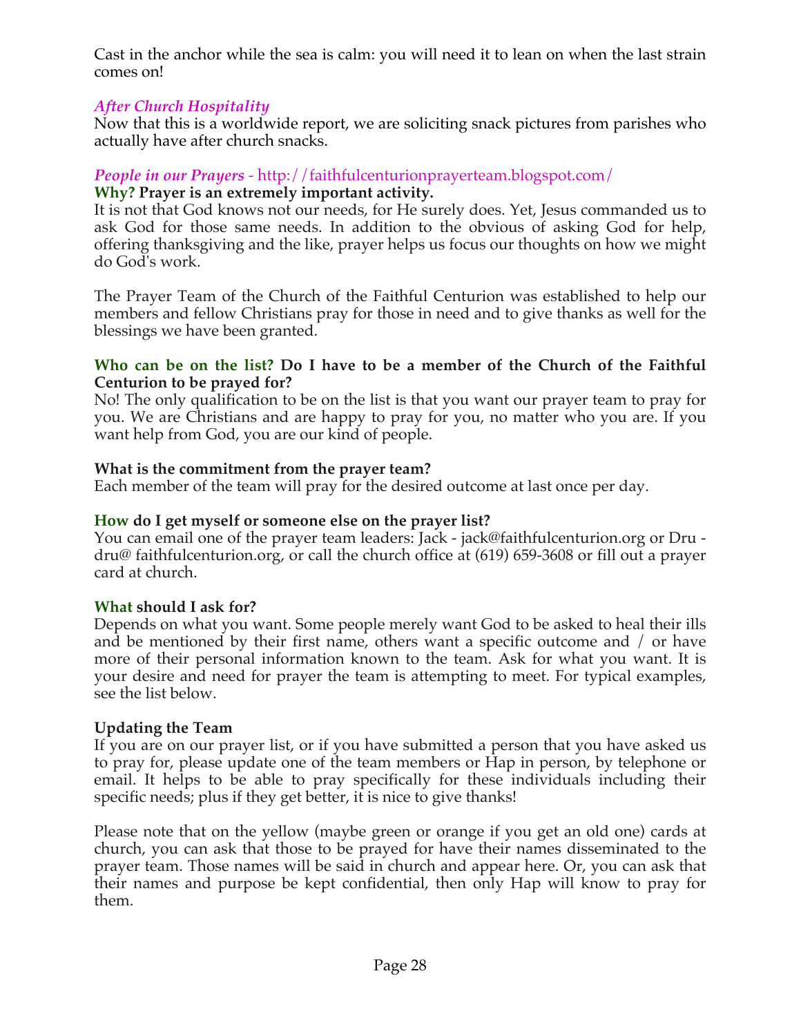Cast in the anchor while the sea is calm: you will need it to lean on when the last strain comes on!

### *After Church Hospitality*

Now that this is a worldwide report, we are soliciting snack pictures from parishes who actually have after church snacks.

### *People in our Prayers* - http://faithfulcenturionprayerteam.blogspot.com/

**Why? Prayer is an extremely important activity.**

It is not that God knows not our needs, for He surely does. Yet, Jesus commanded us to ask God for those same needs. In addition to the obvious of asking God for help, offering thanksgiving and the like, prayer helps us focus our thoughts on how we might do God's work.

The Prayer Team of the Church of the Faithful Centurion was established to help our members and fellow Christians pray for those in need and to give thanks as well for the blessings we have been granted.

**Who can be on the list? Do I have to be a member of the Church of the Faithful Centurion to be prayed for?**

No! The only qualification to be on the list is that you want our prayer team to pray for you. We are Christians and are happy to pray for you, no matter who you are. If you want help from God, you are our kind of people.

**What is the commitment from the prayer team?**

Each member of the team will pray for the desired outcome at last once per day.

**How do I get myself or someone else on the prayer list?**

You can email one of the prayer team leaders: Jack - jack@faithfulcenturion.org or Dru - dru@ faithfulcenturion.org, or call the church office at (619) 659-3608 or fill out a prayer card at church.

**What should I ask for?**

Depends on what you want. Some people merely want God to be asked to heal their ills and be mentioned by their first name, others want a specific outcome and / or have more of their personal information known to the team. Ask for what you want. It is your desire and need for prayer the team is attempting to meet. For typical examples, see the list below.

**Updating the Team**

If you are on our prayer list, or if you have submitted a person that you have asked us to pray for, please update one of the team members or Hap in person, by telephone or email. It helps to be able to pray specifically for these individuals including their specific needs; plus if they get better, it is nice to give thanks!

Please note that on the yellow (maybe green or orange if you get an old one) cards at church, you can ask that those to be prayed for have their names disseminated to the prayer team. Those names will be said in church and appear here. Or, you can ask that their names and purpose be kept confidential, then only Hap will know to pray for them.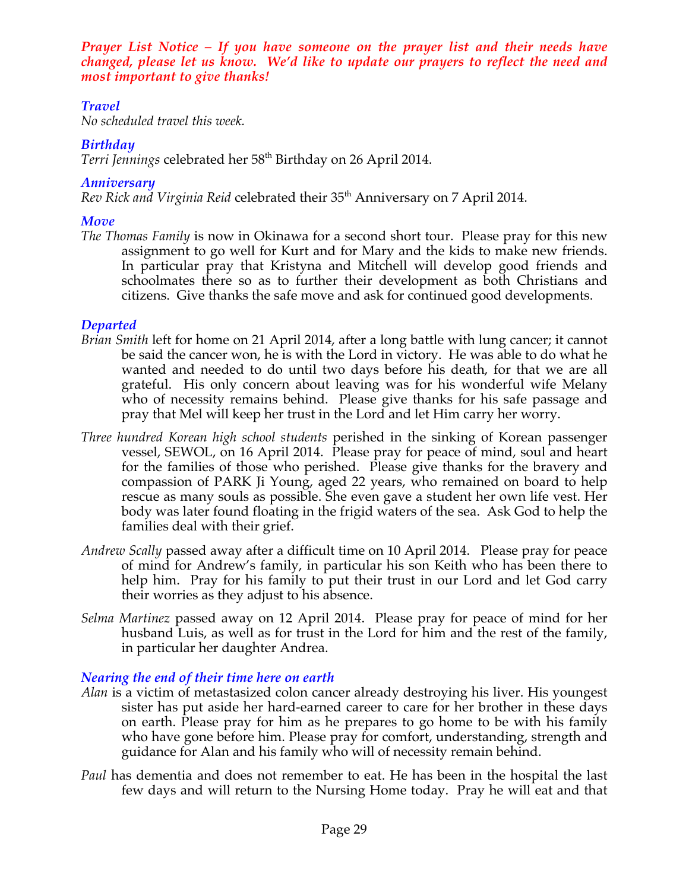***Prayer List Notice – If you have someone on the prayer list and their needs have changed, please let us know. We'd like to update our prayers to reflect the need and most important to give thanks!***

### *Travel*

*No scheduled travel this week.*

### *Birthday*

*Terri Jennings* celebrated her 58th Birthday on 26 April 2014.

### *Anniversary*

*Rev Rick and Virginia Reid* celebrated their 35th Anniversary on 7 April 2014.

### *Move*

*The Thomas Family* is now in Okinawa for a second short tour. Please pray for this new assignment to go well for Kurt and for Mary and the kids to make new friends. In particular pray that Kristyna and Mitchell will develop good friends and schoolmates there so as to further their development as both Christians and citizens. Give thanks the safe move and ask for continued good developments.

### *Departed*

*Brian Smith* left for home on 21 April 2014, after a long battle with lung cancer; it cannot be said the cancer won, he is with the Lord in victory. He was able to do what he wanted and needed to do until two days before his death, for that we are all grateful. His only concern about leaving was for his wonderful wife Melany who of necessity remains behind. Please give thanks for his safe passage and pray that Mel will keep her trust in the Lord and let Him carry her worry.

*Three hundred Korean high school students* perished in the sinking of Korean passenger vessel, SEWOL, on 16 April 2014. Please pray for peace of mind, soul and heart for the families of those who perished. Please give thanks for the bravery and compassion of PARK Ji Young, aged 22 years, who remained on board to help rescue as many souls as possible. She even gave a student her own life vest. Her body was later found floating in the frigid waters of the sea. Ask God to help the families deal with their grief.

*Andrew Scally* passed away after a difficult time on 10 April 2014. Please pray for peace of mind for Andrew's family, in particular his son Keith who has been there to help him. Pray for his family to put their trust in our Lord and let God carry their worries as they adjust to his absence.

*Selma Martinez* passed away on 12 April 2014. Please pray for peace of mind for her husband Luis, as well as for trust in the Lord for him and the rest of the family, in particular her daughter Andrea.

### *Nearing the end of their time here on earth*

*Alan* is a victim of metastasized colon cancer already destroying his liver. His youngest sister has put aside her hard-earned career to care for her brother in these days on earth. Please pray for him as he prepares to go home to be with his family who have gone before him. Please pray for comfort, understanding, strength and guidance for Alan and his family who will of necessity remain behind.

*Paul* has dementia and does not remember to eat. He has been in the hospital the last few days and will return to the Nursing Home today. Pray he will eat and that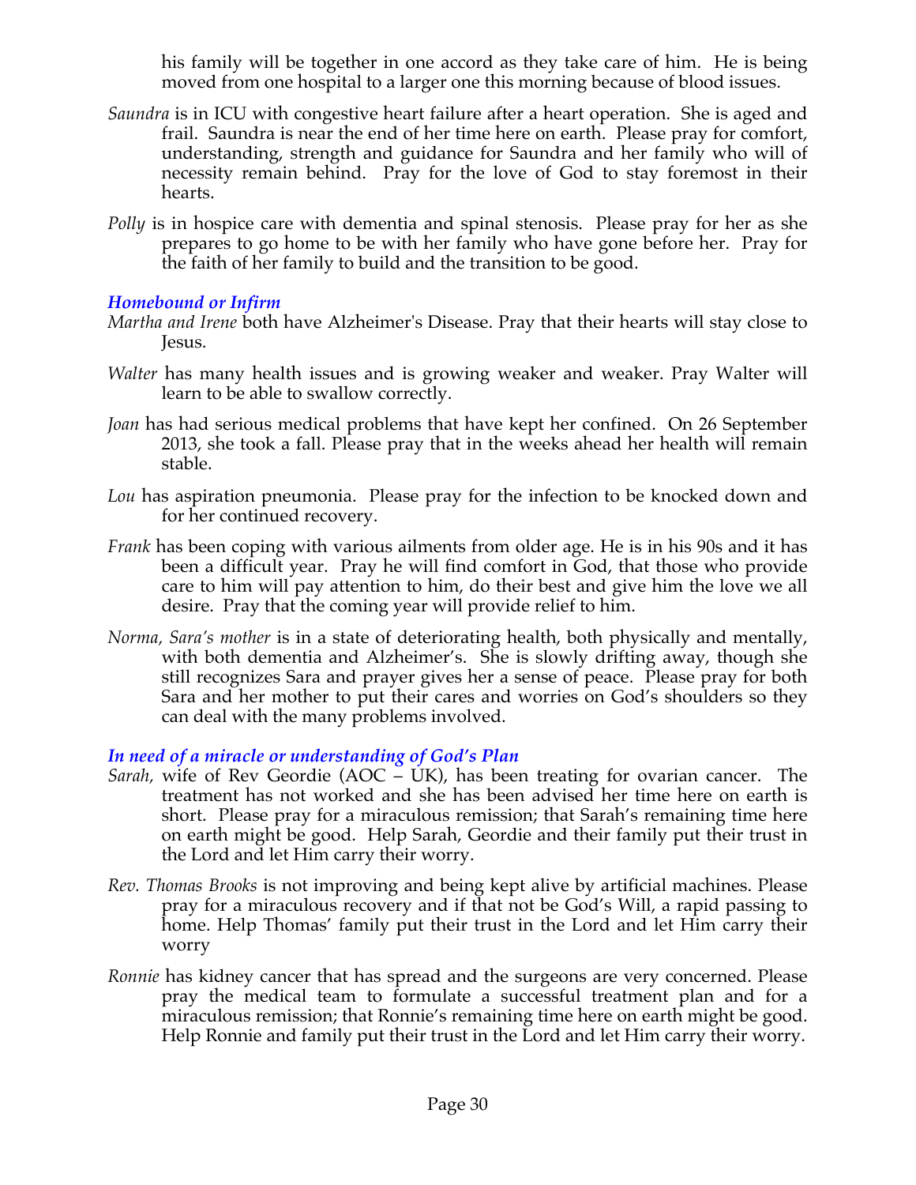his family will be together in one accord as they take care of him. He is being moved from one hospital to a larger one this morning because of blood issues.

*Saundra* is in ICU with congestive heart failure after a heart operation. She is aged and frail. Saundra is near the end of her time here on earth. Please pray for comfort, understanding, strength and guidance for Saundra and her family who will of necessity remain behind. Pray for the love of God to stay foremost in their hearts.

*Polly* is in hospice care with dementia and spinal stenosis. Please pray for her as she prepares to go home to be with her family who have gone before her. Pray for the faith of her family to build and the transition to be good.

### *Homebound or Infirm*

*Martha and Irene* both have Alzheimer's Disease. Pray that their hearts will stay close to Jesus.

*Walter* has many health issues and is growing weaker and weaker. Pray Walter will learn to be able to swallow correctly.

*Joan* has had serious medical problems that have kept her confined. On 26 September 2013, she took a fall. Please pray that in the weeks ahead her health will remain stable.

*Lou* has aspiration pneumonia. Please pray for the infection to be knocked down and for her continued recovery.

*Frank* has been coping with various ailments from older age. He is in his 90s and it has been a difficult year. Pray he will find comfort in God, that those who provide care to him will pay attention to him, do their best and give him the love we all desire. Pray that the coming year will provide relief to him.

*Norma, Sara's mother* is in a state of deteriorating health, both physically and mentally, with both dementia and Alzheimer's. She is slowly drifting away, though she still recognizes Sara and prayer gives her a sense of peace. Please pray for both Sara and her mother to put their cares and worries on God's shoulders so they can deal with the many problems involved.

### *In need of a miracle or understanding of God's Plan*

*Sarah,* wife of Rev Geordie (AOC – UK), has been treating for ovarian cancer. The treatment has not worked and she has been advised her time here on earth is short. Please pray for a miraculous remission; that Sarah's remaining time here on earth might be good. Help Sarah, Geordie and their family put their trust in the Lord and let Him carry their worry.

*Rev. Thomas Brooks* is not improving and being kept alive by artificial machines. Please pray for a miraculous recovery and if that not be God's Will, a rapid passing to home. Help Thomas' family put their trust in the Lord and let Him carry their worry

*Ronnie* has kidney cancer that has spread and the surgeons are very concerned. Please pray the medical team to formulate a successful treatment plan and for a miraculous remission; that Ronnie's remaining time here on earth might be good. Help Ronnie and family put their trust in the Lord and let Him carry their worry.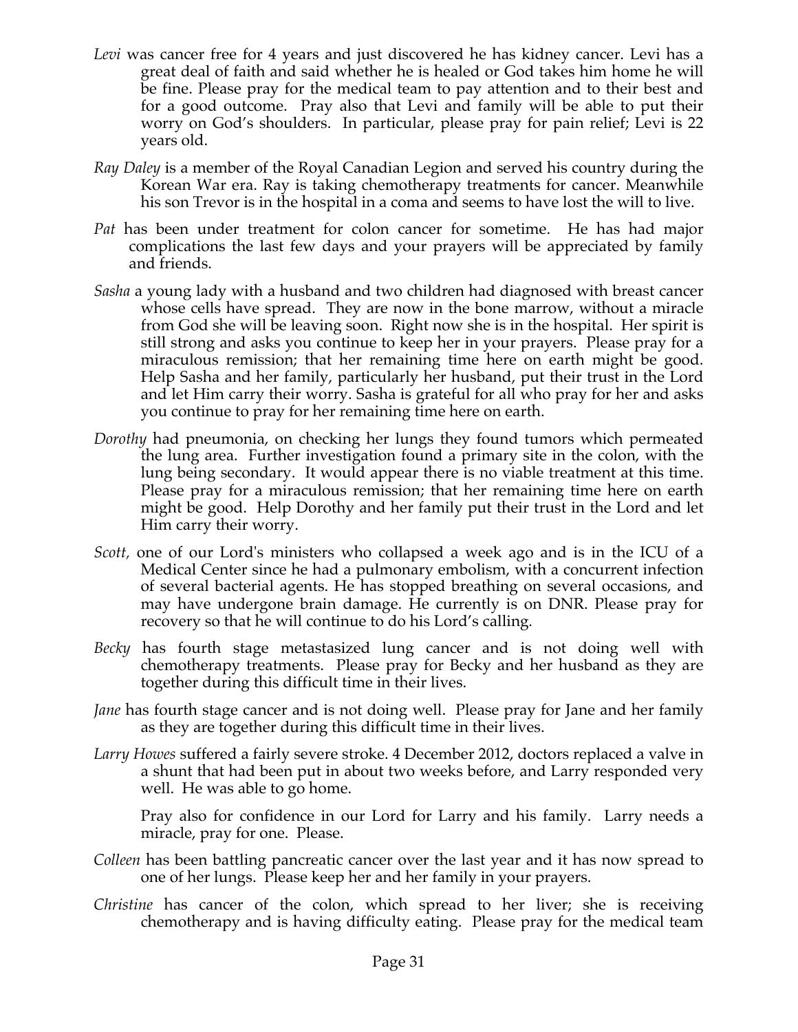*Levi* was cancer free for 4 years and just discovered he has kidney cancer. Levi has a great deal of faith and said whether he is healed or God takes him home he will be fine. Please pray for the medical team to pay attention and to their best and for a good outcome. Pray also that Levi and family will be able to put their worry on God's shoulders. In particular, please pray for pain relief; Levi is 22 years old.

*Ray Daley* is a member of the Royal Canadian Legion and served his country during the Korean War era. Ray is taking chemotherapy treatments for cancer. Meanwhile his son Trevor is in the hospital in a coma and seems to have lost the will to live.

*Pat* has been under treatment for colon cancer for sometime. He has had major complications the last few days and your prayers will be appreciated by family and friends.

*Sasha* a young lady with a husband and two children had diagnosed with breast cancer whose cells have spread. They are now in the bone marrow, without a miracle from God she will be leaving soon. Right now she is in the hospital. Her spirit is still strong and asks you continue to keep her in your prayers. Please pray for a miraculous remission; that her remaining time here on earth might be good. Help Sasha and her family, particularly her husband, put their trust in the Lord and let Him carry their worry. Sasha is grateful for all who pray for her and asks you continue to pray for her remaining time here on earth.

*Dorothy* had pneumonia, on checking her lungs they found tumors which permeated the lung area. Further investigation found a primary site in the colon, with the lung being secondary. It would appear there is no viable treatment at this time. Please pray for a miraculous remission; that her remaining time here on earth might be good. Help Dorothy and her family put their trust in the Lord and let Him carry their worry.

*Scott,* one of our Lord's ministers who collapsed a week ago and is in the ICU of a Medical Center since he had a pulmonary embolism, with a concurrent infection of several bacterial agents. He has stopped breathing on several occasions, and may have undergone brain damage. He currently is on DNR. Please pray for recovery so that he will continue to do his Lord's calling.

*Becky* has fourth stage metastasized lung cancer and is not doing well with chemotherapy treatments. Please pray for Becky and her husband as they are together during this difficult time in their lives.

*Jane* has fourth stage cancer and is not doing well. Please pray for Jane and her family as they are together during this difficult time in their lives.

*Larry Howes* suffered a fairly severe stroke. 4 December 2012, doctors replaced a valve in a shunt that had been put in about two weeks before, and Larry responded very well. He was able to go home.

Pray also for confidence in our Lord for Larry and his family. Larry needs a miracle, pray for one. Please.

*Colleen* has been battling pancreatic cancer over the last year and it has now spread to one of her lungs. Please keep her and her family in your prayers.

*Christine* has cancer of the colon, which spread to her liver; she is receiving chemotherapy and is having difficulty eating. Please pray for the medical team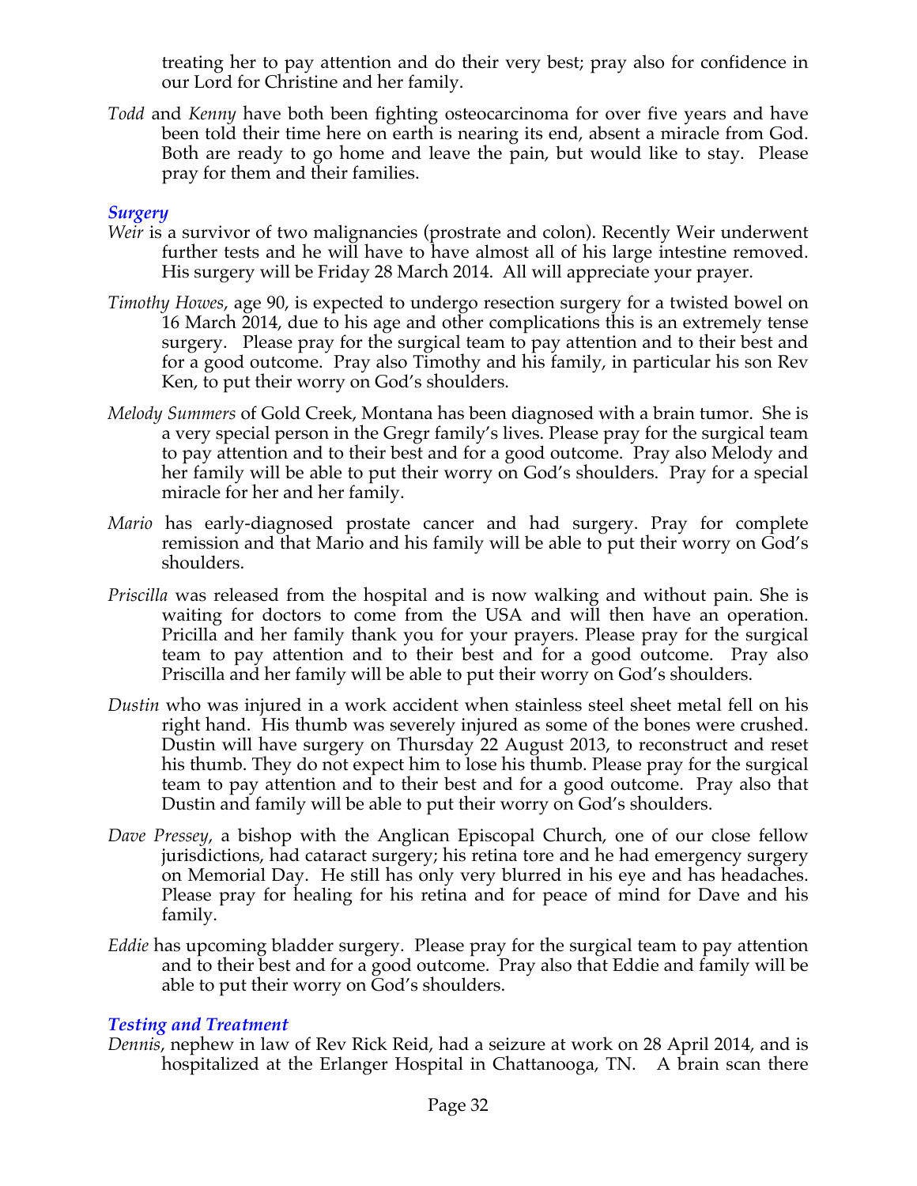treating her to pay attention and do their very best; pray also for confidence in our Lord for Christine and her family.

*Todd* and *Kenny* have both been fighting osteocarcinoma for over five years and have been told their time here on earth is nearing its end, absent a miracle from God. Both are ready to go home and leave the pain, but would like to stay. Please pray for them and their families.

### *Surgery*

*Weir* is a survivor of two malignancies (prostrate and colon). Recently Weir underwent further tests and he will have to have almost all of his large intestine removed. His surgery will be Friday 28 March 2014. All will appreciate your prayer.

*Timothy Howes*, age 90, is expected to undergo resection surgery for a twisted bowel on 16 March 2014, due to his age and other complications this is an extremely tense surgery. Please pray for the surgical team to pay attention and to their best and for a good outcome. Pray also Timothy and his family, in particular his son Rev Ken, to put their worry on God's shoulders.

*Melody Summers* of Gold Creek, Montana has been diagnosed with a brain tumor. She is a very special person in the Gregr family's lives. Please pray for the surgical team to pay attention and to their best and for a good outcome. Pray also Melody and her family will be able to put their worry on God's shoulders. Pray for a special miracle for her and her family.

*Mario* has early-diagnosed prostate cancer and had surgery. Pray for complete remission and that Mario and his family will be able to put their worry on God's shoulders.

*Priscilla* was released from the hospital and is now walking and without pain. She is waiting for doctors to come from the USA and will then have an operation. Pricilla and her family thank you for your prayers. Please pray for the surgical team to pay attention and to their best and for a good outcome. Pray also Priscilla and her family will be able to put their worry on God's shoulders.

*Dustin* who was injured in a work accident when stainless steel sheet metal fell on his right hand. His thumb was severely injured as some of the bones were crushed. Dustin will have surgery on Thursday 22 August 2013, to reconstruct and reset his thumb. They do not expect him to lose his thumb. Please pray for the surgical team to pay attention and to their best and for a good outcome. Pray also that Dustin and family will be able to put their worry on God's shoulders.

*Dave Pressey*, a bishop with the Anglican Episcopal Church, one of our close fellow jurisdictions, had cataract surgery; his retina tore and he had emergency surgery on Memorial Day. He still has only very blurred in his eye and has headaches. Please pray for healing for his retina and for peace of mind for Dave and his family.

*Eddie* has upcoming bladder surgery. Please pray for the surgical team to pay attention and to their best and for a good outcome. Pray also that Eddie and family will be able to put their worry on God's shoulders.

### *Testing and Treatment*

*Dennis*, nephew in law of Rev Rick Reid, had a seizure at work on 28 April 2014, and is hospitalized at the Erlanger Hospital in Chattanooga, TN. A brain scan there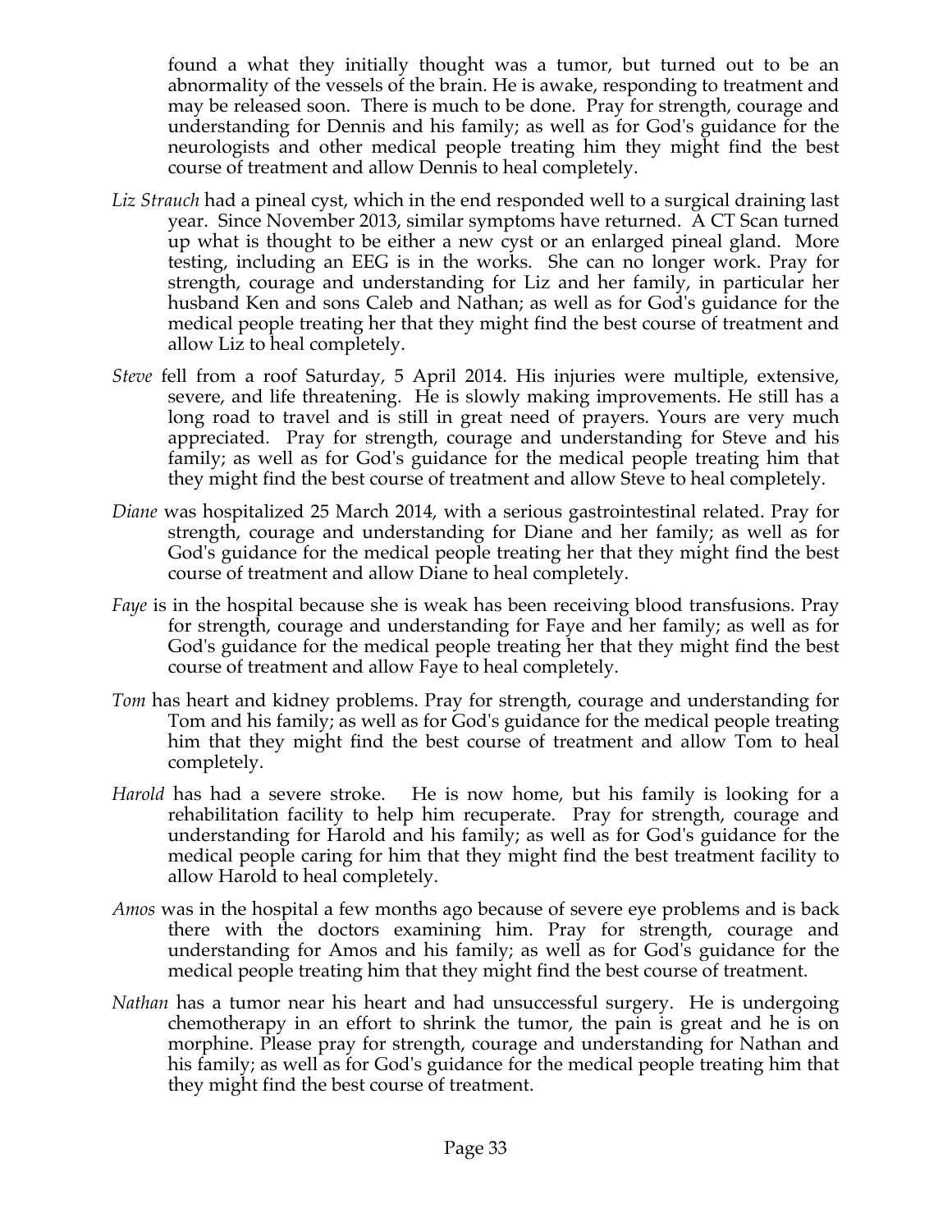found a what they initially thought was a tumor, but turned out to be an abnormality of the vessels of the brain. He is awake, responding to treatment and may be released soon. There is much to be done. Pray for strength, courage and understanding for Dennis and his family; as well as for God's guidance for the neurologists and other medical people treating him they might find the best course of treatment and allow Dennis to heal completely.

*Liz Strauch* had a pineal cyst, which in the end responded well to a surgical draining last year. Since November 2013, similar symptoms have returned. A CT Scan turned up what is thought to be either a new cyst or an enlarged pineal gland. More testing, including an EEG is in the works. She can no longer work. Pray for strength, courage and understanding for Liz and her family, in particular her husband Ken and sons Caleb and Nathan; as well as for God's guidance for the medical people treating her that they might find the best course of treatment and allow Liz to heal completely.

*Steve* fell from a roof Saturday, 5 April 2014. His injuries were multiple, extensive, severe, and life threatening. He is slowly making improvements. He still has a long road to travel and is still in great need of prayers. Yours are very much appreciated. Pray for strength, courage and understanding for Steve and his family; as well as for God's guidance for the medical people treating him that they might find the best course of treatment and allow Steve to heal completely.

*Diane* was hospitalized 25 March 2014, with a serious gastrointestinal related. Pray for strength, courage and understanding for Diane and her family; as well as for God's guidance for the medical people treating her that they might find the best course of treatment and allow Diane to heal completely.

*Faye* is in the hospital because she is weak has been receiving blood transfusions. Pray for strength, courage and understanding for Faye and her family; as well as for God's guidance for the medical people treating her that they might find the best course of treatment and allow Faye to heal completely.

*Tom* has heart and kidney problems. Pray for strength, courage and understanding for Tom and his family; as well as for God's guidance for the medical people treating him that they might find the best course of treatment and allow Tom to heal completely.

*Harold* has had a severe stroke. He is now home, but his family is looking for a rehabilitation facility to help him recuperate. Pray for strength, courage and understanding for Harold and his family; as well as for God's guidance for the medical people caring for him that they might find the best treatment facility to allow Harold to heal completely.

*Amos* was in the hospital a few months ago because of severe eye problems and is back there with the doctors examining him. Pray for strength, courage and understanding for Amos and his family; as well as for God's guidance for the medical people treating him that they might find the best course of treatment.

*Nathan* has a tumor near his heart and had unsuccessful surgery. He is undergoing chemotherapy in an effort to shrink the tumor, the pain is great and he is on morphine. Please pray for strength, courage and understanding for Nathan and his family; as well as for God's guidance for the medical people treating him that they might find the best course of treatment.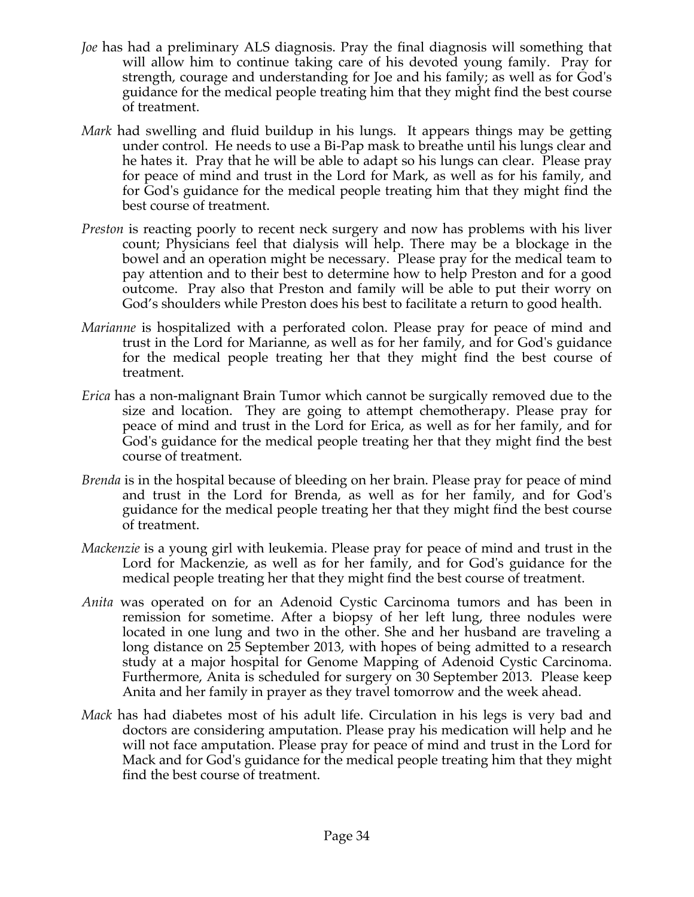*Joe* has had a preliminary ALS diagnosis. Pray the final diagnosis will something that will allow him to continue taking care of his devoted young family. Pray for strength, courage and understanding for Joe and his family; as well as for God's guidance for the medical people treating him that they might find the best course of treatment.

*Mark* had swelling and fluid buildup in his lungs. It appears things may be getting under control. He needs to use a Bi-Pap mask to breathe until his lungs clear and he hates it. Pray that he will be able to adapt so his lungs can clear. Please pray for peace of mind and trust in the Lord for Mark, as well as for his family, and for God's guidance for the medical people treating him that they might find the best course of treatment.

*Preston* is reacting poorly to recent neck surgery and now has problems with his liver count; Physicians feel that dialysis will help. There may be a blockage in the bowel and an operation might be necessary. Please pray for the medical team to pay attention and to their best to determine how to help Preston and for a good outcome. Pray also that Preston and family will be able to put their worry on God's shoulders while Preston does his best to facilitate a return to good health.

*Marianne* is hospitalized with a perforated colon. Please pray for peace of mind and trust in the Lord for Marianne, as well as for her family, and for God's guidance for the medical people treating her that they might find the best course of treatment.

*Erica* has a non-malignant Brain Tumor which cannot be surgically removed due to the size and location. They are going to attempt chemotherapy. Please pray for peace of mind and trust in the Lord for Erica, as well as for her family, and for God's guidance for the medical people treating her that they might find the best course of treatment.

*Brenda* is in the hospital because of bleeding on her brain. Please pray for peace of mind and trust in the Lord for Brenda, as well as for her family, and for God's guidance for the medical people treating her that they might find the best course of treatment.

*Mackenzie* is a young girl with leukemia. Please pray for peace of mind and trust in the Lord for Mackenzie, as well as for her family, and for God's guidance for the medical people treating her that they might find the best course of treatment.

*Anita* was operated on for an Adenoid Cystic Carcinoma tumors and has been in remission for sometime. After a biopsy of her left lung, three nodules were located in one lung and two in the other. She and her husband are traveling a long distance on 25 September 2013, with hopes of being admitted to a research study at a major hospital for Genome Mapping of Adenoid Cystic Carcinoma. Furthermore, Anita is scheduled for surgery on 30 September 2013. Please keep Anita and her family in prayer as they travel tomorrow and the week ahead.

*Mack* has had diabetes most of his adult life. Circulation in his legs is very bad and doctors are considering amputation. Please pray his medication will help and he will not face amputation. Please pray for peace of mind and trust in the Lord for Mack and for God's guidance for the medical people treating him that they might find the best course of treatment.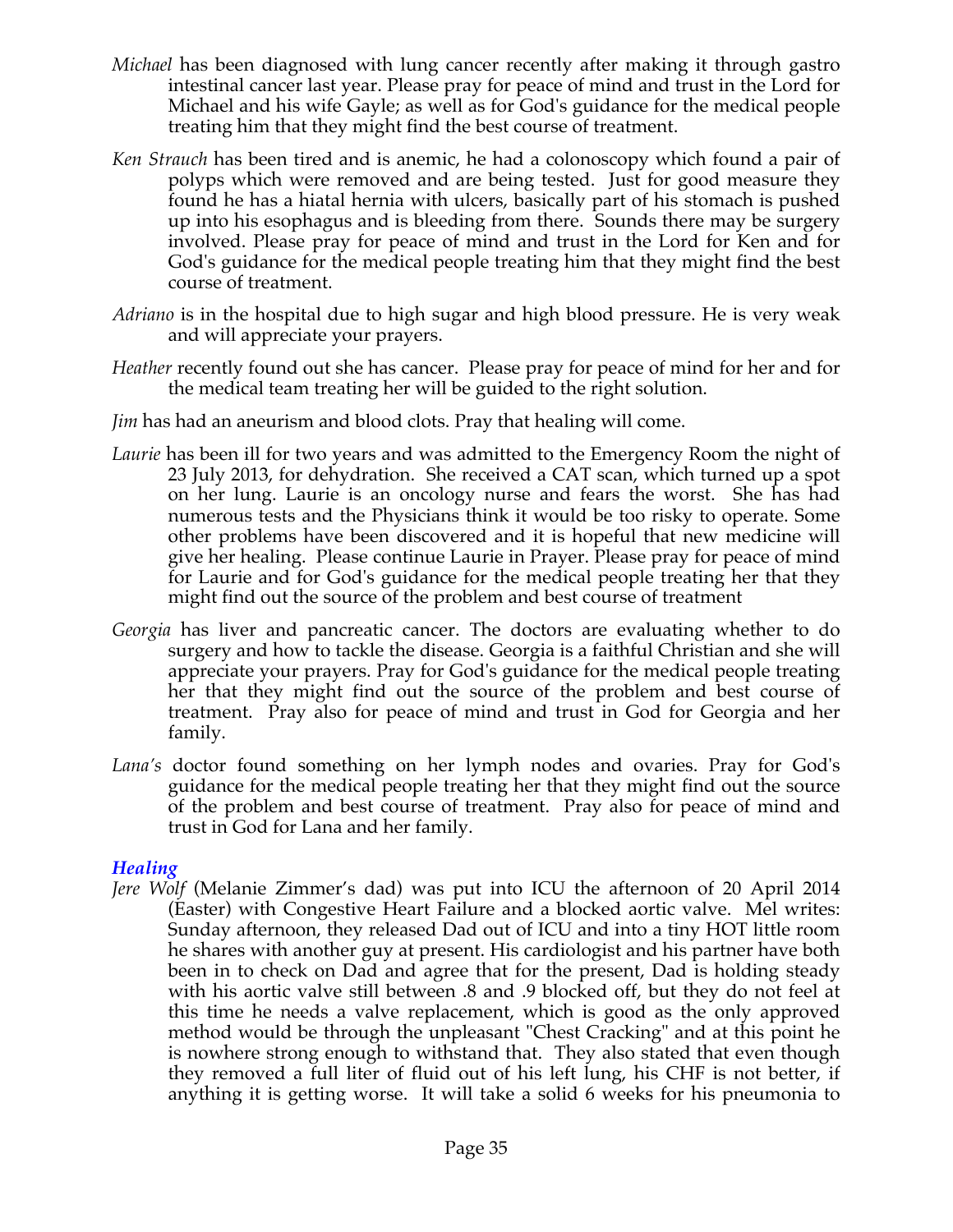*Michael* has been diagnosed with lung cancer recently after making it through gastro intestinal cancer last year. Please pray for peace of mind and trust in the Lord for Michael and his wife Gayle; as well as for God's guidance for the medical people treating him that they might find the best course of treatment.

*Ken Strauch* has been tired and is anemic, he had a colonoscopy which found a pair of polyps which were removed and are being tested. Just for good measure they found he has a hiatal hernia with ulcers, basically part of his stomach is pushed up into his esophagus and is bleeding from there. Sounds there may be surgery involved. Please pray for peace of mind and trust in the Lord for Ken and for God's guidance for the medical people treating him that they might find the best course of treatment.

*Adriano* is in the hospital due to high sugar and high blood pressure. He is very weak and will appreciate your prayers.

*Heather* recently found out she has cancer. Please pray for peace of mind for her and for the medical team treating her will be guided to the right solution.

*Jim* has had an aneurism and blood clots. Pray that healing will come.

*Laurie* has been ill for two years and was admitted to the Emergency Room the night of 23 July 2013, for dehydration. She received a CAT scan, which turned up a spot on her lung. Laurie is an oncology nurse and fears the worst. She has had numerous tests and the Physicians think it would be too risky to operate. Some other problems have been discovered and it is hopeful that new medicine will give her healing. Please continue Laurie in Prayer. Please pray for peace of mind for Laurie and for God's guidance for the medical people treating her that they might find out the source of the problem and best course of treatment

*Georgia* has liver and pancreatic cancer. The doctors are evaluating whether to do surgery and how to tackle the disease. Georgia is a faithful Christian and she will appreciate your prayers. Pray for God's guidance for the medical people treating her that they might find out the source of the problem and best course of treatment. Pray also for peace of mind and trust in God for Georgia and her family.

*Lana's* doctor found something on her lymph nodes and ovaries. Pray for God's guidance for the medical people treating her that they might find out the source of the problem and best course of treatment. Pray also for peace of mind and trust in God for Lana and her family.

### *Healing*

*Jere Wolf* (Melanie Zimmer's dad) was put into ICU the afternoon of 20 April 2014 (Easter) with Congestive Heart Failure and a blocked aortic valve. Mel writes: Sunday afternoon, they released Dad out of ICU and into a tiny HOT little room he shares with another guy at present. His cardiologist and his partner have both been in to check on Dad and agree that for the present, Dad is holding steady with his aortic valve still between .8 and .9 blocked off, but they do not feel at this time he needs a valve replacement, which is good as the only approved method would be through the unpleasant "Chest Cracking" and at this point he is nowhere strong enough to withstand that. They also stated that even though they removed a full liter of fluid out of his left lung, his CHF is not better, if anything it is getting worse. It will take a solid 6 weeks for his pneumonia to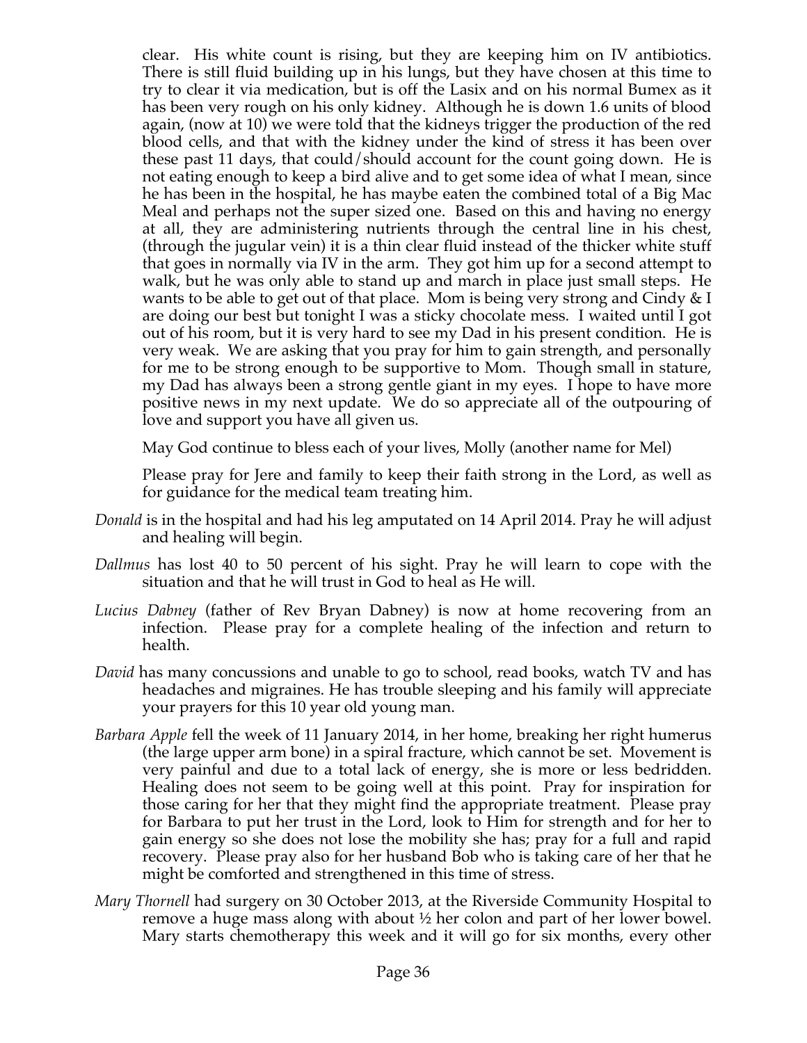clear. His white count is rising, but they are keeping him on IV antibiotics. There is still fluid building up in his lungs, but they have chosen at this time to try to clear it via medication, but is off the Lasix and on his normal Bumex as it has been very rough on his only kidney. Although he is down 1.6 units of blood again, (now at 10) we were told that the kidneys trigger the production of the red blood cells, and that with the kidney under the kind of stress it has been over these past 11 days, that could/should account for the count going down. He is not eating enough to keep a bird alive and to get some idea of what I mean, since he has been in the hospital, he has maybe eaten the combined total of a Big Mac Meal and perhaps not the super sized one. Based on this and having no energy at all, they are administering nutrients through the central line in his chest, (through the jugular vein) it is a thin clear fluid instead of the thicker white stuff that goes in normally via IV in the arm. They got him up for a second attempt to walk, but he was only able to stand up and march in place just small steps. He wants to be able to get out of that place. Mom is being very strong and Cindy & I are doing our best but tonight I was a sticky chocolate mess. I waited until I got out of his room, but it is very hard to see my Dad in his present condition. He is very weak. We are asking that you pray for him to gain strength, and personally for me to be strong enough to be supportive to Mom. Though small in stature, my Dad has always been a strong gentle giant in my eyes. I hope to have more positive news in my next update. We do so appreciate all of the outpouring of love and support you have all given us.

May God continue to bless each of your lives, Molly (another name for Mel)

Please pray for Jere and family to keep their faith strong in the Lord, as well as for guidance for the medical team treating him.

- *Donald* is in the hospital and had his leg amputated on 14 April 2014. Pray he will adjust and healing will begin.
- *Dallmus* has lost 40 to 50 percent of his sight. Pray he will learn to cope with the situation and that he will trust in God to heal as He will.
- *Lucius Dabney* (father of Rev Bryan Dabney) is now at home recovering from an infection. Please pray for a complete healing of the infection and return to health.
- *David* has many concussions and unable to go to school, read books, watch TV and has headaches and migraines. He has trouble sleeping and his family will appreciate your prayers for this 10 year old young man.
- *Barbara Apple* fell the week of 11 January 2014, in her home, breaking her right humerus (the large upper arm bone) in a spiral fracture, which cannot be set. Movement is very painful and due to a total lack of energy, she is more or less bedridden. Healing does not seem to be going well at this point. Pray for inspiration for those caring for her that they might find the appropriate treatment. Please pray for Barbara to put her trust in the Lord, look to Him for strength and for her to gain energy so she does not lose the mobility she has; pray for a full and rapid recovery. Please pray also for her husband Bob who is taking care of her that he might be comforted and strengthened in this time of stress.
- *Mary Thornell* had surgery on 30 October 2013, at the Riverside Community Hospital to remove a huge mass along with about ½ her colon and part of her lower bowel. Mary starts chemotherapy this week and it will go for six months, every other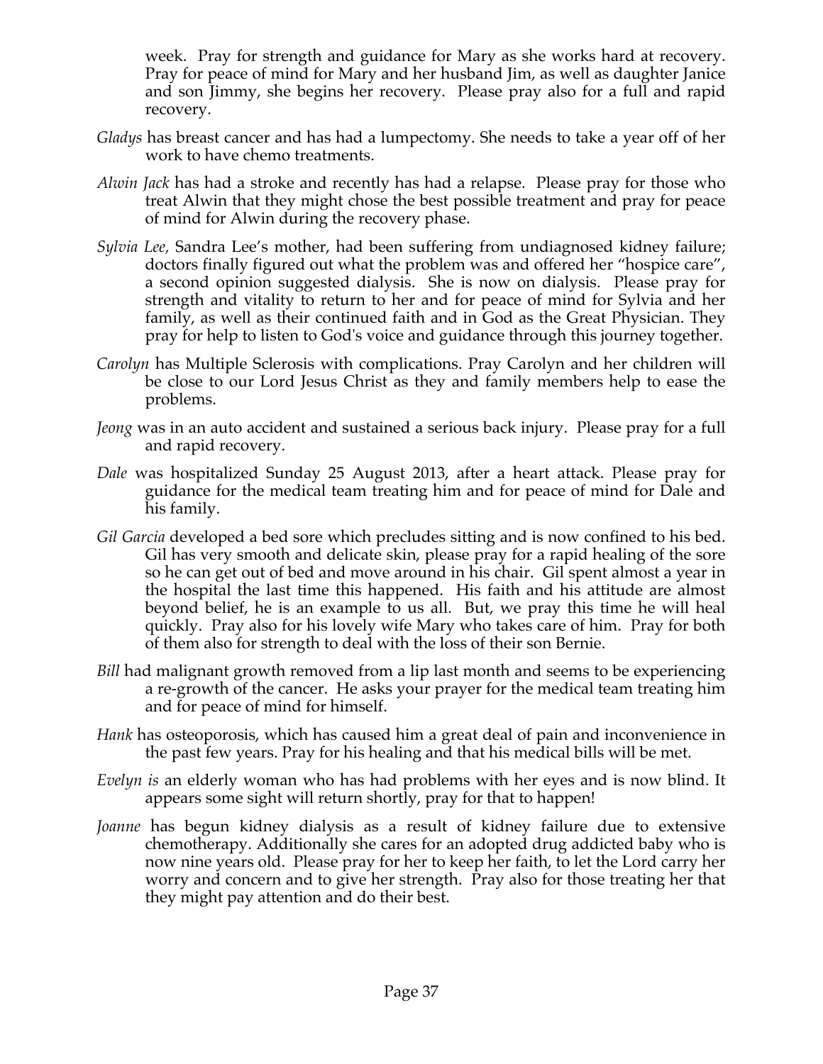week. Pray for strength and guidance for Mary as she works hard at recovery. Pray for peace of mind for Mary and her husband Jim, as well as daughter Janice and son Jimmy, she begins her recovery. Please pray also for a full and rapid recovery.

*Gladys* has breast cancer and has had a lumpectomy. She needs to take a year off of her work to have chemo treatments.

*Alwin Jack* has had a stroke and recently has had a relapse. Please pray for those who treat Alwin that they might chose the best possible treatment and pray for peace of mind for Alwin during the recovery phase.

*Sylvia Lee,* Sandra Lee's mother, had been suffering from undiagnosed kidney failure; doctors finally figured out what the problem was and offered her "hospice care", a second opinion suggested dialysis. She is now on dialysis. Please pray for strength and vitality to return to her and for peace of mind for Sylvia and her family, as well as their continued faith and in God as the Great Physician. They pray for help to listen to God's voice and guidance through this journey together.

*Carolyn* has Multiple Sclerosis with complications. Pray Carolyn and her children will be close to our Lord Jesus Christ as they and family members help to ease the problems.

*Jeong* was in an auto accident and sustained a serious back injury. Please pray for a full and rapid recovery.

*Dale* was hospitalized Sunday 25 August 2013, after a heart attack. Please pray for guidance for the medical team treating him and for peace of mind for Dale and his family.

*Gil Garcia* developed a bed sore which precludes sitting and is now confined to his bed. Gil has very smooth and delicate skin, please pray for a rapid healing of the sore so he can get out of bed and move around in his chair. Gil spent almost a year in the hospital the last time this happened. His faith and his attitude are almost beyond belief, he is an example to us all. But, we pray this time he will heal quickly. Pray also for his lovely wife Mary who takes care of him. Pray for both of them also for strength to deal with the loss of their son Bernie.

*Bill* had malignant growth removed from a lip last month and seems to be experiencing a re-growth of the cancer. He asks your prayer for the medical team treating him and for peace of mind for himself.

*Hank* has osteoporosis, which has caused him a great deal of pain and inconvenience in the past few years. Pray for his healing and that his medical bills will be met.

*Evelyn is* an elderly woman who has had problems with her eyes and is now blind. It appears some sight will return shortly, pray for that to happen!

*Joanne* has begun kidney dialysis as a result of kidney failure due to extensive chemotherapy. Additionally she cares for an adopted drug addicted baby who is now nine years old. Please pray for her to keep her faith, to let the Lord carry her worry and concern and to give her strength. Pray also for those treating her that they might pay attention and do their best.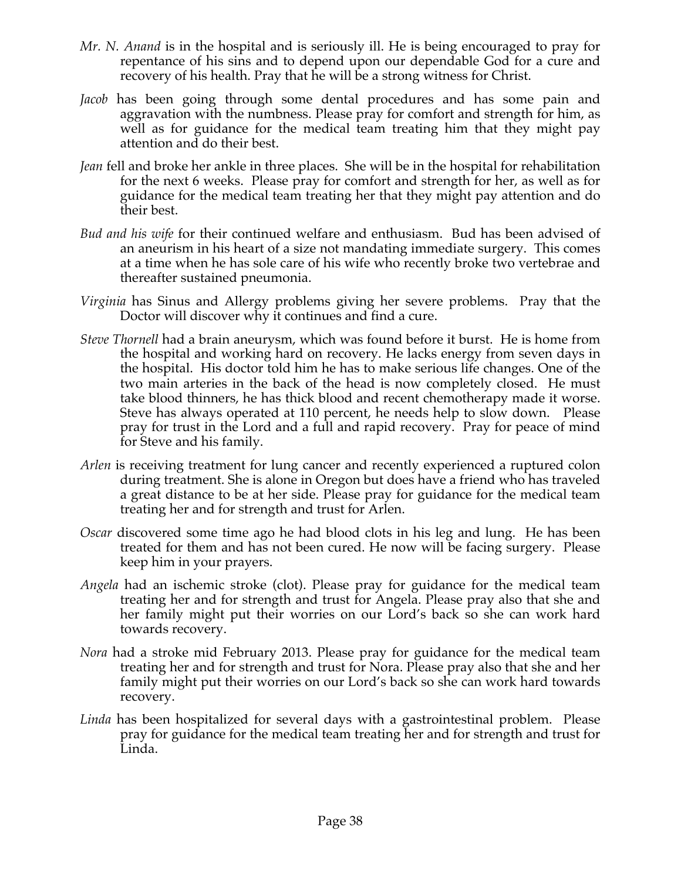*Mr. N. Anand* is in the hospital and is seriously ill. He is being encouraged to pray for repentance of his sins and to depend upon our dependable God for a cure and recovery of his health. Pray that he will be a strong witness for Christ.

*Jacob* has been going through some dental procedures and has some pain and aggravation with the numbness. Please pray for comfort and strength for him, as well as for guidance for the medical team treating him that they might pay attention and do their best.

*Jean* fell and broke her ankle in three places. She will be in the hospital for rehabilitation for the next 6 weeks. Please pray for comfort and strength for her, as well as for guidance for the medical team treating her that they might pay attention and do their best.

*Bud and his wife* for their continued welfare and enthusiasm. Bud has been advised of an aneurism in his heart of a size not mandating immediate surgery. This comes at a time when he has sole care of his wife who recently broke two vertebrae and thereafter sustained pneumonia.

*Virginia* has Sinus and Allergy problems giving her severe problems. Pray that the Doctor will discover why it continues and find a cure.

*Steve Thornell* had a brain aneurysm, which was found before it burst. He is home from the hospital and working hard on recovery. He lacks energy from seven days in the hospital. His doctor told him he has to make serious life changes. One of the two main arteries in the back of the head is now completely closed. He must take blood thinners, he has thick blood and recent chemotherapy made it worse. Steve has always operated at 110 percent, he needs help to slow down. Please pray for trust in the Lord and a full and rapid recovery. Pray for peace of mind for Steve and his family.

*Arlen* is receiving treatment for lung cancer and recently experienced a ruptured colon during treatment. She is alone in Oregon but does have a friend who has traveled a great distance to be at her side. Please pray for guidance for the medical team treating her and for strength and trust for Arlen.

*Oscar* discovered some time ago he had blood clots in his leg and lung. He has been treated for them and has not been cured. He now will be facing surgery. Please keep him in your prayers.

*Angela* had an ischemic stroke (clot). Please pray for guidance for the medical team treating her and for strength and trust for Angela. Please pray also that she and her family might put their worries on our Lord's back so she can work hard towards recovery.

*Nora* had a stroke mid February 2013. Please pray for guidance for the medical team treating her and for strength and trust for Nora. Please pray also that she and her family might put their worries on our Lord's back so she can work hard towards recovery.

*Linda* has been hospitalized for several days with a gastrointestinal problem. Please pray for guidance for the medical team treating her and for strength and trust for Linda.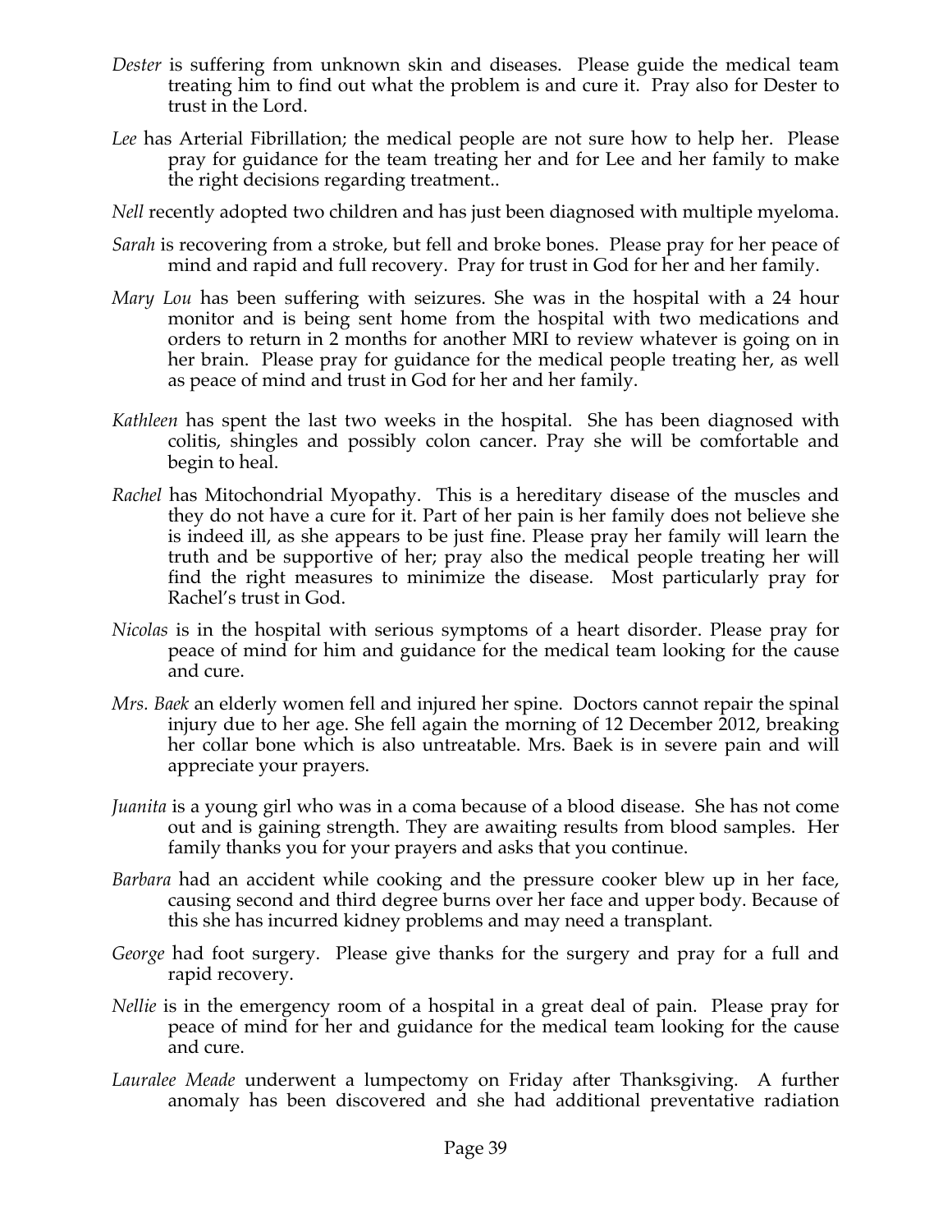*Dester* is suffering from unknown skin and diseases. Please guide the medical team treating him to find out what the problem is and cure it. Pray also for Dester to trust in the Lord.

*Lee* has Arterial Fibrillation; the medical people are not sure how to help her. Please pray for guidance for the team treating her and for Lee and her family to make the right decisions regarding treatment..

*Nell* recently adopted two children and has just been diagnosed with multiple myeloma.

*Sarah* is recovering from a stroke, but fell and broke bones. Please pray for her peace of mind and rapid and full recovery. Pray for trust in God for her and her family.

*Mary Lou* has been suffering with seizures. She was in the hospital with a 24 hour monitor and is being sent home from the hospital with two medications and orders to return in 2 months for another MRI to review whatever is going on in her brain. Please pray for guidance for the medical people treating her, as well as peace of mind and trust in God for her and her family.

*Kathleen* has spent the last two weeks in the hospital. She has been diagnosed with colitis, shingles and possibly colon cancer. Pray she will be comfortable and begin to heal.

*Rachel* has Mitochondrial Myopathy. This is a hereditary disease of the muscles and they do not have a cure for it. Part of her pain is her family does not believe she is indeed ill, as she appears to be just fine. Please pray her family will learn the truth and be supportive of her; pray also the medical people treating her will find the right measures to minimize the disease. Most particularly pray for Rachel's trust in God.

*Nicolas* is in the hospital with serious symptoms of a heart disorder. Please pray for peace of mind for him and guidance for the medical team looking for the cause and cure.

*Mrs. Baek* an elderly women fell and injured her spine. Doctors cannot repair the spinal injury due to her age. She fell again the morning of 12 December 2012, breaking her collar bone which is also untreatable. Mrs. Baek is in severe pain and will appreciate your prayers.

*Juanita* is a young girl who was in a coma because of a blood disease. She has not come out and is gaining strength. They are awaiting results from blood samples. Her family thanks you for your prayers and asks that you continue.

*Barbara* had an accident while cooking and the pressure cooker blew up in her face, causing second and third degree burns over her face and upper body. Because of this she has incurred kidney problems and may need a transplant.

*George* had foot surgery. Please give thanks for the surgery and pray for a full and rapid recovery.

*Nellie* is in the emergency room of a hospital in a great deal of pain. Please pray for peace of mind for her and guidance for the medical team looking for the cause and cure.

*Lauralee Meade* underwent a lumpectomy on Friday after Thanksgiving. A further anomaly has been discovered and she had additional preventative radiation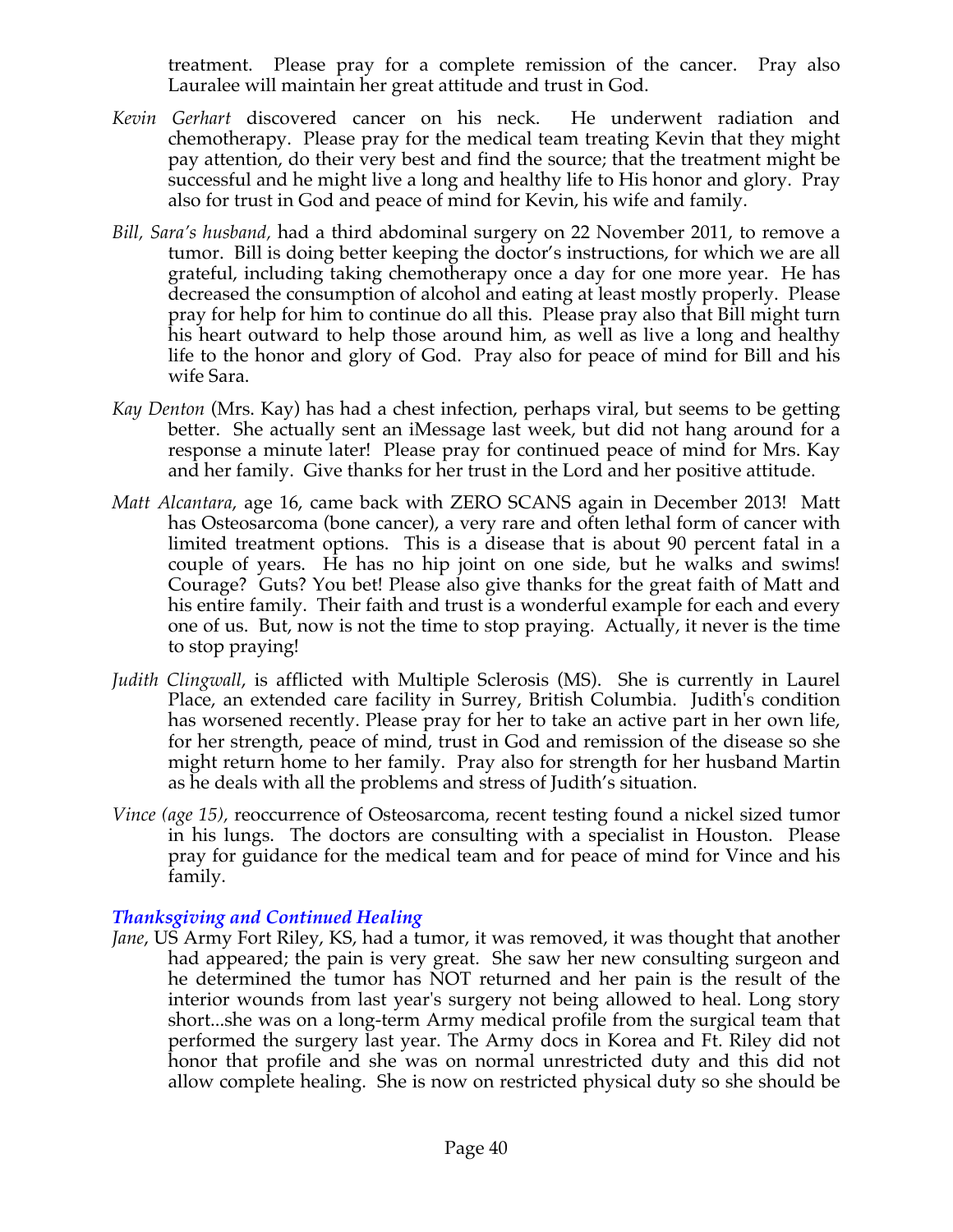treatment. Please pray for a complete remission of the cancer. Pray also Lauralee will maintain her great attitude and trust in God.

*Kevin Gerhart* discovered cancer on his neck. He underwent radiation and chemotherapy. Please pray for the medical team treating Kevin that they might pay attention, do their very best and find the source; that the treatment might be successful and he might live a long and healthy life to His honor and glory. Pray also for trust in God and peace of mind for Kevin, his wife and family.

*Bill, Sara's husband,* had a third abdominal surgery on 22 November 2011, to remove a tumor. Bill is doing better keeping the doctor's instructions, for which we are all grateful, including taking chemotherapy once a day for one more year. He has decreased the consumption of alcohol and eating at least mostly properly. Please pray for help for him to continue do all this. Please pray also that Bill might turn his heart outward to help those around him, as well as live a long and healthy life to the honor and glory of God. Pray also for peace of mind for Bill and his wife Sara.

*Kay Denton* (Mrs. Kay) has had a chest infection, perhaps viral, but seems to be getting better. She actually sent an iMessage last week, but did not hang around for a response a minute later! Please pray for continued peace of mind for Mrs. Kay and her family. Give thanks for her trust in the Lord and her positive attitude.

*Matt Alcantara*, age 16, came back with ZERO SCANS again in December 2013! Matt has Osteosarcoma (bone cancer), a very rare and often lethal form of cancer with limited treatment options. This is a disease that is about 90 percent fatal in a couple of years. He has no hip joint on one side, but he walks and swims! Courage? Guts? You bet! Please also give thanks for the great faith of Matt and his entire family. Their faith and trust is a wonderful example for each and every one of us. But, now is not the time to stop praying. Actually, it never is the time to stop praying!

*Judith Clingwall*, is afflicted with Multiple Sclerosis (MS). She is currently in Laurel Place, an extended care facility in Surrey, British Columbia. Judith's condition has worsened recently. Please pray for her to take an active part in her own life, for her strength, peace of mind, trust in God and remission of the disease so she might return home to her family. Pray also for strength for her husband Martin as he deals with all the problems and stress of Judith's situation.

*Vince (age 15),* reoccurrence of Osteosarcoma, recent testing found a nickel sized tumor in his lungs. The doctors are consulting with a specialist in Houston. Please pray for guidance for the medical team and for peace of mind for Vince and his family.

### *Thanksgiving and Continued Healing*

*Jane*, US Army Fort Riley, KS, had a tumor, it was removed, it was thought that another had appeared; the pain is very great. She saw her new consulting surgeon and he determined the tumor has NOT returned and her pain is the result of the interior wounds from last year's surgery not being allowed to heal. Long story short...she was on a long-term Army medical profile from the surgical team that performed the surgery last year. The Army docs in Korea and Ft. Riley did not honor that profile and she was on normal unrestricted duty and this did not allow complete healing. She is now on restricted physical duty so she should be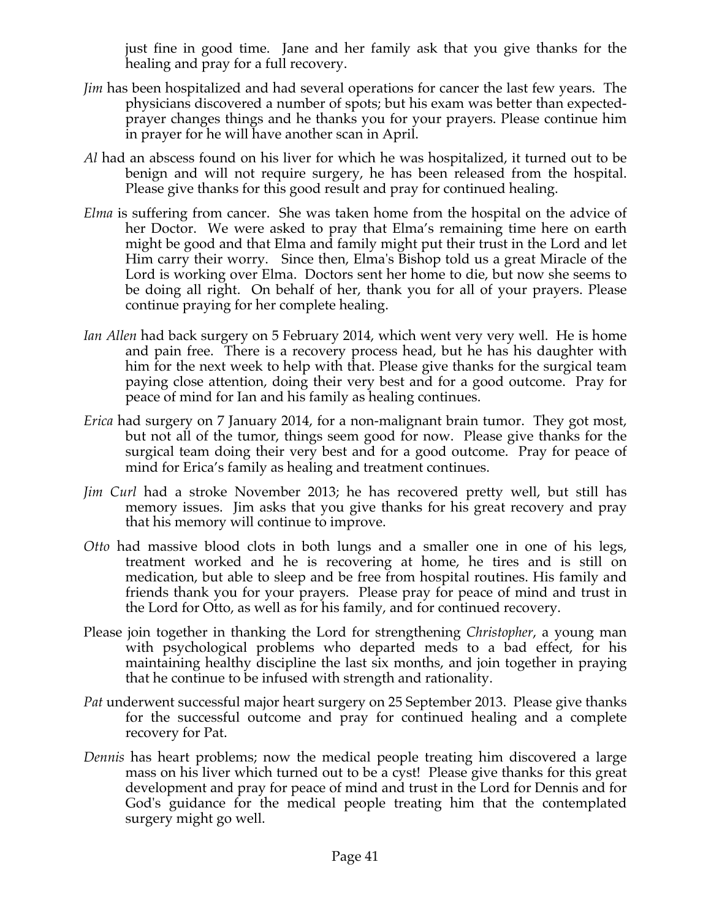just fine in good time. Jane and her family ask that you give thanks for the healing and pray for a full recovery.

*Jim* has been hospitalized and had several operations for cancer the last few years. The physicians discovered a number of spots; but his exam was better than expected-prayer changes things and he thanks you for your prayers. Please continue him in prayer for he will have another scan in April.

*Al* had an abscess found on his liver for which he was hospitalized, it turned out to be benign and will not require surgery, he has been released from the hospital. Please give thanks for this good result and pray for continued healing.

*Elma* is suffering from cancer. She was taken home from the hospital on the advice of her Doctor. We were asked to pray that Elma's remaining time here on earth might be good and that Elma and family might put their trust in the Lord and let Him carry their worry. Since then, Elma's Bishop told us a great Miracle of the Lord is working over Elma. Doctors sent her home to die, but now she seems to be doing all right. On behalf of her, thank you for all of your prayers. Please continue praying for her complete healing.

*Ian Allen* had back surgery on 5 February 2014, which went very very well. He is home and pain free. There is a recovery process head, but he has his daughter with him for the next week to help with that. Please give thanks for the surgical team paying close attention, doing their very best and for a good outcome. Pray for peace of mind for Ian and his family as healing continues.

*Erica* had surgery on 7 January 2014, for a non-malignant brain tumor. They got most, but not all of the tumor, things seem good for now. Please give thanks for the surgical team doing their very best and for a good outcome. Pray for peace of mind for Erica's family as healing and treatment continues.

*Jim Curl* had a stroke November 2013; he has recovered pretty well, but still has memory issues. Jim asks that you give thanks for his great recovery and pray that his memory will continue to improve.

*Otto* had massive blood clots in both lungs and a smaller one in one of his legs, treatment worked and he is recovering at home, he tires and is still on medication, but able to sleep and be free from hospital routines. His family and friends thank you for your prayers. Please pray for peace of mind and trust in the Lord for Otto, as well as for his family, and for continued recovery.

Please join together in thanking the Lord for strengthening *Christopher*, a young man with psychological problems who departed meds to a bad effect, for his maintaining healthy discipline the last six months, and join together in praying that he continue to be infused with strength and rationality.

*Pat* underwent successful major heart surgery on 25 September 2013. Please give thanks for the successful outcome and pray for continued healing and a complete recovery for Pat.

*Dennis* has heart problems; now the medical people treating him discovered a large mass on his liver which turned out to be a cyst! Please give thanks for this great development and pray for peace of mind and trust in the Lord for Dennis and for God's guidance for the medical people treating him that the contemplated surgery might go well.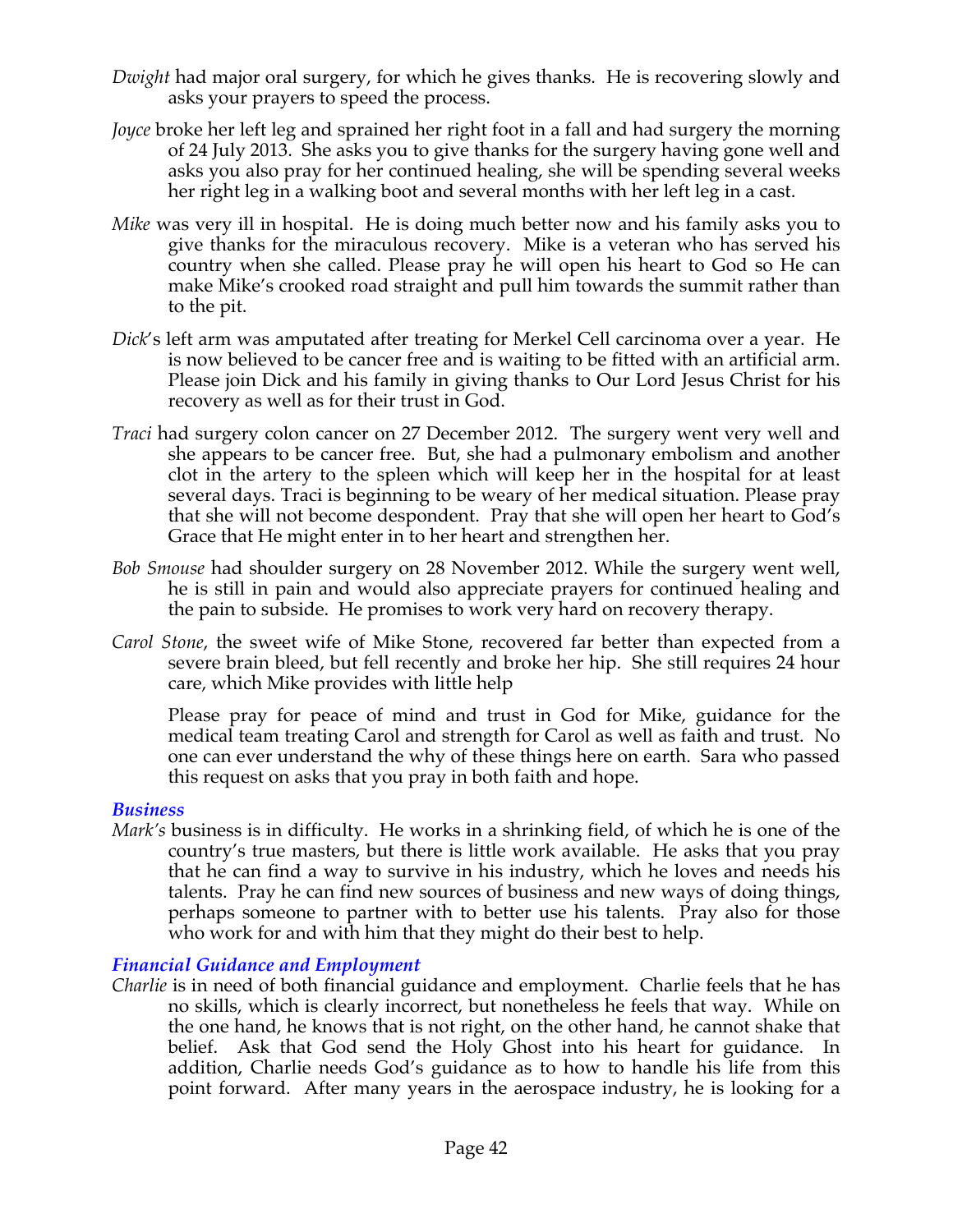*Dwight* had major oral surgery, for which he gives thanks. He is recovering slowly and asks your prayers to speed the process.

*Joyce* broke her left leg and sprained her right foot in a fall and had surgery the morning of 24 July 2013. She asks you to give thanks for the surgery having gone well and asks you also pray for her continued healing, she will be spending several weeks her right leg in a walking boot and several months with her left leg in a cast.

*Mike* was very ill in hospital. He is doing much better now and his family asks you to give thanks for the miraculous recovery. Mike is a veteran who has served his country when she called. Please pray he will open his heart to God so He can make Mike's crooked road straight and pull him towards the summit rather than to the pit.

*Dick*'s left arm was amputated after treating for Merkel Cell carcinoma over a year. He is now believed to be cancer free and is waiting to be fitted with an artificial arm. Please join Dick and his family in giving thanks to Our Lord Jesus Christ for his recovery as well as for their trust in God.

*Traci* had surgery colon cancer on 27 December 2012. The surgery went very well and she appears to be cancer free. But, she had a pulmonary embolism and another clot in the artery to the spleen which will keep her in the hospital for at least several days. Traci is beginning to be weary of her medical situation. Please pray that she will not become despondent. Pray that she will open her heart to God's Grace that He might enter in to her heart and strengthen her.

*Bob Smouse* had shoulder surgery on 28 November 2012. While the surgery went well, he is still in pain and would also appreciate prayers for continued healing and the pain to subside. He promises to work very hard on recovery therapy.

*Carol Stone*, the sweet wife of Mike Stone, recovered far better than expected from a severe brain bleed, but fell recently and broke her hip. She still requires 24 hour care, which Mike provides with little help

Please pray for peace of mind and trust in God for Mike, guidance for the medical team treating Carol and strength for Carol as well as faith and trust. No one can ever understand the why of these things here on earth. Sara who passed this request on asks that you pray in both faith and hope.

### *Business*

*Mark's* business is in difficulty. He works in a shrinking field, of which he is one of the country's true masters, but there is little work available. He asks that you pray that he can find a way to survive in his industry, which he loves and needs his talents. Pray he can find new sources of business and new ways of doing things, perhaps someone to partner with to better use his talents. Pray also for those who work for and with him that they might do their best to help.

### *Financial Guidance and Employment*

*Charlie* is in need of both financial guidance and employment. Charlie feels that he has no skills, which is clearly incorrect, but nonetheless he feels that way. While on the one hand, he knows that is not right, on the other hand, he cannot shake that belief. Ask that God send the Holy Ghost into his heart for guidance. In addition, Charlie needs God's guidance as to how to handle his life from this point forward. After many years in the aerospace industry, he is looking for a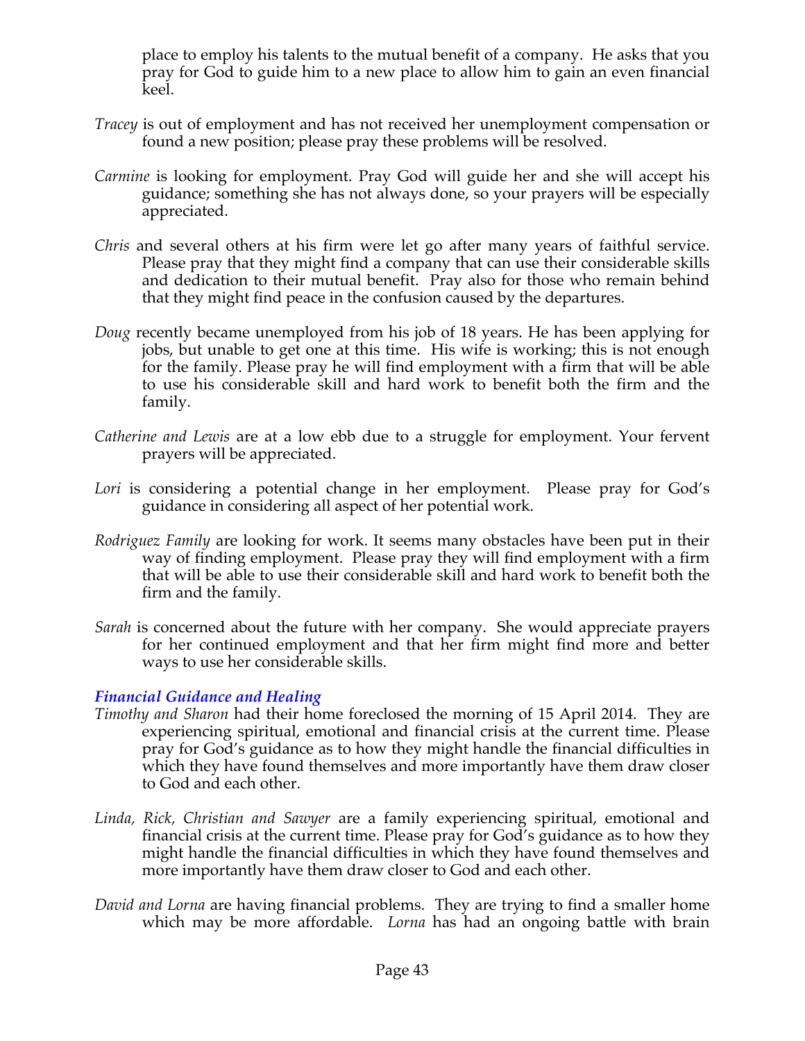place to employ his talents to the mutual benefit of a company. He asks that you pray for God to guide him to a new place to allow him to gain an even financial keel.

*Tracey* is out of employment and has not received her unemployment compensation or found a new position; please pray these problems will be resolved.

*Carmine* is looking for employment. Pray God will guide her and she will accept his guidance; something she has not always done, so your prayers will be especially appreciated.

*Chris* and several others at his firm were let go after many years of faithful service. Please pray that they might find a company that can use their considerable skills and dedication to their mutual benefit. Pray also for those who remain behind that they might find peace in the confusion caused by the departures.

*Doug* recently became unemployed from his job of 18 years. He has been applying for jobs, but unable to get one at this time. His wife is working; this is not enough for the family. Please pray he will find employment with a firm that will be able to use his considerable skill and hard work to benefit both the firm and the family.

*Catherine and Lewis* are at a low ebb due to a struggle for employment. Your fervent prayers will be appreciated.

*Lori* is considering a potential change in her employment. Please pray for God's guidance in considering all aspect of her potential work.

*Rodriguez Family* are looking for work. It seems many obstacles have been put in their way of finding employment. Please pray they will find employment with a firm that will be able to use their considerable skill and hard work to benefit both the firm and the family.

*Sarah* is concerned about the future with her company. She would appreciate prayers for her continued employment and that her firm might find more and better ways to use her considerable skills.

### *Financial Guidance and Healing*

*Timothy and Sharon* had their home foreclosed the morning of 15 April 2014. They are experiencing spiritual, emotional and financial crisis at the current time. Please pray for God's guidance as to how they might handle the financial difficulties in which they have found themselves and more importantly have them draw closer to God and each other.

*Linda, Rick, Christian and Sawyer* are a family experiencing spiritual, emotional and financial crisis at the current time. Please pray for God's guidance as to how they might handle the financial difficulties in which they have found themselves and more importantly have them draw closer to God and each other.

*David and Lorna* are having financial problems. They are trying to find a smaller home which may be more affordable. *Lorna* has had an ongoing battle with brain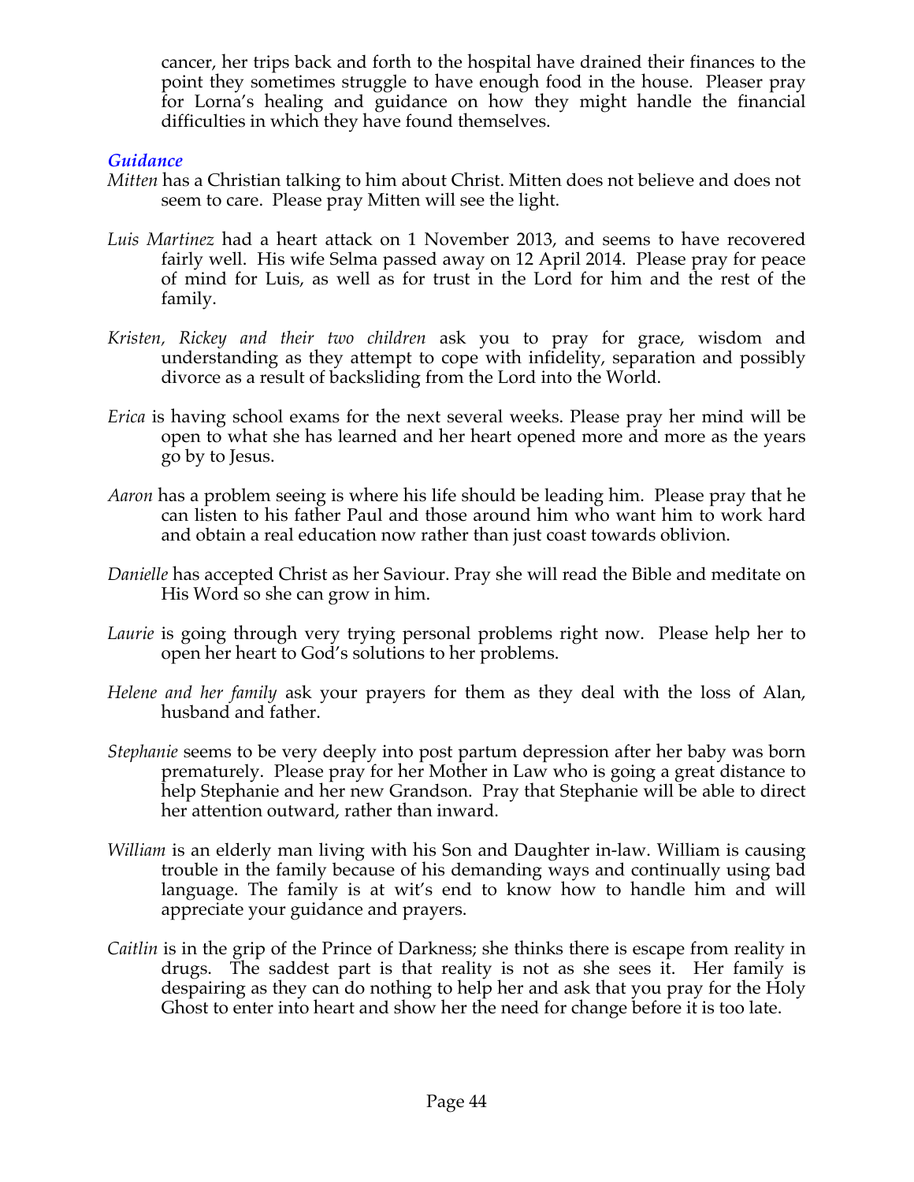cancer, her trips back and forth to the hospital have drained their finances to the point they sometimes struggle to have enough food in the house. Pleaser pray for Lorna's healing and guidance on how they might handle the financial difficulties in which they have found themselves.

### *Guidance*

*Mitten* has a Christian talking to him about Christ. Mitten does not believe and does not seem to care. Please pray Mitten will see the light.

*Luis Martinez* had a heart attack on 1 November 2013, and seems to have recovered fairly well. His wife Selma passed away on 12 April 2014. Please pray for peace of mind for Luis, as well as for trust in the Lord for him and the rest of the family.

*Kristen, Rickey and their two children* ask you to pray for grace, wisdom and understanding as they attempt to cope with infidelity, separation and possibly divorce as a result of backsliding from the Lord into the World.

*Erica* is having school exams for the next several weeks. Please pray her mind will be open to what she has learned and her heart opened more and more as the years go by to Jesus.

*Aaron* has a problem seeing is where his life should be leading him. Please pray that he can listen to his father Paul and those around him who want him to work hard and obtain a real education now rather than just coast towards oblivion.

*Danielle* has accepted Christ as her Saviour. Pray she will read the Bible and meditate on His Word so she can grow in him.

*Laurie* is going through very trying personal problems right now. Please help her to open her heart to God's solutions to her problems.

*Helene and her family* ask your prayers for them as they deal with the loss of Alan, husband and father.

*Stephanie* seems to be very deeply into post partum depression after her baby was born prematurely. Please pray for her Mother in Law who is going a great distance to help Stephanie and her new Grandson. Pray that Stephanie will be able to direct her attention outward, rather than inward.

*William* is an elderly man living with his Son and Daughter in-law. William is causing trouble in the family because of his demanding ways and continually using bad language. The family is at wit's end to know how to handle him and will appreciate your guidance and prayers.

*Caitlin* is in the grip of the Prince of Darkness; she thinks there is escape from reality in drugs. The saddest part is that reality is not as she sees it. Her family is despairing as they can do nothing to help her and ask that you pray for the Holy Ghost to enter into heart and show her the need for change before it is too late.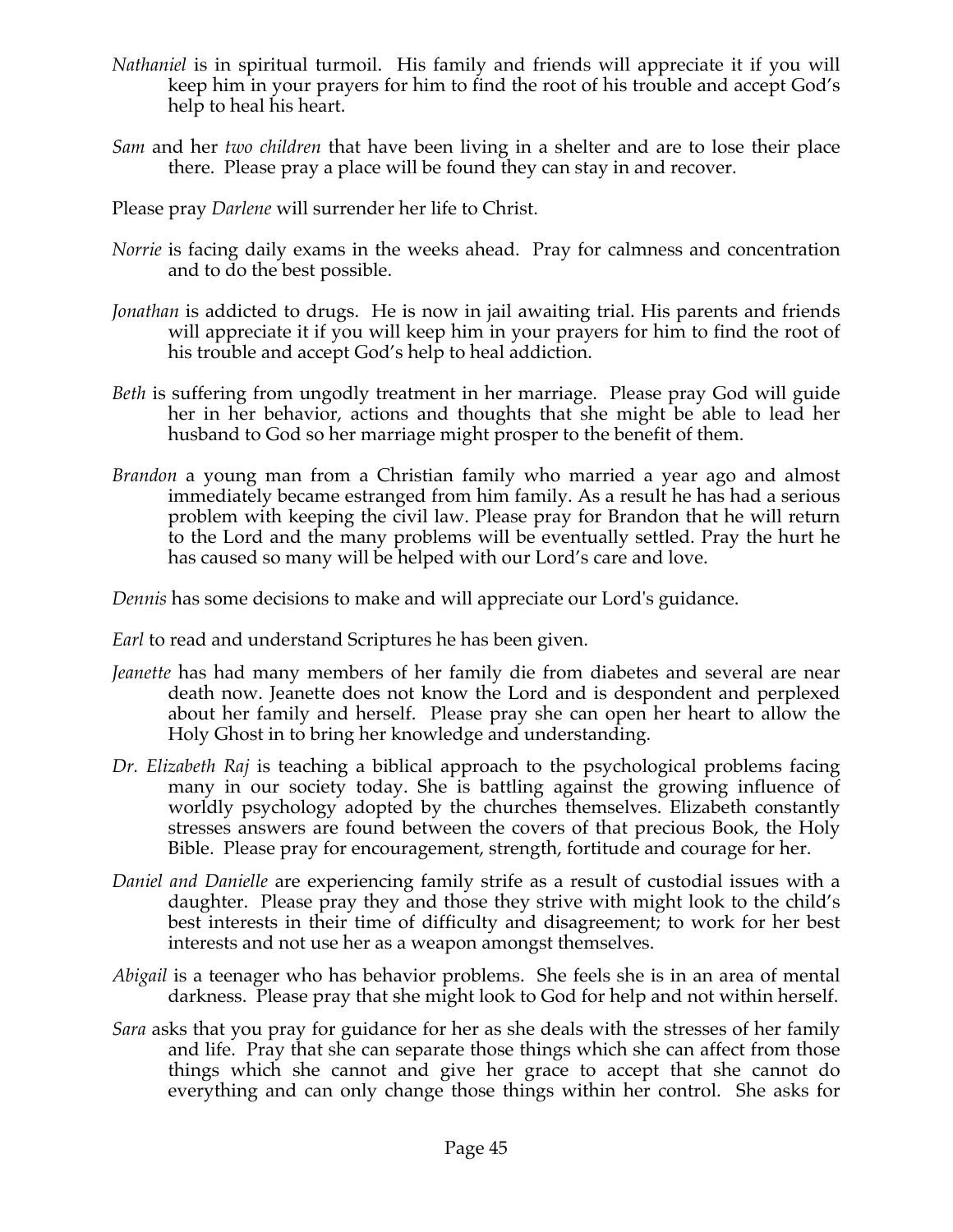*Nathaniel* is in spiritual turmoil. His family and friends will appreciate it if you will keep him in your prayers for him to find the root of his trouble and accept God's help to heal his heart.

*Sam* and her *two children* that have been living in a shelter and are to lose their place there. Please pray a place will be found they can stay in and recover.

Please pray *Darlene* will surrender her life to Christ.

*Norrie* is facing daily exams in the weeks ahead. Pray for calmness and concentration and to do the best possible.

*Jonathan* is addicted to drugs. He is now in jail awaiting trial. His parents and friends will appreciate it if you will keep him in your prayers for him to find the root of his trouble and accept God's help to heal addiction.

*Beth* is suffering from ungodly treatment in her marriage. Please pray God will guide her in her behavior, actions and thoughts that she might be able to lead her husband to God so her marriage might prosper to the benefit of them.

*Brandon* a young man from a Christian family who married a year ago and almost immediately became estranged from him family. As a result he has had a serious problem with keeping the civil law. Please pray for Brandon that he will return to the Lord and the many problems will be eventually settled. Pray the hurt he has caused so many will be helped with our Lord's care and love.

*Dennis* has some decisions to make and will appreciate our Lord's guidance.

*Earl* to read and understand Scriptures he has been given.

*Jeanette* has had many members of her family die from diabetes and several are near death now. Jeanette does not know the Lord and is despondent and perplexed about her family and herself. Please pray she can open her heart to allow the Holy Ghost in to bring her knowledge and understanding.

*Dr. Elizabeth Raj* is teaching a biblical approach to the psychological problems facing many in our society today. She is battling against the growing influence of worldly psychology adopted by the churches themselves. Elizabeth constantly stresses answers are found between the covers of that precious Book, the Holy Bible. Please pray for encouragement, strength, fortitude and courage for her.

*Daniel and Danielle* are experiencing family strife as a result of custodial issues with a daughter. Please pray they and those they strive with might look to the child's best interests in their time of difficulty and disagreement; to work for her best interests and not use her as a weapon amongst themselves.

*Abigail* is a teenager who has behavior problems. She feels she is in an area of mental darkness. Please pray that she might look to God for help and not within herself.

*Sara* asks that you pray for guidance for her as she deals with the stresses of her family and life. Pray that she can separate those things which she can affect from those things which she cannot and give her grace to accept that she cannot do everything and can only change those things within her control. She asks for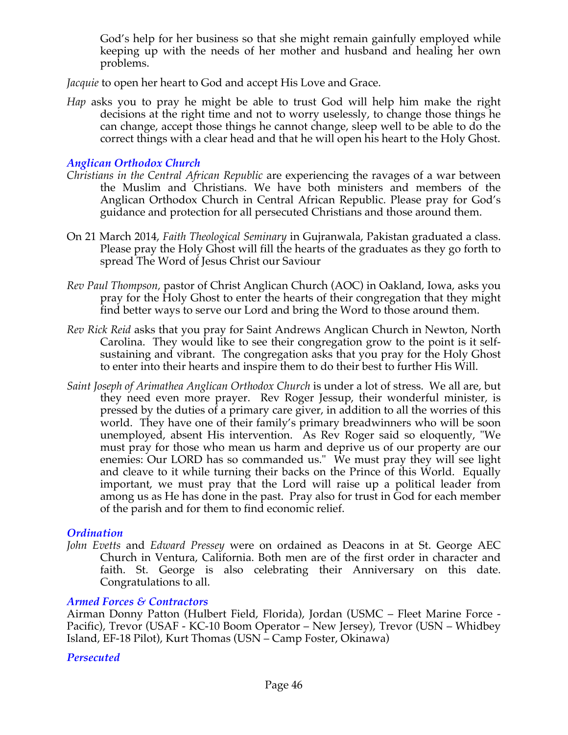God's help for her business so that she might remain gainfully employed while keeping up with the needs of her mother and husband and healing her own problems.

*Jacquie* to open her heart to God and accept His Love and Grace.

*Hap* asks you to pray he might be able to trust God will help him make the right decisions at the right time and not to worry uselessly, to change those things he can change, accept those things he cannot change, sleep well to be able to do the correct things with a clear head and that he will open his heart to the Holy Ghost.

### *Anglican Orthodox Church*

*Christians in the Central African Republic* are experiencing the ravages of a war between the Muslim and Christians. We have both ministers and members of the Anglican Orthodox Church in Central African Republic. Please pray for God's guidance and protection for all persecuted Christians and those around them.

On 21 March 2014, *Faith Theological Seminary* in Gujranwala, Pakistan graduated a class. Please pray the Holy Ghost will fill the hearts of the graduates as they go forth to spread The Word of Jesus Christ our Saviour

*Rev Paul Thompson,* pastor of Christ Anglican Church (AOC) in Oakland, Iowa, asks you pray for the Holy Ghost to enter the hearts of their congregation that they might find better ways to serve our Lord and bring the Word to those around them.

*Rev Rick Reid* asks that you pray for Saint Andrews Anglican Church in Newton, North Carolina. They would like to see their congregation grow to the point is it self-sustaining and vibrant. The congregation asks that you pray for the Holy Ghost to enter into their hearts and inspire them to do their best to further His Will.

*Saint Joseph of Arimathea Anglican Orthodox Church* is under a lot of stress. We all are, but they need even more prayer. Rev Roger Jessup, their wonderful minister, is pressed by the duties of a primary care giver, in addition to all the worries of this world. They have one of their family's primary breadwinners who will be soon unemployed, absent His intervention. As Rev Roger said so eloquently, "We must pray for those who mean us harm and deprive us of our property are our enemies: Our LORD has so commanded us." We must pray they will see light and cleave to it while turning their backs on the Prince of this World. Equally important, we must pray that the Lord will raise up a political leader from among us as He has done in the past. Pray also for trust in God for each member of the parish and for them to find economic relief.

### *Ordination*

*John Evetts* and *Edward Pressey* were on ordained as Deacons in at St. George AEC Church in Ventura, California. Both men are of the first order in character and faith. St. George is also celebrating their Anniversary on this date. Congratulations to all.

### *Armed Forces & Contractors*

Airman Donny Patton (Hulbert Field, Florida), Jordan (USMC – Fleet Marine Force - Pacific), Trevor (USAF - KC-10 Boom Operator – New Jersey), Trevor (USN – Whidbey Island, EF-18 Pilot), Kurt Thomas (USN – Camp Foster, Okinawa)

### *Persecuted*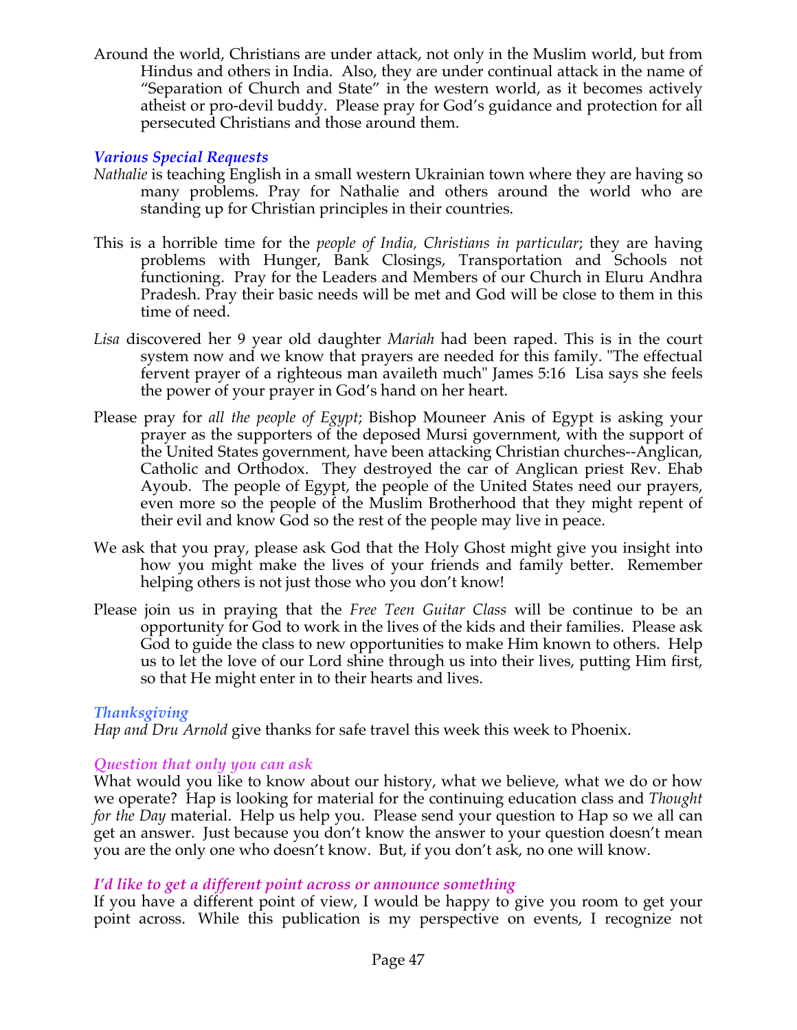Around the world, Christians are under attack, not only in the Muslim world, but from Hindus and others in India. Also, they are under continual attack in the name of "Separation of Church and State" in the western world, as it becomes actively atheist or pro-devil buddy. Please pray for God's guidance and protection for all persecuted Christians and those around them.

### *Various Special Requests*

*Nathalie* is teaching English in a small western Ukrainian town where they are having so many problems. Pray for Nathalie and others around the world who are standing up for Christian principles in their countries.

This is a horrible time for the *people of India, Christians in particular*; they are having problems with Hunger, Bank Closings, Transportation and Schools not functioning. Pray for the Leaders and Members of our Church in Eluru Andhra Pradesh. Pray their basic needs will be met and God will be close to them in this time of need.

*Lisa* discovered her 9 year old daughter *Mariah* had been raped. This is in the court system now and we know that prayers are needed for this family. "The effectual fervent prayer of a righteous man availeth much" James 5:16 Lisa says she feels the power of your prayer in God's hand on her heart.

Please pray for *all the people of Egypt*; Bishop Mouneer Anis of Egypt is asking your prayer as the supporters of the deposed Mursi government, with the support of the United States government, have been attacking Christian churches--Anglican, Catholic and Orthodox. They destroyed the car of Anglican priest Rev. Ehab Ayoub. The people of Egypt, the people of the United States need our prayers, even more so the people of the Muslim Brotherhood that they might repent of their evil and know God so the rest of the people may live in peace.

We ask that you pray, please ask God that the Holy Ghost might give you insight into how you might make the lives of your friends and family better. Remember helping others is not just those who you don't know!

Please join us in praying that the *Free Teen Guitar Class* will be continue to be an opportunity for God to work in the lives of the kids and their families. Please ask God to guide the class to new opportunities to make Him known to others. Help us to let the love of our Lord shine through us into their lives, putting Him first, so that He might enter in to their hearts and lives.

### *Thanksgiving*

*Hap and Dru Arnold* give thanks for safe travel this week this week to Phoenix.

### *Question that only you can ask*

What would you like to know about our history, what we believe, what we do or how we operate? Hap is looking for material for the continuing education class and *Thought for the Day* material. Help us help you. Please send your question to Hap so we all can get an answer. Just because you don't know the answer to your question doesn't mean you are the only one who doesn't know. But, if you don't ask, no one will know.

### *I'd like to get a different point across or announce something*

If you have a different point of view, I would be happy to give you room to get your point across. While this publication is my perspective on events, I recognize not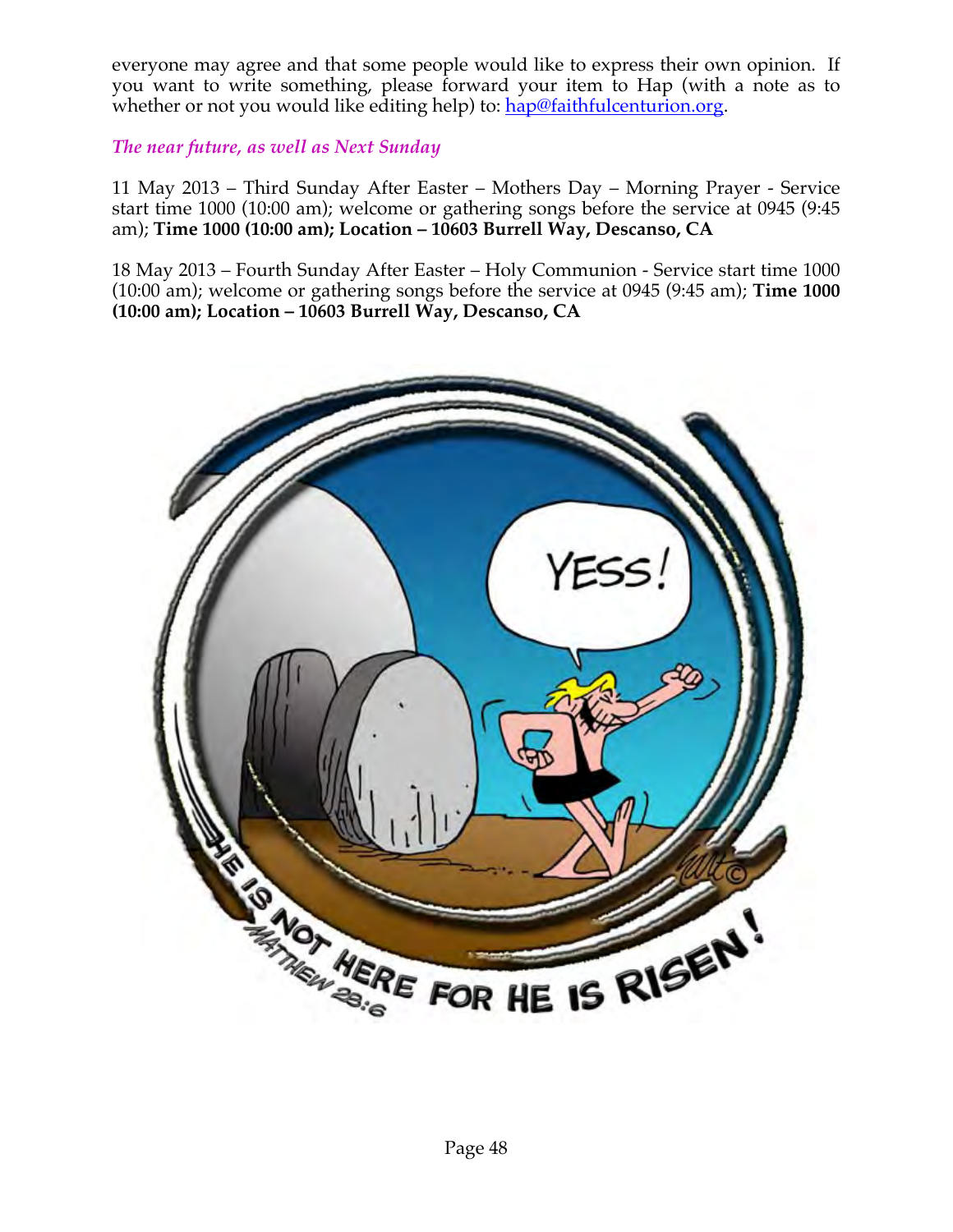everyone may agree and that some people would like to express their own opinion. If you want to write something, please forward your item to Hap (with a note as to whether or not you would like editing help) to: hap@faithfulcenturion.org.

### *The near future, as well as Next Sunday*

11 May 2013 – Third Sunday After Easter – Mothers Day – Morning Prayer - Service start time 1000 (10:00 am); welcome or gathering songs before the service at 0945 (9:45 am); **Time 1000 (10:00 am); Location – 10603 Burrell Way, Descanso, CA**

18 May 2013 – Fourth Sunday After Easter – Holy Communion - Service start time 1000 (10:00 am); welcome or gathering songs before the service at 0945 (9:45 am); **Time 1000 (10:00 am); Location – 10603 Burrell Way, Descanso, CA**